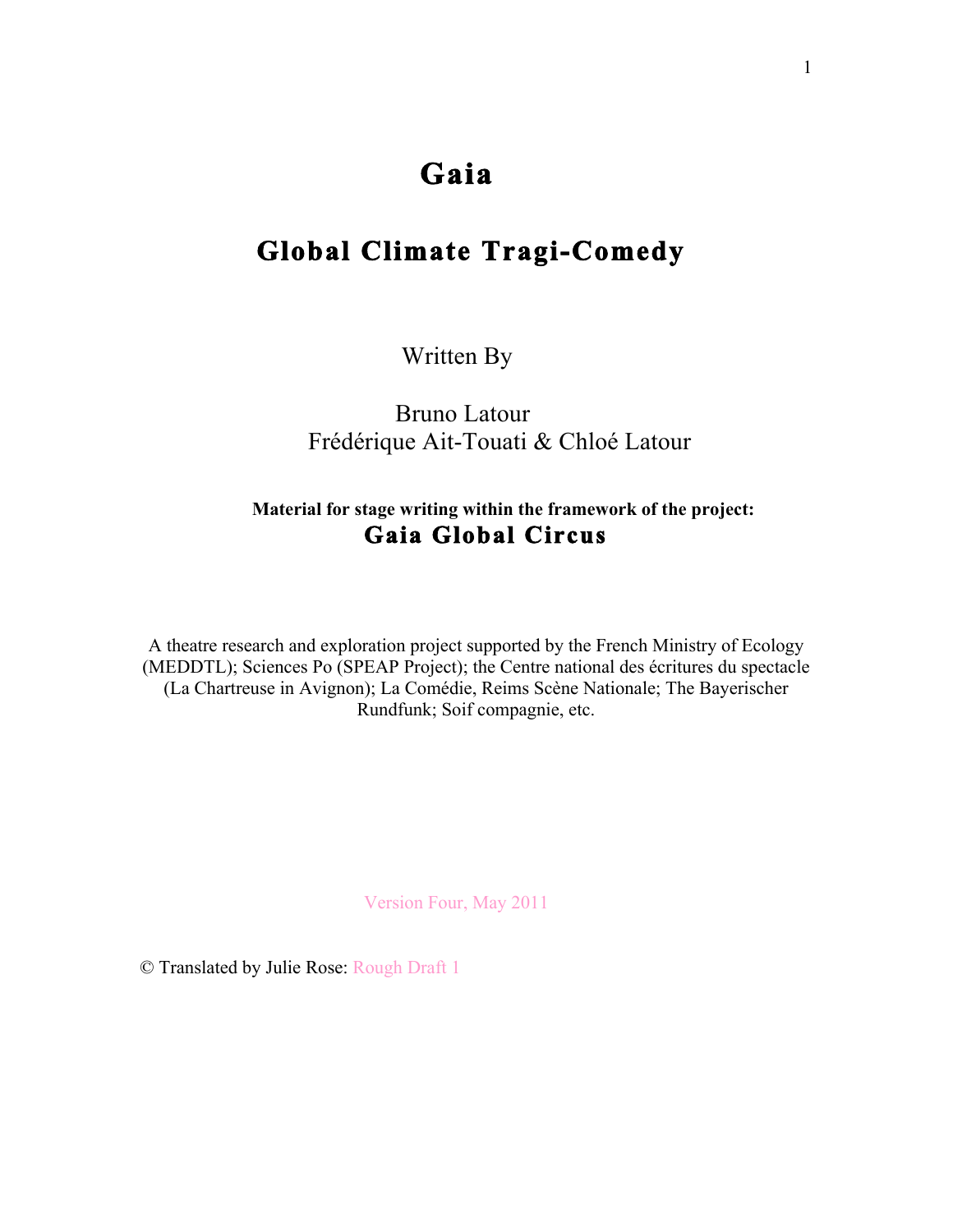# Gaia

## Global Climate Tragi-Comedy

Written By

Bruno Latour
Frédérique Ait-Touati & Chloé Latour

**Material for stage writing within the framework of the project:**
**Gaia Global Circus**

A theatre research and exploration project supported by the French Ministry of Ecology (MEDDTL); Sciences Po (SPEAP Project); the Centre national des écritures du spectacle (La Chartreuse in Avignon); La Comédie, Reims Scène Nationale; The Bayerischer Rundfunk; Soif compagnie, etc.

Version Four, May 2011

© Translated by Julie Rose: Rough Draft 1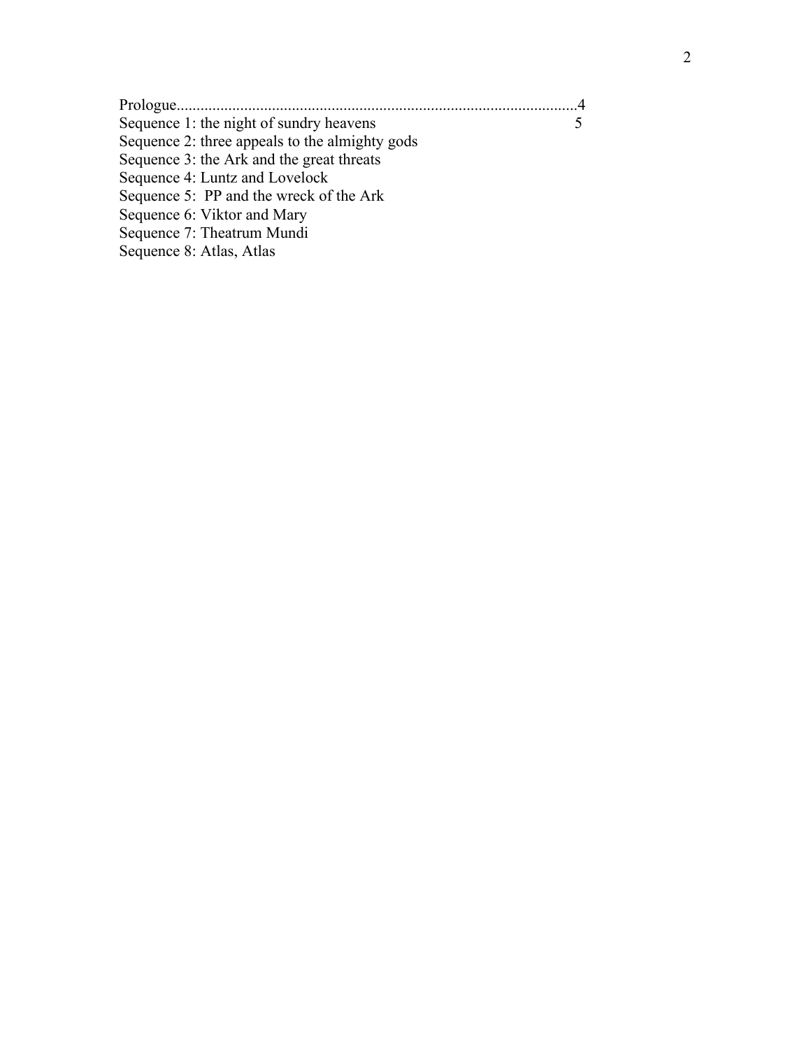Prologue.....................................................................................................4
Sequence 1: the night of sundry heavens 5
Sequence 2: three appeals to the almighty gods
Sequence 3: the Ark and the great threats
Sequence 4: Luntz and Lovelock
Sequence 5: PP and the wreck of the Ark
Sequence 6: Viktor and Mary
Sequence 7: Theatrum Mundi
Sequence 8: Atlas, Atlas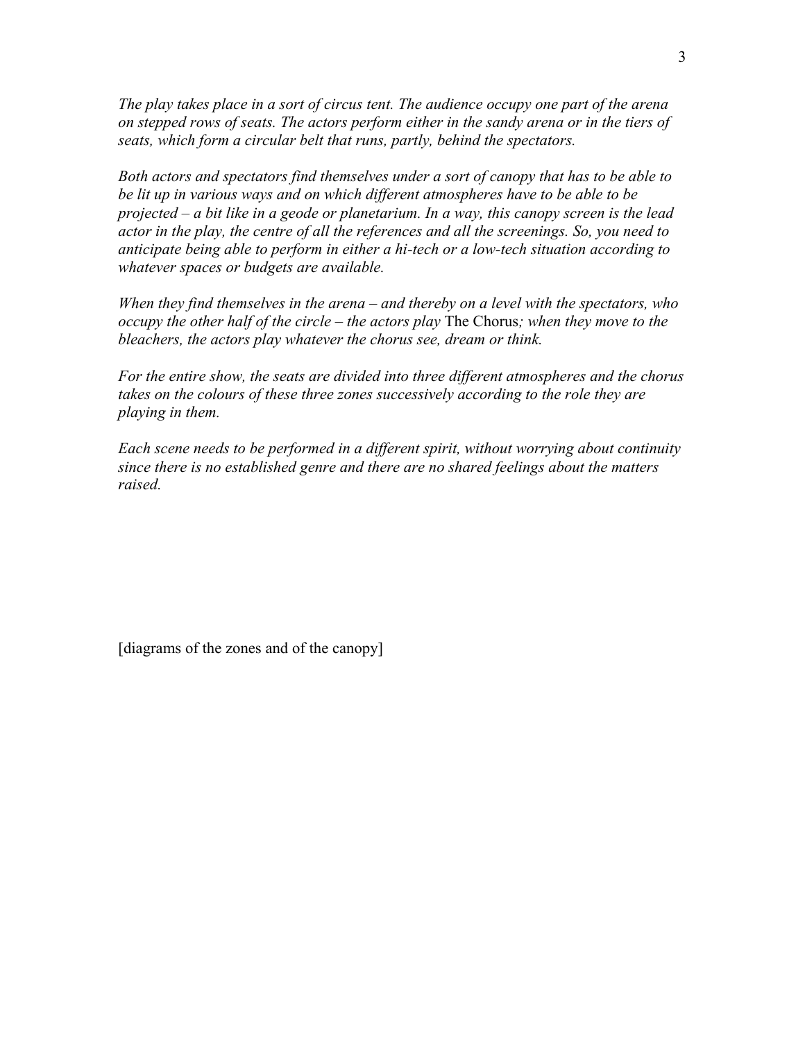*The play takes place in a sort of circus tent. The audience occupy one part of the arena on stepped rows of seats. The actors perform either in the sandy arena or in the tiers of seats, which form a circular belt that runs, partly, behind the spectators.*

*Both actors and spectators find themselves under a sort of canopy that has to be able to be lit up in various ways and on which different atmospheres have to be able to be projected – a bit like in a geode or planetarium. In a way, this canopy screen is the lead actor in the play, the centre of all the references and all the screenings. So, you need to anticipate being able to perform in either a hi-tech or a low-tech situation according to whatever spaces or budgets are available.*

*When they find themselves in the arena – and thereby on a level with the spectators, who occupy the other half of the circle – the actors play* The Chorus*; when they move to the bleachers, the actors play whatever the chorus see, dream or think.*

*For the entire show, the seats are divided into three different atmospheres and the chorus takes on the colours of these three zones successively according to the role they are playing in them.*

*Each scene needs to be performed in a different spirit, without worrying about continuity since there is no established genre and there are no shared feelings about the matters raised.*

[diagrams of the zones and of the canopy]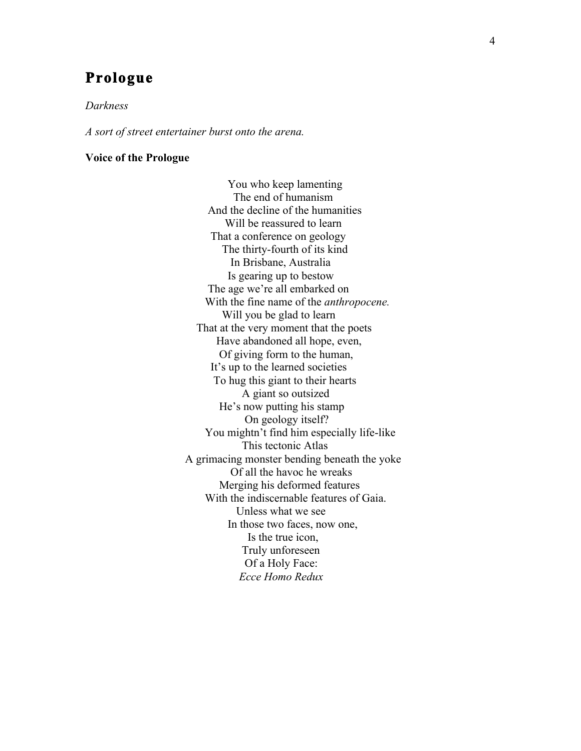# Prologue

*Darkness*

*A sort of street entertainer burst onto the arena.*

**Voice of the Prologue**

You who keep lamenting  
The end of humanism  
And the decline of the humanities  
Will be reassured to learn  
That a conference on geology  
The thirty-fourth of its kind  
In Brisbane, Australia  
Is gearing up to bestow  
The age we're all embarked on  
With the fine name of the *anthropocene.*  
Will you be glad to learn  
That at the very moment that the poets  
Have abandoned all hope, even,  
Of giving form to the human,  
It's up to the learned societies  
To hug this giant to their hearts  
A giant so outsized  
He's now putting his stamp  
On geology itself?  
You mightn't find him especially life-like  
This tectonic Atlas  
A grimacing monster bending beneath the yoke  
Of all the havoc he wreaks  
Merging his deformed features  
With the indiscernable features of Gaia.  
Unless what we see  
In those two faces, now one,  
Is the true icon,  
Truly unforeseen  
Of a Holy Face:  
*Ecce Homo Redux*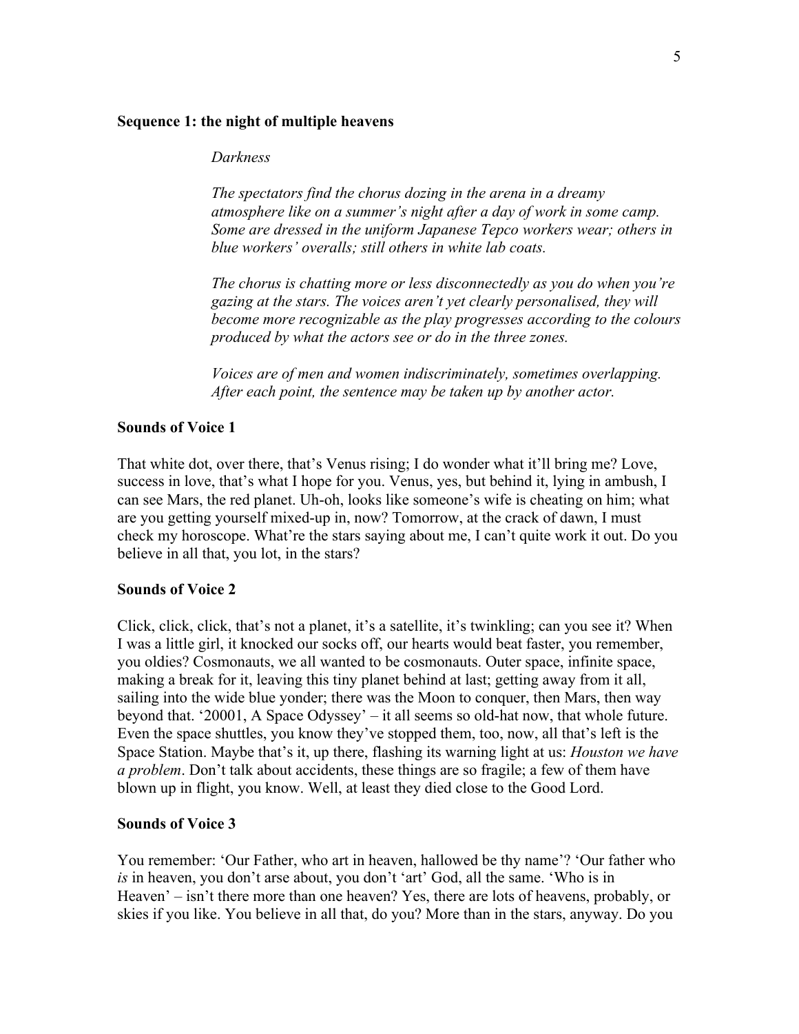**Sequence 1: the night of multiple heavens**

*Darkness*

*The spectators find the chorus dozing in the arena in a dreamy atmosphere like on a summer's night after a day of work in some camp. Some are dressed in the uniform Japanese Tepco workers wear; others in blue workers' overalls; still others in white lab coats.*

*The chorus is chatting more or less disconnectedly as you do when you're gazing at the stars. The voices aren't yet clearly personalised, they will become more recognizable as the play progresses according to the colours produced by what the actors see or do in the three zones.*

*Voices are of men and women indiscriminately, sometimes overlapping. After each point, the sentence may be taken up by another actor.*

**Sounds of Voice 1**

That white dot, over there, that's Venus rising; I do wonder what it'll bring me? Love, success in love, that's what I hope for you. Venus, yes, but behind it, lying in ambush, I can see Mars, the red planet. Uh-oh, looks like someone's wife is cheating on him; what are you getting yourself mixed-up in, now? Tomorrow, at the crack of dawn, I must check my horoscope. What're the stars saying about me, I can't quite work it out. Do you believe in all that, you lot, in the stars?

**Sounds of Voice 2**

Click, click, click, that's not a planet, it's a satellite, it's twinkling; can you see it? When I was a little girl, it knocked our socks off, our hearts would beat faster, you remember, you oldies? Cosmonauts, we all wanted to be cosmonauts. Outer space, infinite space, making a break for it, leaving this tiny planet behind at last; getting away from it all, sailing into the wide blue yonder; there was the Moon to conquer, then Mars, then way beyond that. '20001, A Space Odyssey' – it all seems so old-hat now, that whole future. Even the space shuttles, you know they've stopped them, too, now, all that's left is the Space Station. Maybe that's it, up there, flashing its warning light at us: *Houston we have a problem*. Don't talk about accidents, these things are so fragile; a few of them have blown up in flight, you know. Well, at least they died close to the Good Lord.

**Sounds of Voice 3**

You remember: 'Our Father, who art in heaven, hallowed be thy name'? 'Our father who *is* in heaven, you don't arse about, you don't 'art' God, all the same. 'Who is in Heaven' – isn't there more than one heaven? Yes, there are lots of heavens, probably, or skies if you like. You believe in all that, do you? More than in the stars, anyway. Do you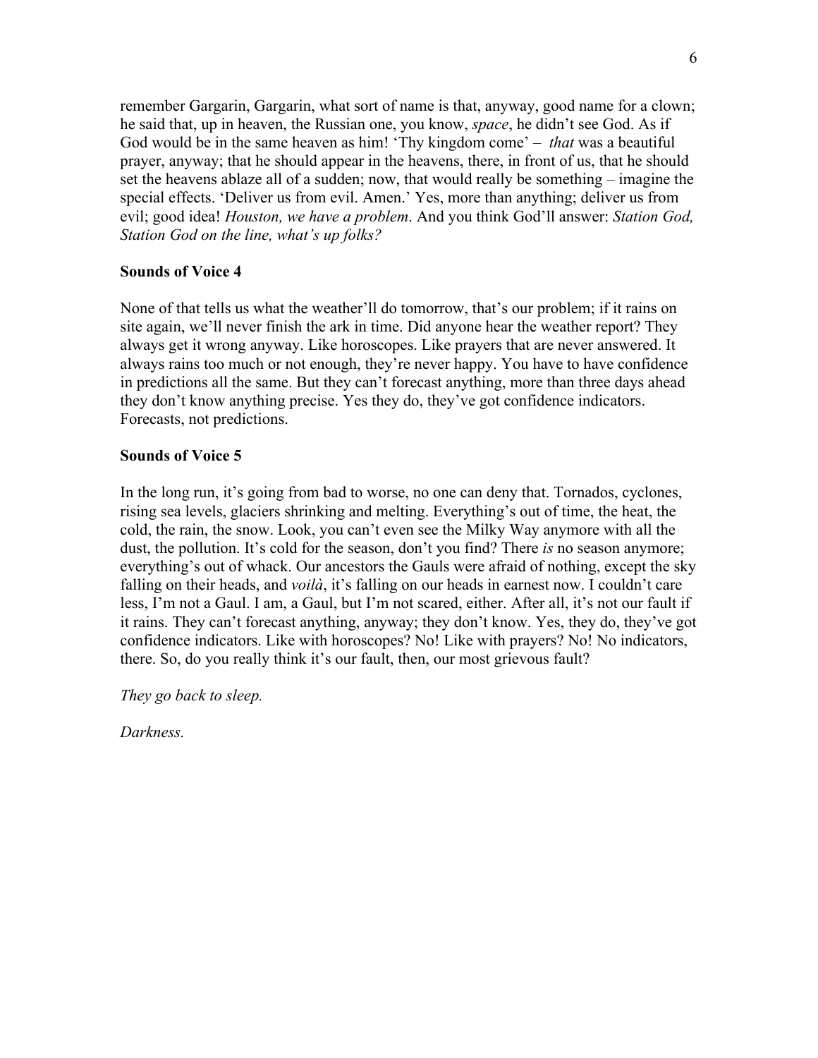remember Gargarin, Gargarin, what sort of name is that, anyway, good name for a clown; he said that, up in heaven, the Russian one, you know, *space*, he didn't see God. As if God would be in the same heaven as him! 'Thy kingdom come' – *that* was a beautiful prayer, anyway; that he should appear in the heavens, there, in front of us, that he should set the heavens ablaze all of a sudden; now, that would really be something – imagine the special effects. 'Deliver us from evil. Amen.' Yes, more than anything; deliver us from evil; good idea! *Houston, we have a problem*. And you think God'll answer: *Station God, Station God on the line, what's up folks?*

**Sounds of Voice 4**

None of that tells us what the weather'll do tomorrow, that's our problem; if it rains on site again, we'll never finish the ark in time. Did anyone hear the weather report? They always get it wrong anyway. Like horoscopes. Like prayers that are never answered. It always rains too much or not enough, they're never happy. You have to have confidence in predictions all the same. But they can't forecast anything, more than three days ahead they don't know anything precise. Yes they do, they've got confidence indicators. Forecasts, not predictions.

**Sounds of Voice 5**

In the long run, it's going from bad to worse, no one can deny that. Tornados, cyclones, rising sea levels, glaciers shrinking and melting. Everything's out of time, the heat, the cold, the rain, the snow. Look, you can't even see the Milky Way anymore with all the dust, the pollution. It's cold for the season, don't you find? There *is* no season anymore; everything's out of whack. Our ancestors the Gauls were afraid of nothing, except the sky falling on their heads, and *voilà*, it's falling on our heads in earnest now. I couldn't care less, I'm not a Gaul. I am, a Gaul, but I'm not scared, either. After all, it's not our fault if it rains. They can't forecast anything, anyway; they don't know. Yes, they do, they've got confidence indicators. Like with horoscopes? No! Like with prayers? No! No indicators, there. So, do you really think it's our fault, then, our most grievous fault?

*They go back to sleep.*

*Darkness.*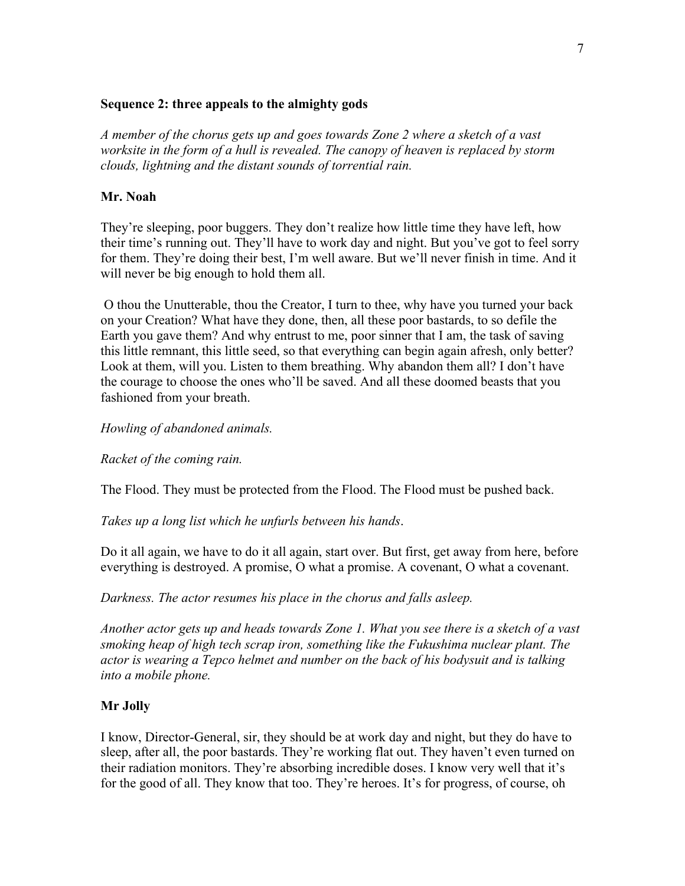**Sequence 2: three appeals to the almighty gods**

*A member of the chorus gets up and goes towards Zone 2 where a sketch of a vast worksite in the form of a hull is revealed. The canopy of heaven is replaced by storm clouds, lightning and the distant sounds of torrential rain.*

**Mr. Noah**

They're sleeping, poor buggers. They don't realize how little time they have left, how their time's running out. They'll have to work day and night. But you've got to feel sorry for them. They're doing their best, I'm well aware. But we'll never finish in time. And it will never be big enough to hold them all.

O thou the Unutterable, thou the Creator, I turn to thee, why have you turned your back on your Creation? What have they done, then, all these poor bastards, to so defile the Earth you gave them? And why entrust to me, poor sinner that I am, the task of saving this little remnant, this little seed, so that everything can begin again afresh, only better? Look at them, will you. Listen to them breathing. Why abandon them all? I don't have the courage to choose the ones who'll be saved. And all these doomed beasts that you fashioned from your breath.

*Howling of abandoned animals.*

*Racket of the coming rain.*

The Flood. They must be protected from the Flood. The Flood must be pushed back.

*Takes up a long list which he unfurls between his hands*.

Do it all again, we have to do it all again, start over. But first, get away from here, before everything is destroyed. A promise, O what a promise. A covenant, O what a covenant.

*Darkness. The actor resumes his place in the chorus and falls asleep.*

*Another actor gets up and heads towards Zone 1. What you see there is a sketch of a vast smoking heap of high tech scrap iron, something like the Fukushima nuclear plant. The actor is wearing a Tepco helmet and number on the back of his bodysuit and is talking into a mobile phone.*

**Mr Jolly**

I know, Director-General, sir, they should be at work day and night, but they do have to sleep, after all, the poor bastards. They're working flat out. They haven't even turned on their radiation monitors. They're absorbing incredible doses. I know very well that it's for the good of all. They know that too. They're heroes. It's for progress, of course, oh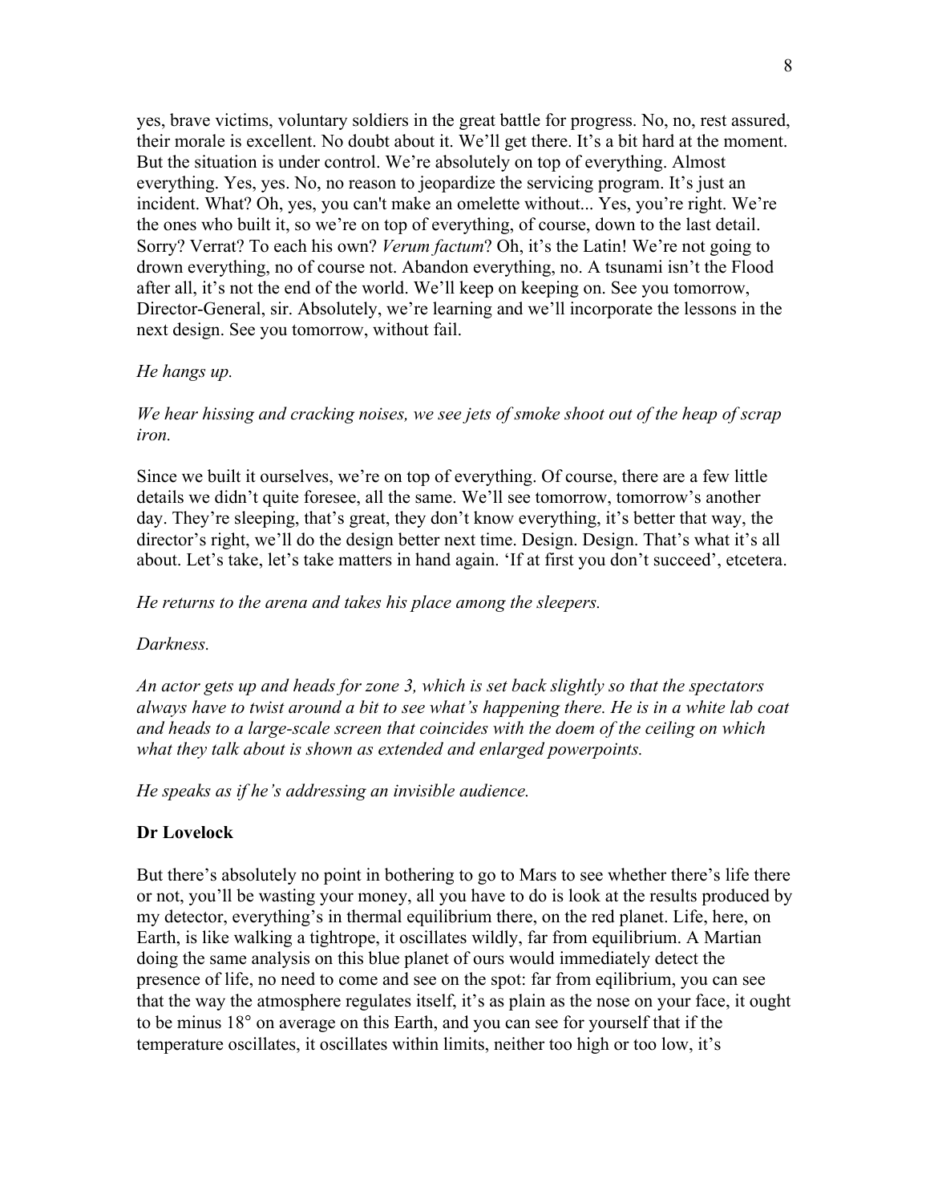yes, brave victims, voluntary soldiers in the great battle for progress. No, no, rest assured, their morale is excellent. No doubt about it. We'll get there. It's a bit hard at the moment. But the situation is under control. We're absolutely on top of everything. Almost everything. Yes, yes. No, no reason to jeopardize the servicing program. It's just an incident. What? Oh, yes, you can't make an omelette without... Yes, you're right. We're the ones who built it, so we're on top of everything, of course, down to the last detail. Sorry? Verrat? To each his own? *Verum factum*? Oh, it's the Latin! We're not going to drown everything, no of course not. Abandon everything, no. A tsunami isn't the Flood after all, it's not the end of the world. We'll keep on keeping on. See you tomorrow, Director-General, sir. Absolutely, we're learning and we'll incorporate the lessons in the next design. See you tomorrow, without fail.

*He hangs up.*

*We hear hissing and cracking noises, we see jets of smoke shoot out of the heap of scrap iron.*

Since we built it ourselves, we're on top of everything. Of course, there are a few little details we didn't quite foresee, all the same. We'll see tomorrow, tomorrow's another day. They're sleeping, that's great, they don't know everything, it's better that way, the director's right, we'll do the design better next time. Design. Design. That's what it's all about. Let's take, let's take matters in hand again. 'If at first you don't succeed', etcetera.

*He returns to the arena and takes his place among the sleepers.*

*Darkness.*

*An actor gets up and heads for zone 3, which is set back slightly so that the spectators always have to twist around a bit to see what's happening there. He is in a white lab coat and heads to a large-scale screen that coincides with the doem of the ceiling on which what they talk about is shown as extended and enlarged powerpoints.*

*He speaks as if he's addressing an invisible audience.*

**Dr Lovelock**

But there's absolutely no point in bothering to go to Mars to see whether there's life there or not, you'll be wasting your money, all you have to do is look at the results produced by my detector, everything's in thermal equilibrium there, on the red planet. Life, here, on Earth, is like walking a tightrope, it oscillates wildly, far from equilibrium. A Martian doing the same analysis on this blue planet of ours would immediately detect the presence of life, no need to come and see on the spot: far from eqilibrium, you can see that the way the atmosphere regulates itself, it's as plain as the nose on your face, it ought to be minus 18° on average on this Earth, and you can see for yourself that if the temperature oscillates, it oscillates within limits, neither too high or too low, it's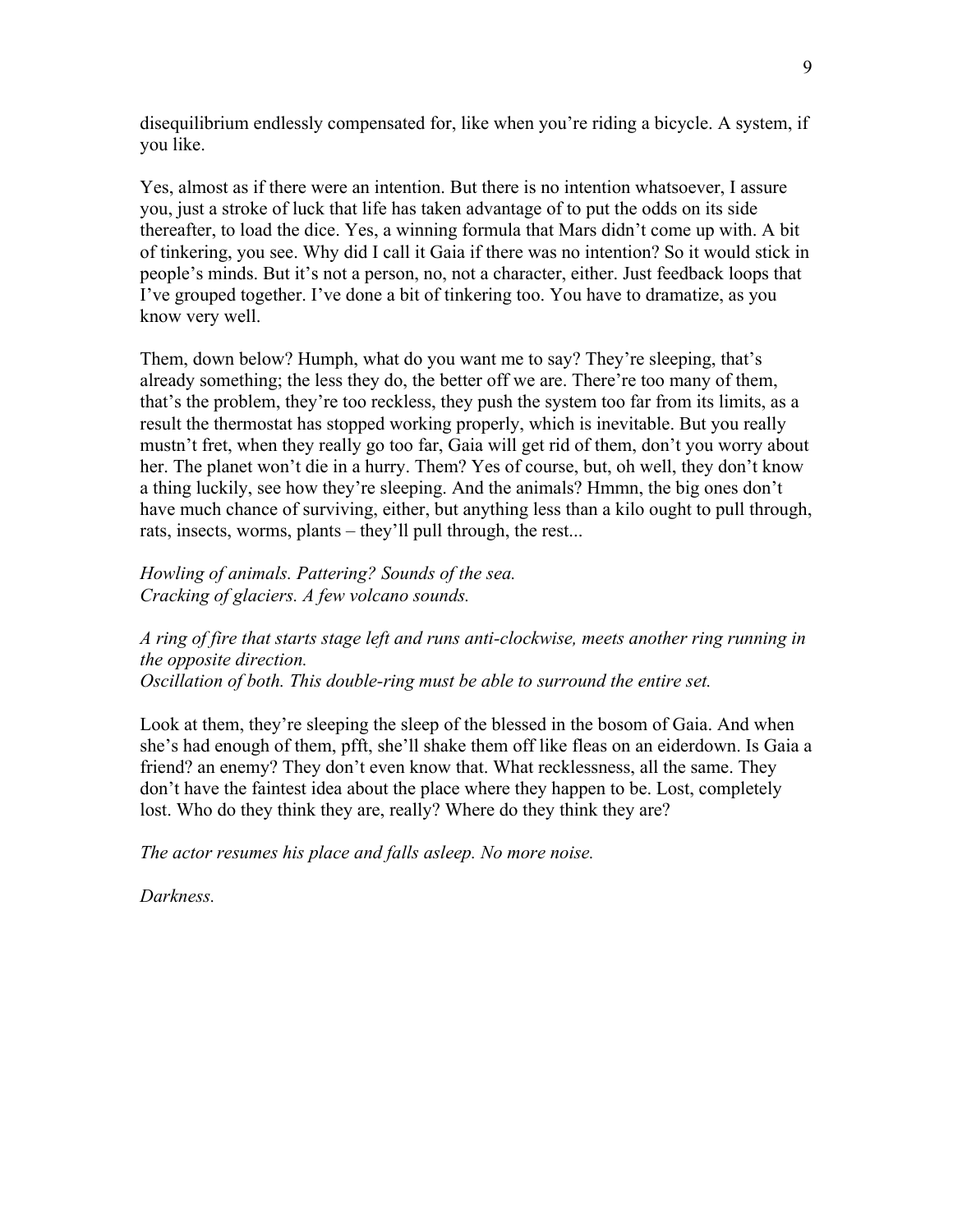disequilibrium endlessly compensated for, like when you're riding a bicycle. A system, if you like.

Yes, almost as if there were an intention. But there is no intention whatsoever, I assure you, just a stroke of luck that life has taken advantage of to put the odds on its side thereafter, to load the dice. Yes, a winning formula that Mars didn't come up with. A bit of tinkering, you see. Why did I call it Gaia if there was no intention? So it would stick in people's minds. But it's not a person, no, not a character, either. Just feedback loops that I've grouped together. I've done a bit of tinkering too. You have to dramatize, as you know very well.

Them, down below? Humph, what do you want me to say? They're sleeping, that's already something; the less they do, the better off we are. There're too many of them, that's the problem, they're too reckless, they push the system too far from its limits, as a result the thermostat has stopped working properly, which is inevitable. But you really mustn't fret, when they really go too far, Gaia will get rid of them, don't you worry about her. The planet won't die in a hurry. Them? Yes of course, but, oh well, they don't know a thing luckily, see how they're sleeping. And the animals? Hmmn, the big ones don't have much chance of surviving, either, but anything less than a kilo ought to pull through, rats, insects, worms, plants – they'll pull through, the rest...

*Howling of animals. Pattering? Sounds of the sea.*
*Cracking of glaciers. A few volcano sounds.*

*A ring of fire that starts stage left and runs anti-clockwise, meets another ring running in the opposite direction.*
*Oscillation of both. This double-ring must be able to surround the entire set.*

Look at them, they're sleeping the sleep of the blessed in the bosom of Gaia. And when she's had enough of them, pfft, she'll shake them off like fleas on an eiderdown. Is Gaia a friend? an enemy? They don't even know that. What recklessness, all the same. They don't have the faintest idea about the place where they happen to be. Lost, completely lost. Who do they think they are, really? Where do they think they are?

*The actor resumes his place and falls asleep. No more noise.*

*Darkness.*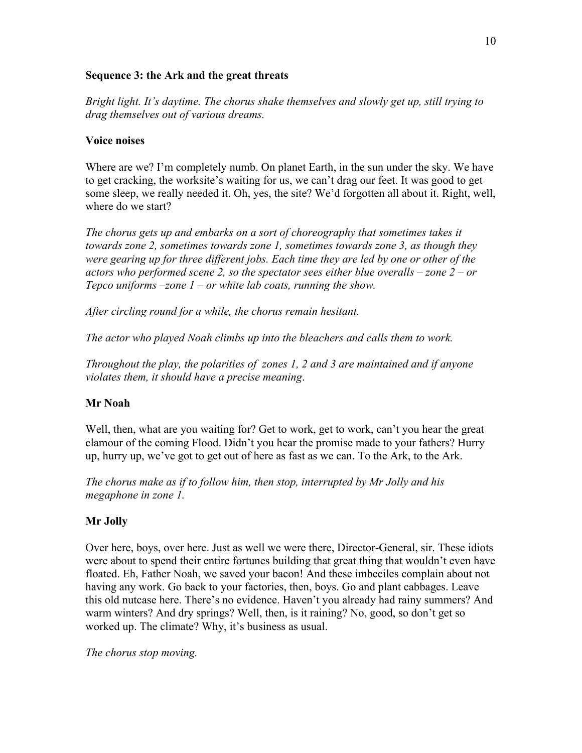**Sequence 3: the Ark and the great threats**

*Bright light. It's daytime. The chorus shake themselves and slowly get up, still trying to drag themselves out of various dreams.*

**Voice noises**

Where are we? I'm completely numb. On planet Earth, in the sun under the sky. We have to get cracking, the worksite's waiting for us, we can't drag our feet. It was good to get some sleep, we really needed it. Oh, yes, the site? We'd forgotten all about it. Right, well, where do we start?

*The chorus gets up and embarks on a sort of choreography that sometimes takes it towards zone 2, sometimes towards zone 1, sometimes towards zone 3, as though they were gearing up for three different jobs. Each time they are led by one or other of the actors who performed scene 2, so the spectator sees either blue overalls – zone 2 – or Tepco uniforms –zone 1 – or white lab coats, running the show.*

*After circling round for a while, the chorus remain hesitant.*

*The actor who played Noah climbs up into the bleachers and calls them to work.*

*Throughout the play, the polarities of zones 1, 2 and 3 are maintained and if anyone violates them, it should have a precise meaning.*

**Mr Noah**

Well, then, what are you waiting for? Get to work, get to work, can't you hear the great clamour of the coming Flood. Didn't you hear the promise made to your fathers? Hurry up, hurry up, we've got to get out of here as fast as we can. To the Ark, to the Ark.

*The chorus make as if to follow him, then stop, interrupted by Mr Jolly and his megaphone in zone 1.*

**Mr Jolly**

Over here, boys, over here. Just as well we were there, Director-General, sir. These idiots were about to spend their entire fortunes building that great thing that wouldn't even have floated. Eh, Father Noah, we saved your bacon! And these imbeciles complain about not having any work. Go back to your factories, then, boys. Go and plant cabbages. Leave this old nutcase here. There's no evidence. Haven't you already had rainy summers? And warm winters? And dry springs? Well, then, is it raining? No, good, so don't get so worked up. The climate? Why, it's business as usual.

*The chorus stop moving.*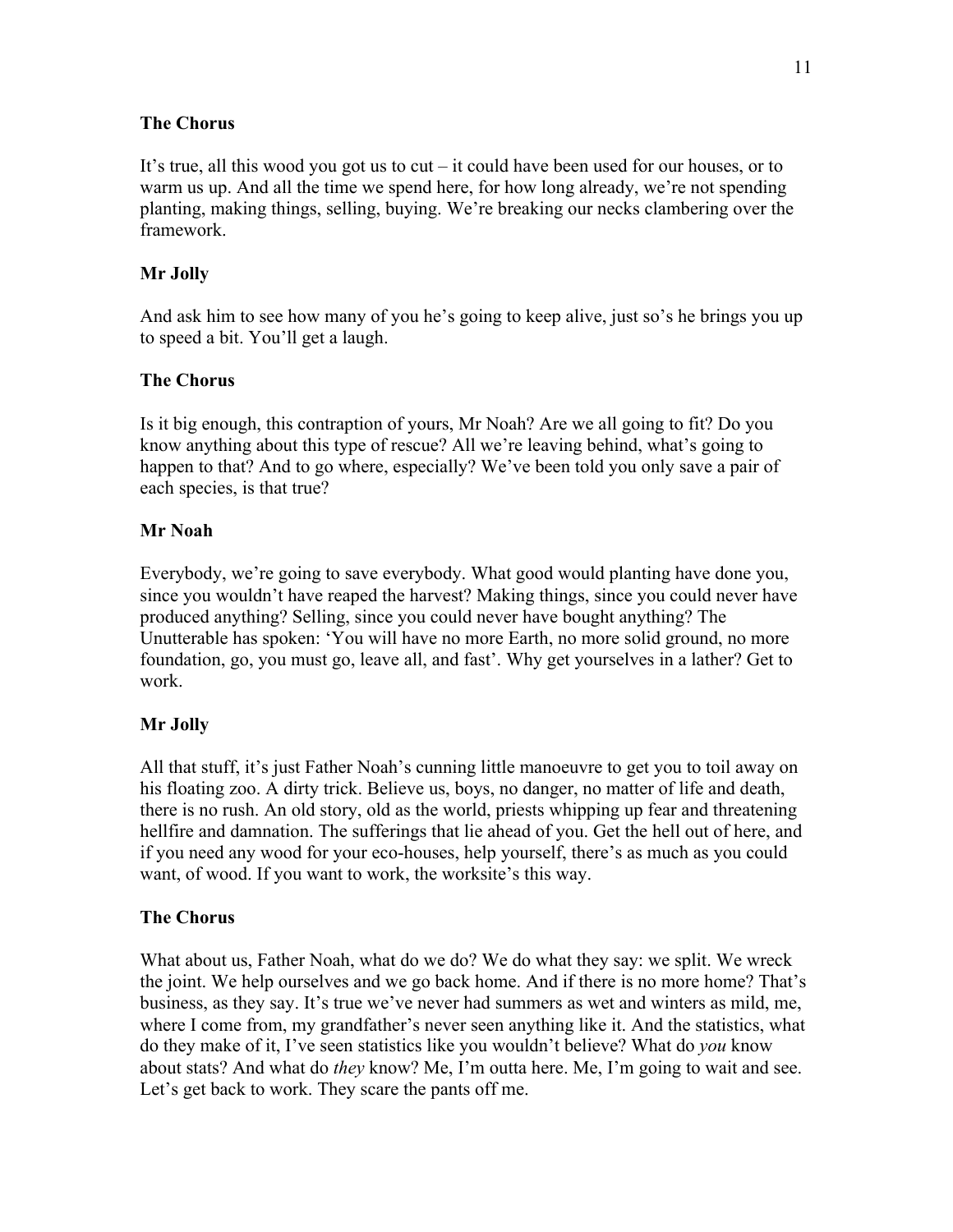**The Chorus**

It's true, all this wood you got us to cut – it could have been used for our houses, or to warm us up. And all the time we spend here, for how long already, we're not spending planting, making things, selling, buying. We're breaking our necks clambering over the framework.

**Mr Jolly**

And ask him to see how many of you he's going to keep alive, just so's he brings you up to speed a bit. You'll get a laugh.

**The Chorus**

Is it big enough, this contraption of yours, Mr Noah? Are we all going to fit? Do you know anything about this type of rescue? All we're leaving behind, what's going to happen to that? And to go where, especially? We've been told you only save a pair of each species, is that true?

**Mr Noah**

Everybody, we're going to save everybody. What good would planting have done you, since you wouldn't have reaped the harvest? Making things, since you could never have produced anything? Selling, since you could never have bought anything? The Unutterable has spoken: 'You will have no more Earth, no more solid ground, no more foundation, go, you must go, leave all, and fast'. Why get yourselves in a lather? Get to work.

**Mr Jolly**

All that stuff, it's just Father Noah's cunning little manoeuvre to get you to toil away on his floating zoo. A dirty trick. Believe us, boys, no danger, no matter of life and death, there is no rush. An old story, old as the world, priests whipping up fear and threatening hellfire and damnation. The sufferings that lie ahead of you. Get the hell out of here, and if you need any wood for your eco-houses, help yourself, there's as much as you could want, of wood. If you want to work, the worksite's this way.

**The Chorus**

What about us, Father Noah, what do we do? We do what they say: we split. We wreck the joint. We help ourselves and we go back home. And if there is no more home? That's business, as they say. It's true we've never had summers as wet and winters as mild, me, where I come from, my grandfather's never seen anything like it. And the statistics, what do they make of it, I've seen statistics like you wouldn't believe? What do *you* know about stats? And what do *they* know? Me, I'm outta here. Me, I'm going to wait and see. Let's get back to work. They scare the pants off me.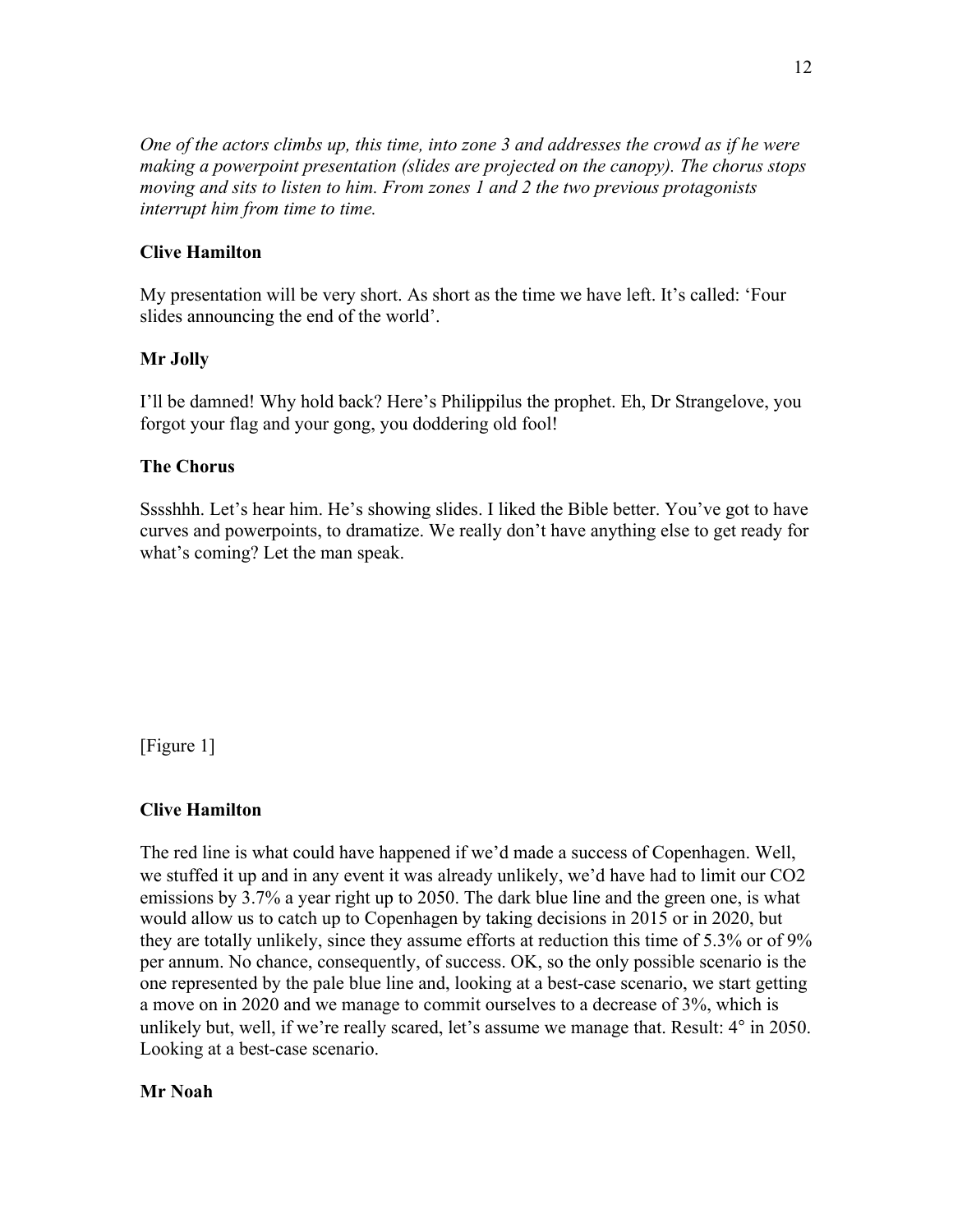*One of the actors climbs up, this time, into zone 3 and addresses the crowd as if he were making a powerpoint presentation (slides are projected on the canopy). The chorus stops moving and sits to listen to him. From zones 1 and 2 the two previous protagonists interrupt him from time to time.*

**Clive Hamilton**

My presentation will be very short. As short as the time we have left. It's called: 'Four slides announcing the end of the world'.

**Mr Jolly**

I'll be damned! Why hold back? Here's Philippilus the prophet. Eh, Dr Strangelove, you forgot your flag and your gong, you doddering old fool!

**The Chorus**

Sssshhh. Let's hear him. He's showing slides. I liked the Bible better. You've got to have curves and powerpoints, to dramatize. We really don't have anything else to get ready for what's coming? Let the man speak.

[Figure 1]

**Clive Hamilton**

The red line is what could have happened if we'd made a success of Copenhagen. Well, we stuffed it up and in any event it was already unlikely, we'd have had to limit our $CO_2$ emissions by 3.7% a year right up to 2050. The dark blue line and the green one, is what would allow us to catch up to Copenhagen by taking decisions in 2015 or in 2020, but they are totally unlikely, since they assume efforts at reduction this time of 5.3% or of 9% per annum. No chance, consequently, of success. OK, so the only possible scenario is the one represented by the pale blue line and, looking at a best-case scenario, we start getting a move on in 2020 and we manage to commit ourselves to a decrease of 3%, which is unlikely but, well, if we're really scared, let's assume we manage that. Result: 4° in 2050. Looking at a best-case scenario.

**Mr Noah**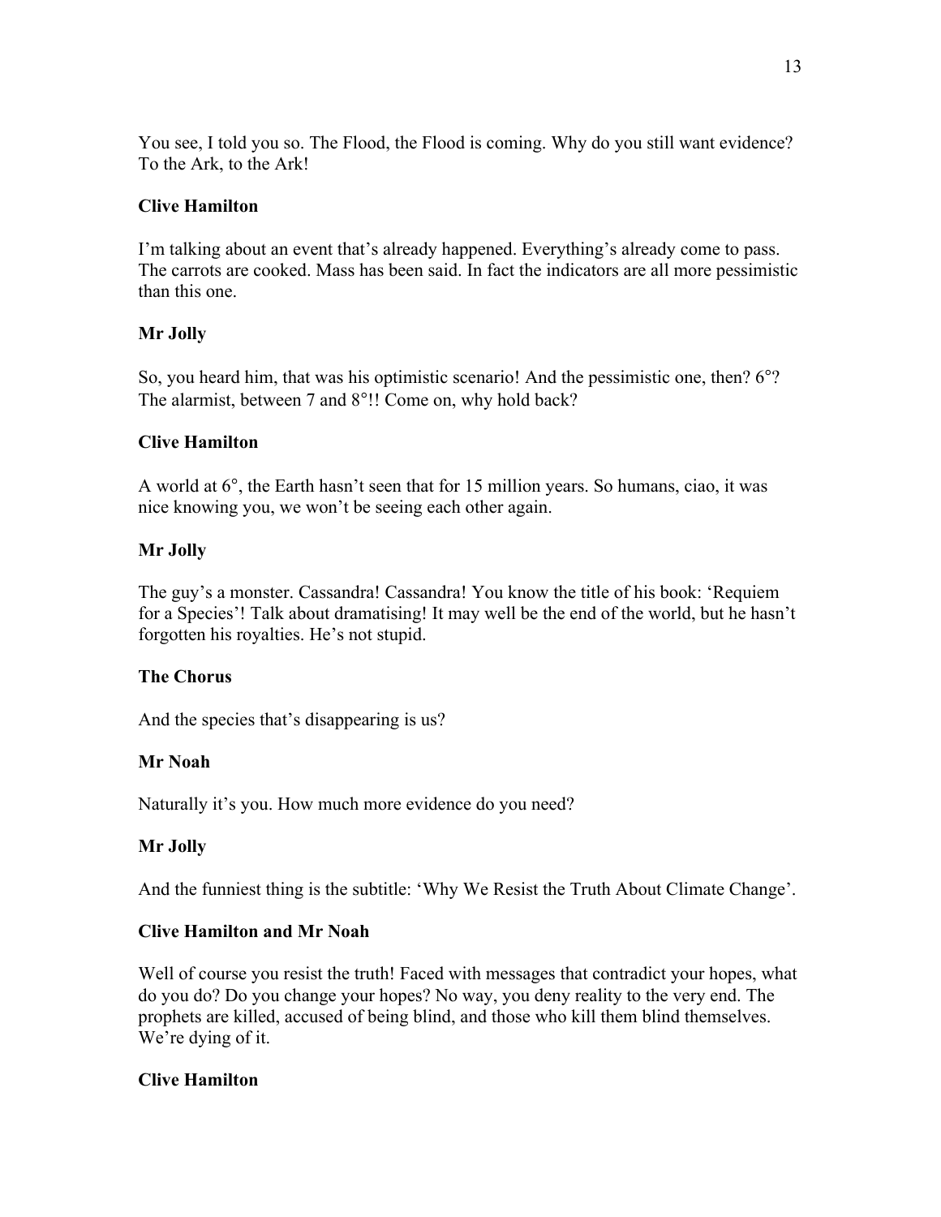You see, I told you so. The Flood, the Flood is coming. Why do you still want evidence? To the Ark, to the Ark!

**Clive Hamilton**

I'm talking about an event that's already happened. Everything's already come to pass. The carrots are cooked. Mass has been said. In fact the indicators are all more pessimistic than this one.

**Mr Jolly**

So, you heard him, that was his optimistic scenario! And the pessimistic one, then? 6°? The alarmist, between 7 and 8°!! Come on, why hold back?

**Clive Hamilton**

A world at 6°, the Earth hasn't seen that for 15 million years. So humans, ciao, it was nice knowing you, we won't be seeing each other again.

**Mr Jolly**

The guy's a monster. Cassandra! Cassandra! You know the title of his book: 'Requiem for a Species'! Talk about dramatising! It may well be the end of the world, but he hasn't forgotten his royalties. He's not stupid.

**The Chorus**

And the species that's disappearing is us?

**Mr Noah**

Naturally it's you. How much more evidence do you need?

**Mr Jolly**

And the funniest thing is the subtitle: 'Why We Resist the Truth About Climate Change'.

**Clive Hamilton and Mr Noah**

Well of course you resist the truth! Faced with messages that contradict your hopes, what do you do? Do you change your hopes? No way, you deny reality to the very end. The prophets are killed, accused of being blind, and those who kill them blind themselves. We're dying of it.

**Clive Hamilton**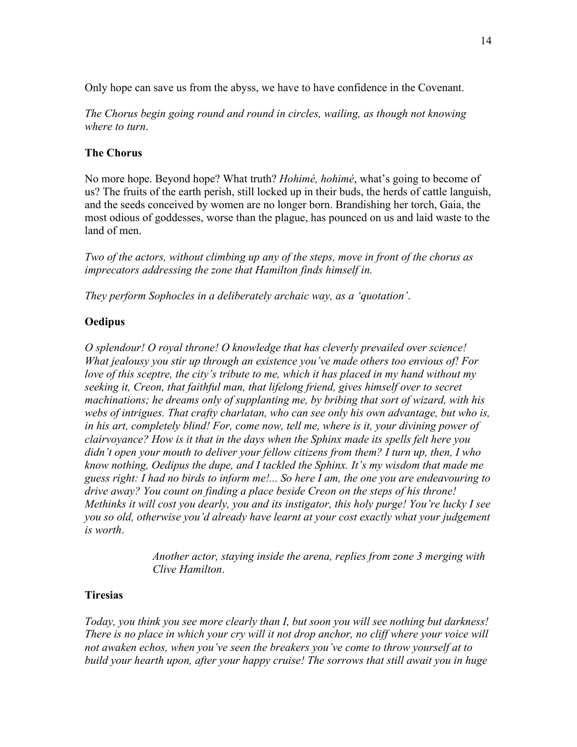Only hope can save us from the abyss, we have to have confidence in the Covenant.

*The Chorus begin going round and round in circles, wailing, as though not knowing where to turn.*

**The Chorus**

No more hope. Beyond hope? What truth? *Hohimé, hohimé*, what's going to become of us? The fruits of the earth perish, still locked up in their buds, the herds of cattle languish, and the seeds conceived by women are no longer born. Brandishing her torch, Gaia, the most odious of goddesses, worse than the plague, has pounced on us and laid waste to the land of men.

*Two of the actors, without climbing up any of the steps, move in front of the chorus as imprecators addressing the zone that Hamilton finds himself in.*

*They perform Sophocles in a deliberately archaic way, as a 'quotation'.*

**Oedipus**

*O splendour! O royal throne! O knowledge that has cleverly prevailed over science! What jealousy you stir up through an existence you've made others too envious of! For love of this sceptre, the city's tribute to me, which it has placed in my hand without my seeking it, Creon, that faithful man, that lifelong friend, gives himself over to secret machinations; he dreams only of supplanting me, by bribing that sort of wizard, with his webs of intrigues. That crafty charlatan, who can see only his own advantage, but who is, in his art, completely blind! For, come now, tell me, where is it, your divining power of clairvoyance? How is it that in the days when the Sphinx made its spells felt here you didn't open your mouth to deliver your fellow citizens from them? I turn up, then, I who know nothing, Oedipus the dupe, and I tackled the Sphinx. It's my wisdom that made me guess right: I had no birds to inform me!... So here I am, the one you are endeavouring to drive away? You count on finding a place beside Creon on the steps of his throne! Methinks it will cost you dearly, you and its instigator, this holy purge! You're lucky I see you so old, otherwise you'd already have learnt at your cost exactly what your judgement is worth.*

> *Another actor, staying inside the arena, replies from zone 3 merging with Clive Hamilton.*

**Tiresias**

*Today, you think you see more clearly than I, but soon you will see nothing but darkness! There is no place in which your cry will it not drop anchor, no cliff where your voice will not awaken echos, when you've seen the breakers you've come to throw yourself at to build your hearth upon, after your happy cruise! The sorrows that still await you in huge*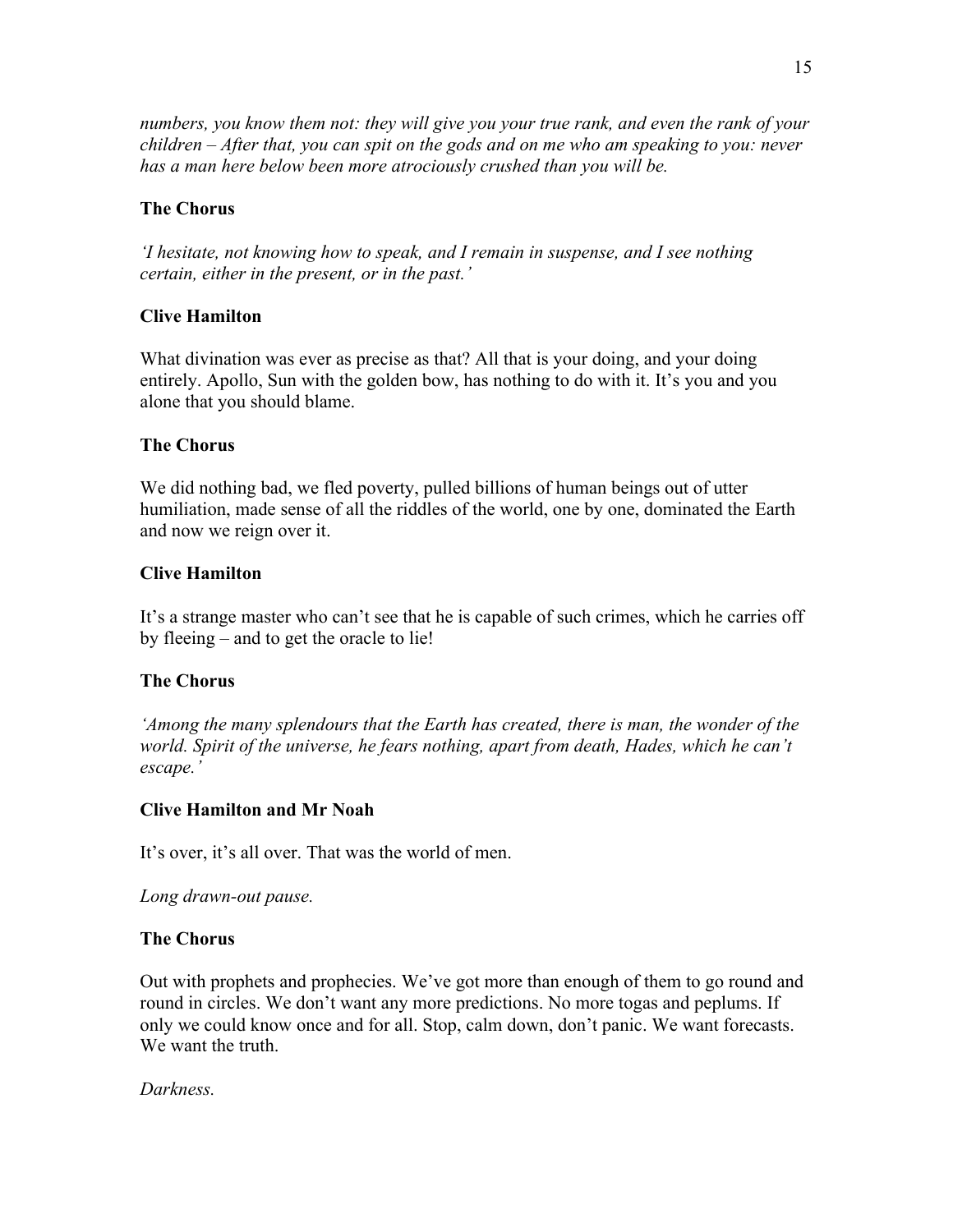*numbers, you know them not: they will give you your true rank, and even the rank of your children – After that, you can spit on the gods and on me who am speaking to you: never has a man here below been more atrociously crushed than you will be.*

**The Chorus**

*'I hesitate, not knowing how to speak, and I remain in suspense, and I see nothing certain, either in the present, or in the past.'*

**Clive Hamilton**

What divination was ever as precise as that? All that is your doing, and your doing entirely. Apollo, Sun with the golden bow, has nothing to do with it. It's you and you alone that you should blame.

**The Chorus**

We did nothing bad, we fled poverty, pulled billions of human beings out of utter humiliation, made sense of all the riddles of the world, one by one, dominated the Earth and now we reign over it.

**Clive Hamilton**

It's a strange master who can't see that he is capable of such crimes, which he carries off by fleeing – and to get the oracle to lie!

**The Chorus**

*'Among the many splendours that the Earth has created, there is man, the wonder of the world. Spirit of the universe, he fears nothing, apart from death, Hades, which he can't escape.'*

**Clive Hamilton and Mr Noah**

It's over, it's all over. That was the world of men.

*Long drawn-out pause.*

**The Chorus**

Out with prophets and prophecies. We've got more than enough of them to go round and round in circles. We don't want any more predictions. No more togas and peplums. If only we could know once and for all. Stop, calm down, don't panic. We want forecasts. We want the truth.

*Darkness.*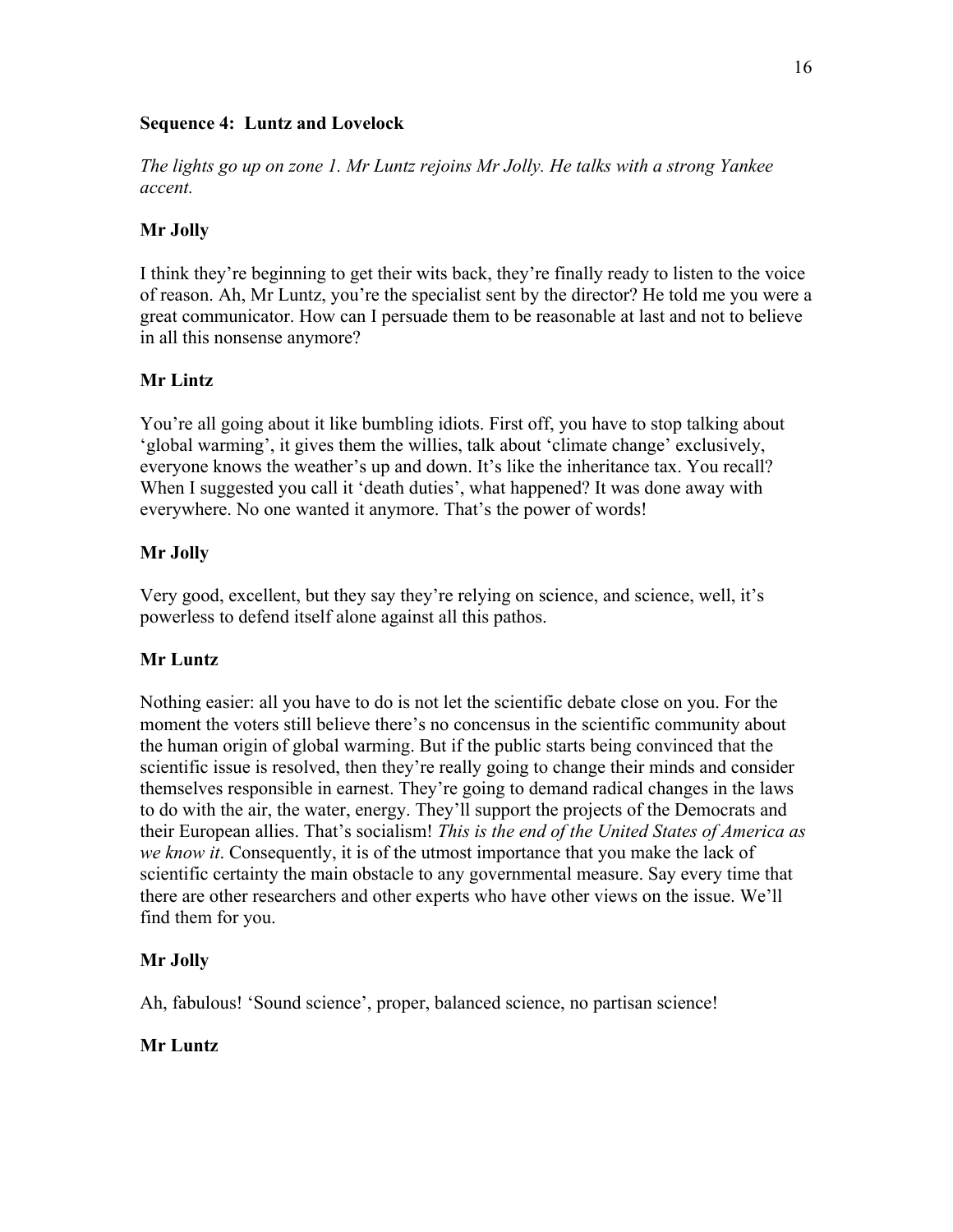### Sequence 4: Luntz and Lovelock

*The lights go up on zone 1. Mr Luntz rejoins Mr Jolly. He talks with a strong Yankee accent.*

**Mr Jolly**

I think they're beginning to get their wits back, they're finally ready to listen to the voice of reason. Ah, Mr Luntz, you're the specialist sent by the director? He told me you were a great communicator. How can I persuade them to be reasonable at last and not to believe in all this nonsense anymore?

**Mr Lintz**

You're all going about it like bumbling idiots. First off, you have to stop talking about 'global warming', it gives them the willies, talk about 'climate change' exclusively, everyone knows the weather's up and down. It's like the inheritance tax. You recall? When I suggested you call it 'death duties', what happened? It was done away with everywhere. No one wanted it anymore. That's the power of words!

**Mr Jolly**

Very good, excellent, but they say they're relying on science, and science, well, it's powerless to defend itself alone against all this pathos.

**Mr Luntz**

Nothing easier: all you have to do is not let the scientific debate close on you. For the moment the voters still believe there's no concensus in the scientific community about the human origin of global warming. But if the public starts being convinced that the scientific issue is resolved, then they're really going to change their minds and consider themselves responsible in earnest. They're going to demand radical changes in the laws to do with the air, the water, energy. They'll support the projects of the Democrats and their European allies. That's socialism! *This is the end of the United States of America as we know it*. Consequently, it is of the utmost importance that you make the lack of scientific certainty the main obstacle to any governmental measure. Say every time that there are other researchers and other experts who have other views on the issue. We'll find them for you.

**Mr Jolly**

Ah, fabulous! 'Sound science', proper, balanced science, no partisan science!

**Mr Luntz**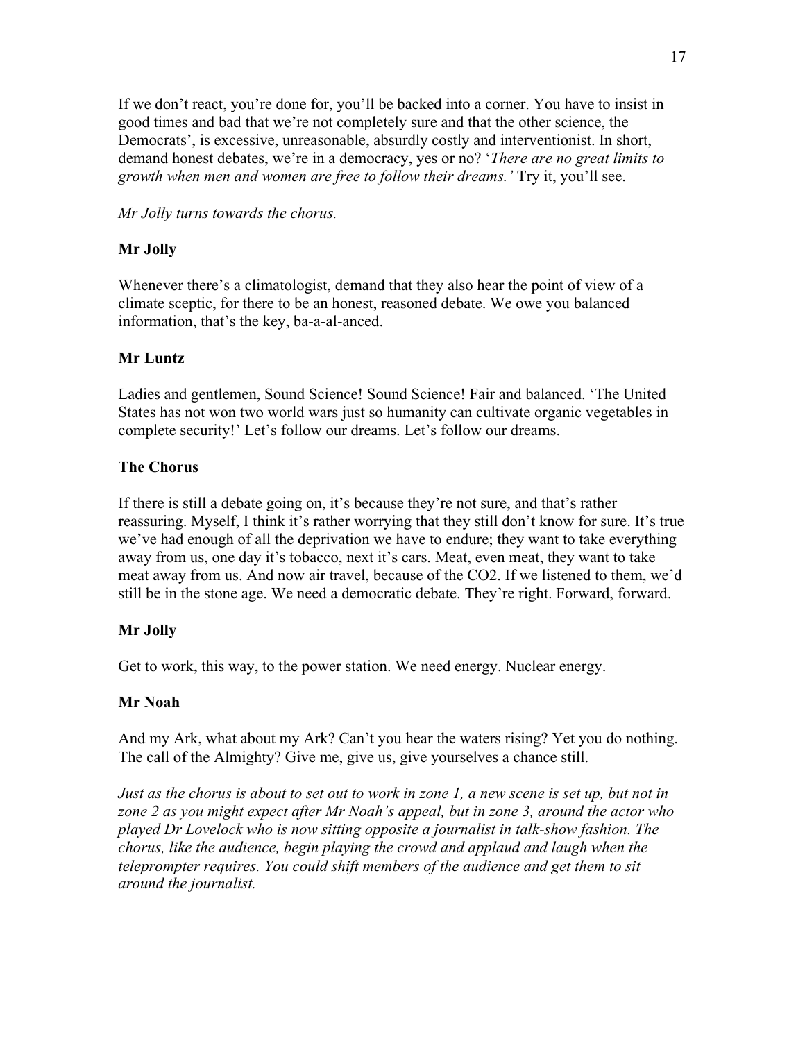If we don't react, you're done for, you'll be backed into a corner. You have to insist in good times and bad that we're not completely sure and that the other science, the Democrats', is excessive, unreasonable, absurdly costly and interventionist. In short, demand honest debates, we're in a democracy, yes or no? '*There are no great limits to growth when men and women are free to follow their dreams.'* Try it, you'll see.

*Mr Jolly turns towards the chorus.*

**Mr Jolly**

Whenever there's a climatologist, demand that they also hear the point of view of a climate sceptic, for there to be an honest, reasoned debate. We owe you balanced information, that's the key, ba-a-al-anced.

**Mr Luntz**

Ladies and gentlemen, Sound Science! Sound Science! Fair and balanced. 'The United States has not won two world wars just so humanity can cultivate organic vegetables in complete security!' Let's follow our dreams. Let's follow our dreams.

**The Chorus**

If there is still a debate going on, it's because they're not sure, and that's rather reassuring. Myself, I think it's rather worrying that they still don't know for sure. It's true we've had enough of all the deprivation we have to endure; they want to take everything away from us, one day it's tobacco, next it's cars. Meat, even meat, they want to take meat away from us. And now air travel, because of the $CO_2$. If we listened to them, we'd still be in the stone age. We need a democratic debate. They're right. Forward, forward.

**Mr Jolly**

Get to work, this way, to the power station. We need energy. Nuclear energy.

**Mr Noah**

And my Ark, what about my Ark? Can't you hear the waters rising? Yet you do nothing. The call of the Almighty? Give me, give us, give yourselves a chance still.

*Just as the chorus is about to set out to work in zone 1, a new scene is set up, but not in zone 2 as you might expect after Mr Noah's appeal, but in zone 3, around the actor who played Dr Lovelock who is now sitting opposite a journalist in talk-show fashion. The chorus, like the audience, begin playing the crowd and applaud and laugh when the teleprompter requires. You could shift members of the audience and get them to sit around the journalist.*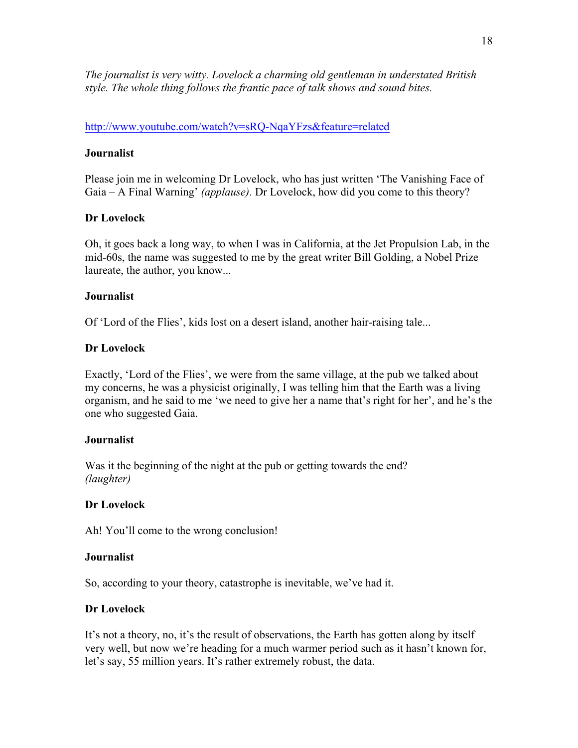*The journalist is very witty. Lovelock a charming old gentleman in understated British style. The whole thing follows the frantic pace of talk shows and sound bites.*

http://www.youtube.com/watch?v=sRQ-NqaYFzs&feature=related

**Journalist**

Please join me in welcoming Dr Lovelock, who has just written 'The Vanishing Face of Gaia – A Final Warning' *(applause).* Dr Lovelock, how did you come to this theory?

**Dr Lovelock**

Oh, it goes back a long way, to when I was in California, at the Jet Propulsion Lab, in the mid-60s, the name was suggested to me by the great writer Bill Golding, a Nobel Prize laureate, the author, you know...

**Journalist**

Of 'Lord of the Flies', kids lost on a desert island, another hair-raising tale...

**Dr Lovelock**

Exactly, 'Lord of the Flies', we were from the same village, at the pub we talked about my concerns, he was a physicist originally, I was telling him that the Earth was a living organism, and he said to me 'we need to give her a name that's right for her', and he's the one who suggested Gaia.

**Journalist**

Was it the beginning of the night at the pub or getting towards the end? *(laughter)*

**Dr Lovelock**

Ah! You'll come to the wrong conclusion!

**Journalist**

So, according to your theory, catastrophe is inevitable, we've had it.

**Dr Lovelock**

It's not a theory, no, it's the result of observations, the Earth has gotten along by itself very well, but now we're heading for a much warmer period such as it hasn't known for, let's say, 55 million years. It's rather extremely robust, the data.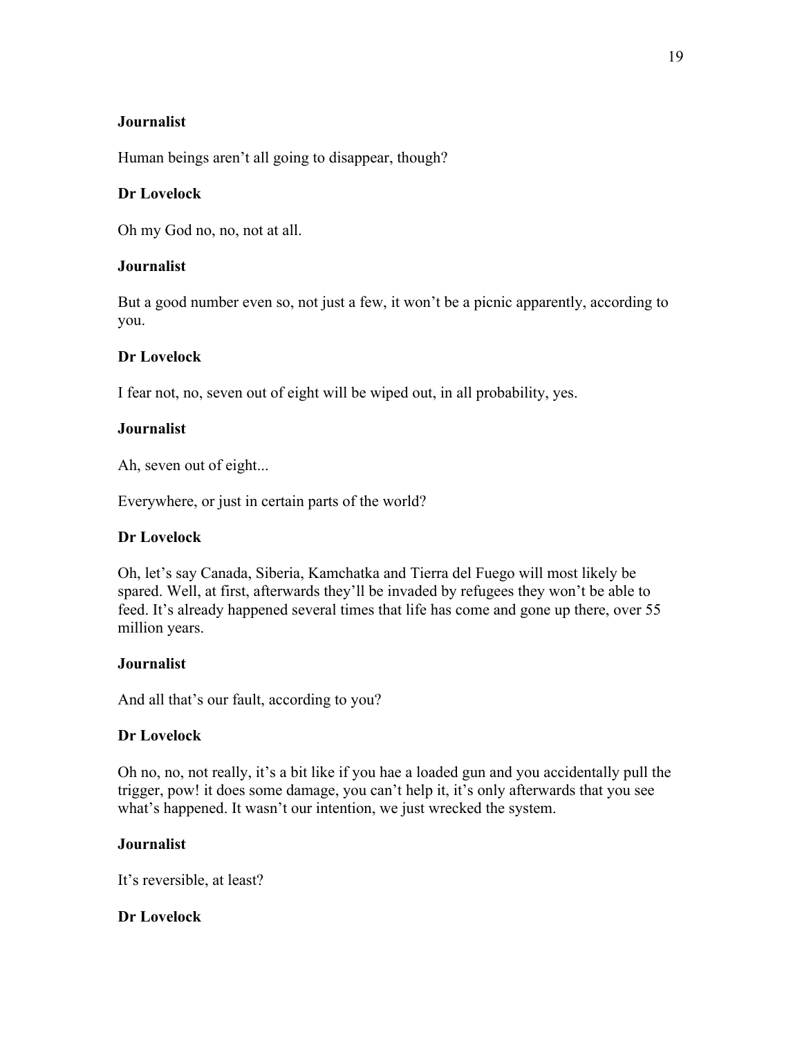**Journalist**

Human beings aren't all going to disappear, though?

**Dr Lovelock**

Oh my God no, no, not at all.

**Journalist**

But a good number even so, not just a few, it won't be a picnic apparently, according to you.

**Dr Lovelock**

I fear not, no, seven out of eight will be wiped out, in all probability, yes.

**Journalist**

Ah, seven out of eight...

Everywhere, or just in certain parts of the world?

**Dr Lovelock**

Oh, let's say Canada, Siberia, Kamchatka and Tierra del Fuego will most likely be spared. Well, at first, afterwards they'll be invaded by refugees they won't be able to feed. It's already happened several times that life has come and gone up there, over 55 million years.

**Journalist**

And all that's our fault, according to you?

**Dr Lovelock**

Oh no, no, not really, it's a bit like if you hae a loaded gun and you accidentally pull the trigger, pow! it does some damage, you can't help it, it's only afterwards that you see what's happened. It wasn't our intention, we just wrecked the system.

**Journalist**

It's reversible, at least?

**Dr Lovelock**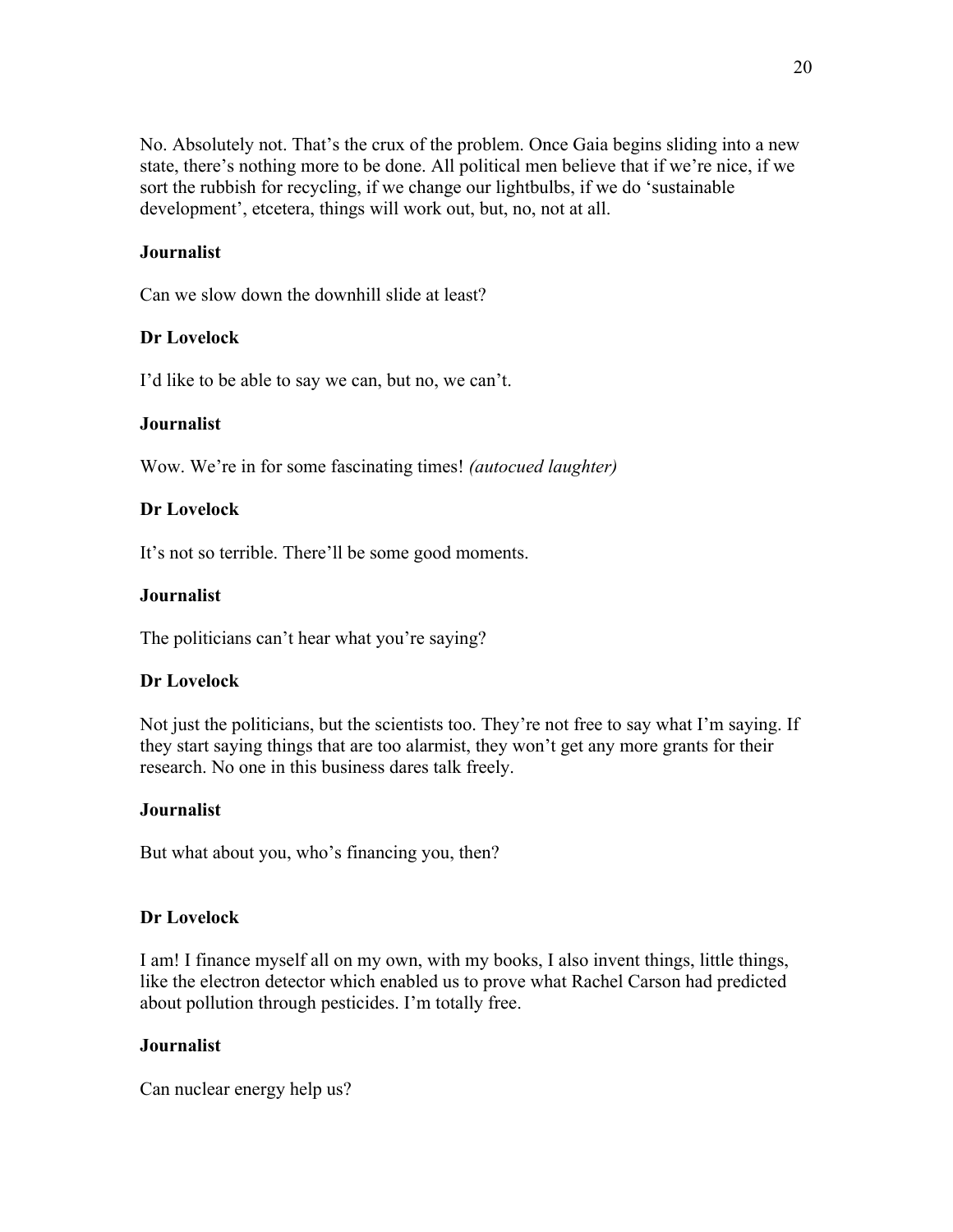No. Absolutely not. That's the crux of the problem. Once Gaia begins sliding into a new state, there's nothing more to be done. All political men believe that if we're nice, if we sort the rubbish for recycling, if we change our lightbulbs, if we do 'sustainable development', etcetera, things will work out, but, no, not at all.

**Journalist**

Can we slow down the downhill slide at least?

**Dr Lovelock**

I'd like to be able to say we can, but no, we can't.

**Journalist**

Wow. We're in for some fascinating times! *(autocued laughter)*

**Dr Lovelock**

It's not so terrible. There'll be some good moments.

**Journalist**

The politicians can't hear what you're saying?

**Dr Lovelock**

Not just the politicians, but the scientists too. They're not free to say what I'm saying. If they start saying things that are too alarmist, they won't get any more grants for their research. No one in this business dares talk freely.

**Journalist**

But what about you, who's financing you, then?

**Dr Lovelock**

I am! I finance myself all on my own, with my books, I also invent things, little things, like the electron detector which enabled us to prove what Rachel Carson had predicted about pollution through pesticides. I'm totally free.

**Journalist**

Can nuclear energy help us?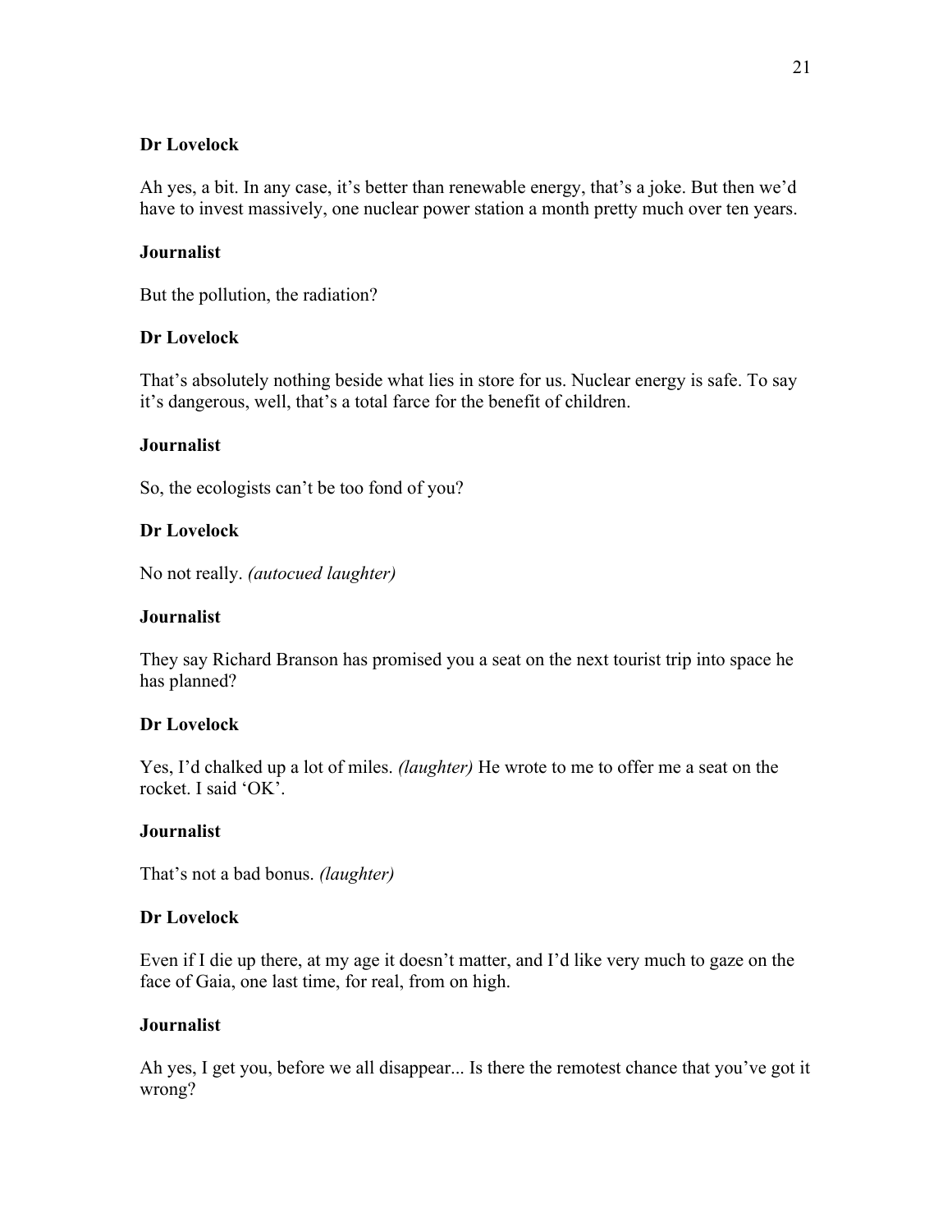**Dr Lovelock**

Ah yes, a bit. In any case, it's better than renewable energy, that's a joke. But then we'd have to invest massively, one nuclear power station a month pretty much over ten years.

**Journalist**

But the pollution, the radiation?

**Dr Lovelock**

That's absolutely nothing beside what lies in store for us. Nuclear energy is safe. To say it's dangerous, well, that's a total farce for the benefit of children.

**Journalist**

So, the ecologists can't be too fond of you?

**Dr Lovelock**

No not really. *(autocued laughter)*

**Journalist**

They say Richard Branson has promised you a seat on the next tourist trip into space he has planned?

**Dr Lovelock**

Yes, I'd chalked up a lot of miles. *(laughter)* He wrote to me to offer me a seat on the rocket. I said 'OK'.

**Journalist**

That's not a bad bonus. *(laughter)*

**Dr Lovelock**

Even if I die up there, at my age it doesn't matter, and I'd like very much to gaze on the face of Gaia, one last time, for real, from on high.

**Journalist**

Ah yes, I get you, before we all disappear... Is there the remotest chance that you've got it wrong?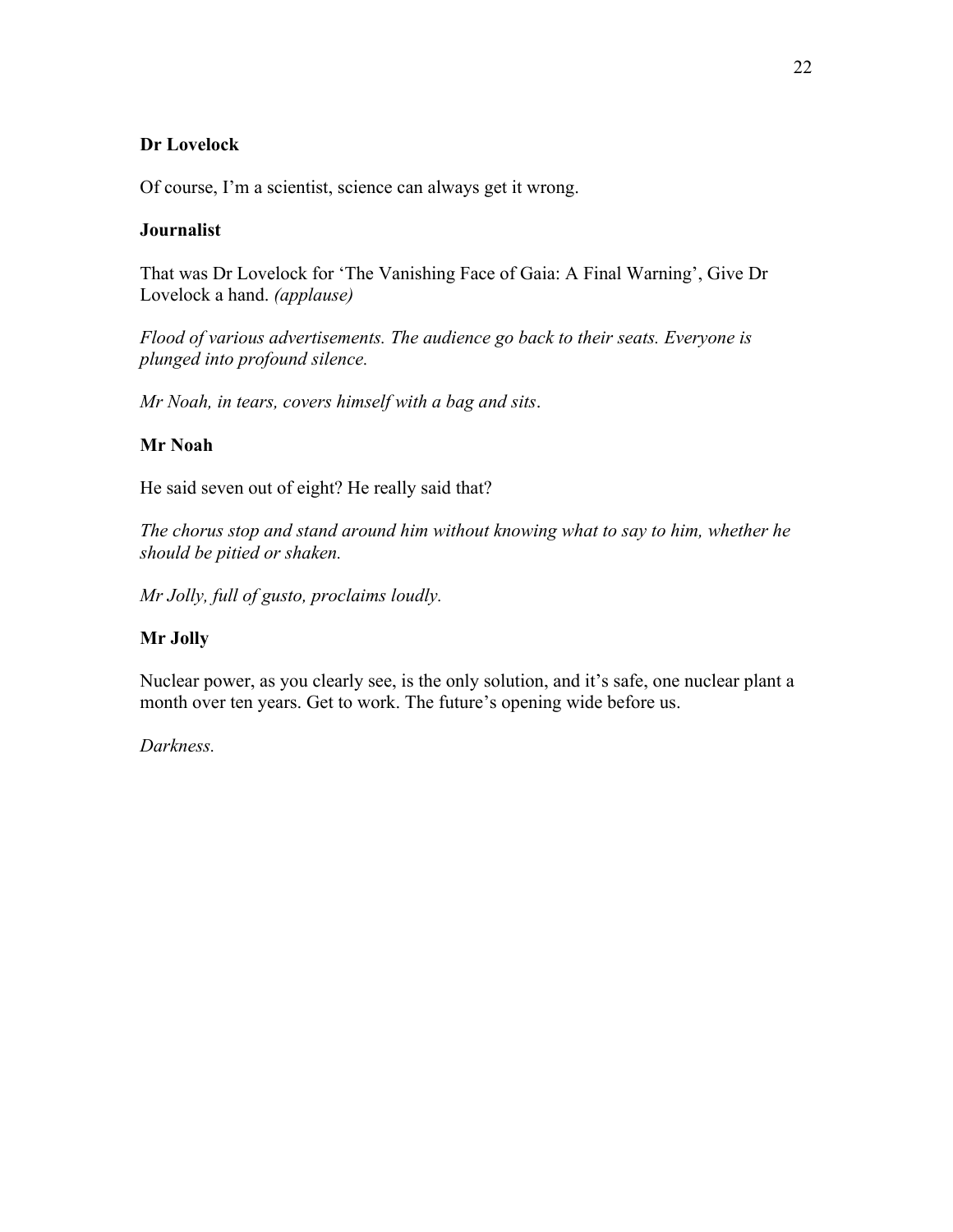**Dr Lovelock**

Of course, I'm a scientist, science can always get it wrong.

**Journalist**

That was Dr Lovelock for 'The Vanishing Face of Gaia: A Final Warning', Give Dr Lovelock a hand. *(applause)*

*Flood of various advertisements. The audience go back to their seats. Everyone is plunged into profound silence.*

*Mr Noah, in tears, covers himself with a bag and sits*.

**Mr Noah**

He said seven out of eight? He really said that?

*The chorus stop and stand around him without knowing what to say to him, whether he should be pitied or shaken.*

*Mr Jolly, full of gusto, proclaims loudly.*

**Mr Jolly**

Nuclear power, as you clearly see, is the only solution, and it's safe, one nuclear plant a month over ten years. Get to work. The future's opening wide before us.

*Darkness.*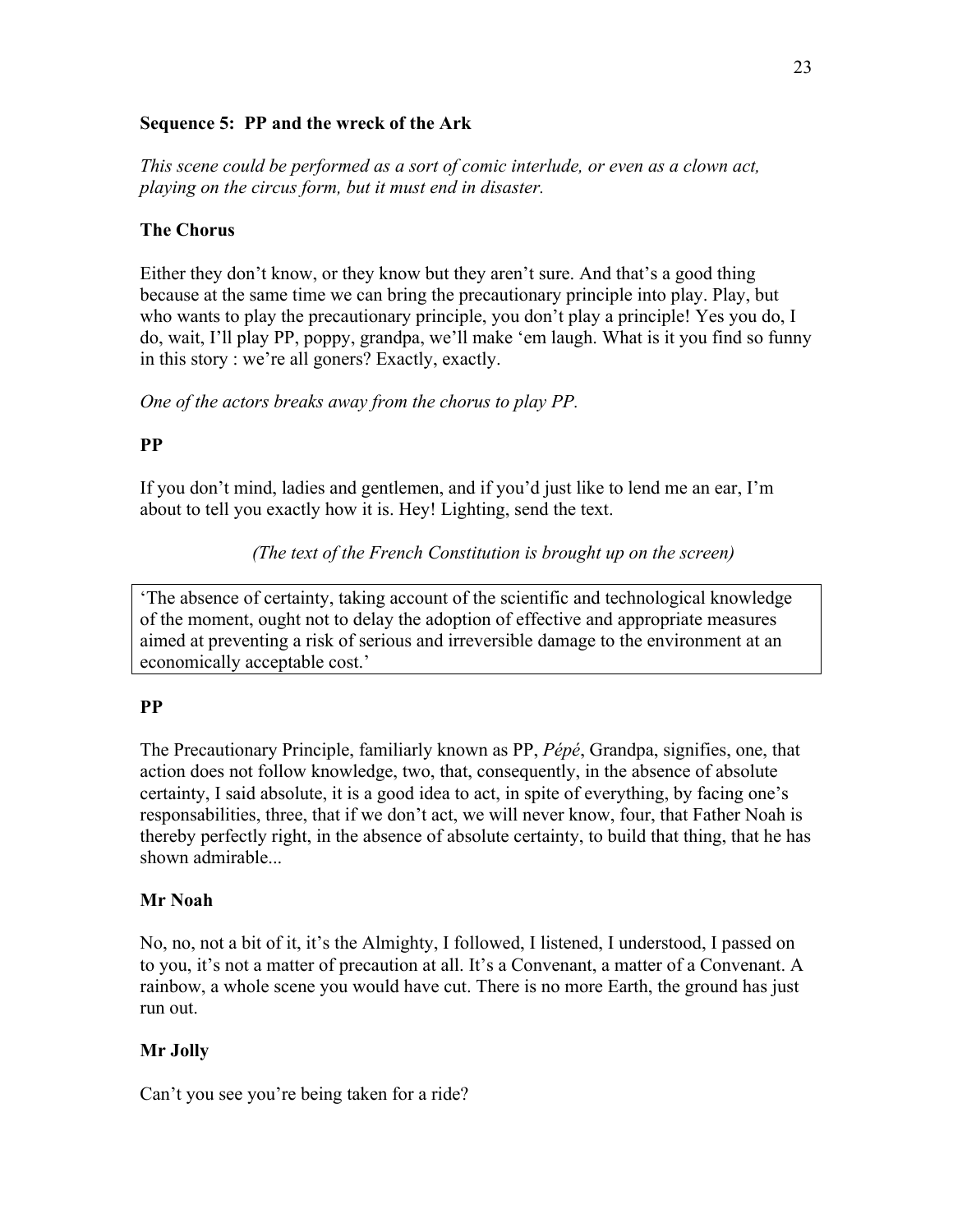### Sequence 5: PP and the wreck of the Ark

*This scene could be performed as a sort of comic interlude, or even as a clown act, playing on the circus form, but it must end in disaster.*

**The Chorus**

Either they don't know, or they know but they aren't sure. And that's a good thing because at the same time we can bring the precautionary principle into play. Play, but who wants to play the precautionary principle, you don't play a principle! Yes you do, I do, wait, I'll play PP, poppy, grandpa, we'll make 'em laugh. What is it you find so funny in this story : we're all goners? Exactly, exactly.

*One of the actors breaks away from the chorus to play PP.*

**PP**

If you don't mind, ladies and gentlemen, and if you'd just like to lend me an ear, I'm about to tell you exactly how it is. Hey! Lighting, send the text.

*(The text of the French Constitution is brought up on the screen)*

> 'The absence of certainty, taking account of the scientific and technological knowledge of the moment, ought not to delay the adoption of effective and appropriate measures aimed at preventing a risk of serious and irreversible damage to the environment at an economically acceptable cost.'

**PP**

The Precautionary Principle, familiarly known as PP, *Pépé*, Grandpa, signifies, one, that action does not follow knowledge, two, that, consequently, in the absence of absolute certainty, I said absolute, it is a good idea to act, in spite of everything, by facing one's responsabilities, three, that if we don't act, we will never know, four, that Father Noah is thereby perfectly right, in the absence of absolute certainty, to build that thing, that he has shown admirable...

**Mr Noah**

No, no, not a bit of it, it's the Almighty, I followed, I listened, I understood, I passed on to you, it's not a matter of precaution at all. It's a Convenant, a matter of a Convenant. A rainbow, a whole scene you would have cut. There is no more Earth, the ground has just run out.

**Mr Jolly**

Can't you see you're being taken for a ride?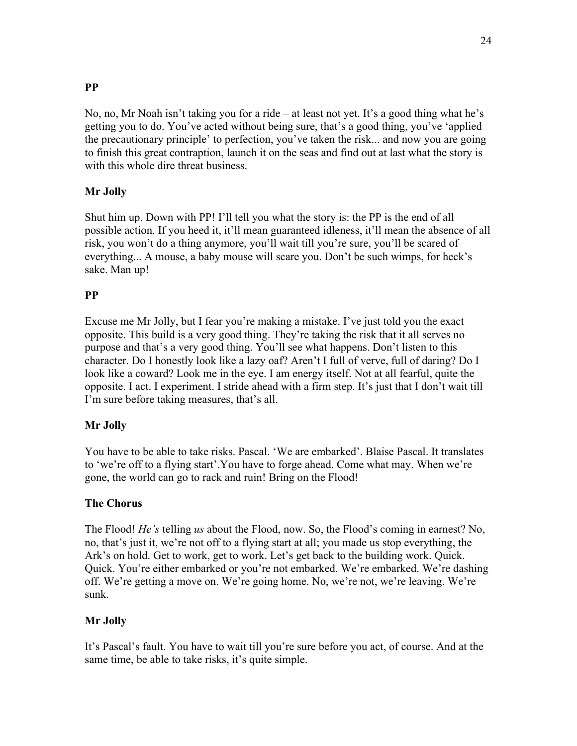**PP**

No, no, Mr Noah isn't taking you for a ride – at least not yet. It's a good thing what he's getting you to do. You've acted without being sure, that's a good thing, you've 'applied the precautionary principle' to perfection, you've taken the risk... and now you are going to finish this great contraption, launch it on the seas and find out at last what the story is with this whole dire threat business.

**Mr Jolly**

Shut him up. Down with PP! I'll tell you what the story is: the PP is the end of all possible action. If you heed it, it'll mean guaranteed idleness, it'll mean the absence of all risk, you won't do a thing anymore, you'll wait till you're sure, you'll be scared of everything... A mouse, a baby mouse will scare you. Don't be such wimps, for heck's sake. Man up!

**PP**

Excuse me Mr Jolly, but I fear you're making a mistake. I've just told you the exact opposite. This build is a very good thing. They're taking the risk that it all serves no purpose and that's a very good thing. You'll see what happens. Don't listen to this character. Do I honestly look like a lazy oaf? Aren't I full of verve, full of daring? Do I look like a coward? Look me in the eye. I am energy itself. Not at all fearful, quite the opposite. I act. I experiment. I stride ahead with a firm step. It's just that I don't wait till I'm sure before taking measures, that's all.

**Mr Jolly**

You have to be able to take risks. Pascal. 'We are embarked'. Blaise Pascal. It translates to 'we're off to a flying start'.You have to forge ahead. Come what may. When we're gone, the world can go to rack and ruin! Bring on the Flood!

**The Chorus**

The Flood! *He's* telling *us* about the Flood, now. So, the Flood's coming in earnest? No, no, that's just it, we're not off to a flying start at all; you made us stop everything, the Ark's on hold. Get to work, get to work. Let's get back to the building work. Quick. Quick. You're either embarked or you're not embarked. We're embarked. We're dashing off. We're getting a move on. We're going home. No, we're not, we're leaving. We're sunk.

**Mr Jolly**

It's Pascal's fault. You have to wait till you're sure before you act, of course. And at the same time, be able to take risks, it's quite simple.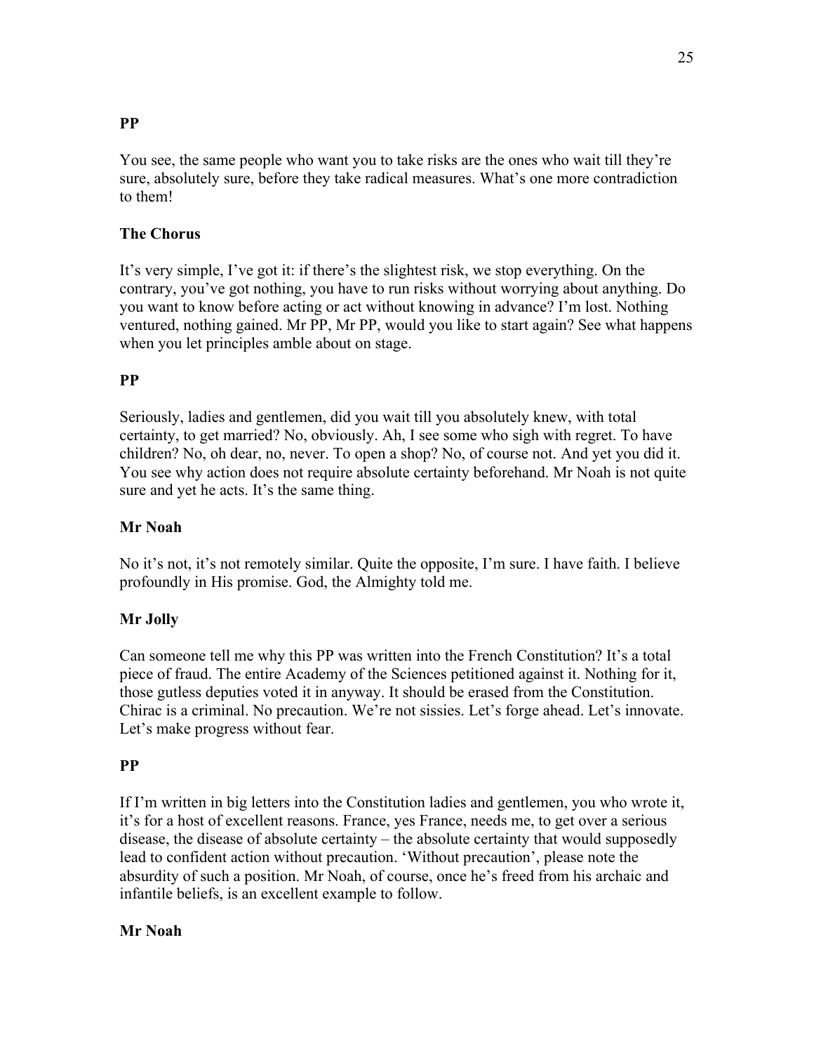**PP**

You see, the same people who want you to take risks are the ones who wait till they're sure, absolutely sure, before they take radical measures. What's one more contradiction to them!

**The Chorus**

It's very simple, I've got it: if there's the slightest risk, we stop everything. On the contrary, you've got nothing, you have to run risks without worrying about anything. Do you want to know before acting or act without knowing in advance? I'm lost. Nothing ventured, nothing gained. Mr PP, Mr PP, would you like to start again? See what happens when you let principles amble about on stage.

**PP**

Seriously, ladies and gentlemen, did you wait till you absolutely knew, with total certainty, to get married? No, obviously. Ah, I see some who sigh with regret. To have children? No, oh dear, no, never. To open a shop? No, of course not. And yet you did it. You see why action does not require absolute certainty beforehand. Mr Noah is not quite sure and yet he acts. It's the same thing.

**Mr Noah**

No it's not, it's not remotely similar. Quite the opposite, I'm sure. I have faith. I believe profoundly in His promise. God, the Almighty told me.

**Mr Jolly**

Can someone tell me why this PP was written into the French Constitution? It's a total piece of fraud. The entire Academy of the Sciences petitioned against it. Nothing for it, those gutless deputies voted it in anyway. It should be erased from the Constitution. Chirac is a criminal. No precaution. We're not sissies. Let's forge ahead. Let's innovate. Let's make progress without fear.

**PP**

If I'm written in big letters into the Constitution ladies and gentlemen, you who wrote it, it's for a host of excellent reasons. France, yes France, needs me, to get over a serious disease, the disease of absolute certainty – the absolute certainty that would supposedly lead to confident action without precaution. 'Without precaution', please note the absurdity of such a position. Mr Noah, of course, once he's freed from his archaic and infantile beliefs, is an excellent example to follow.

**Mr Noah**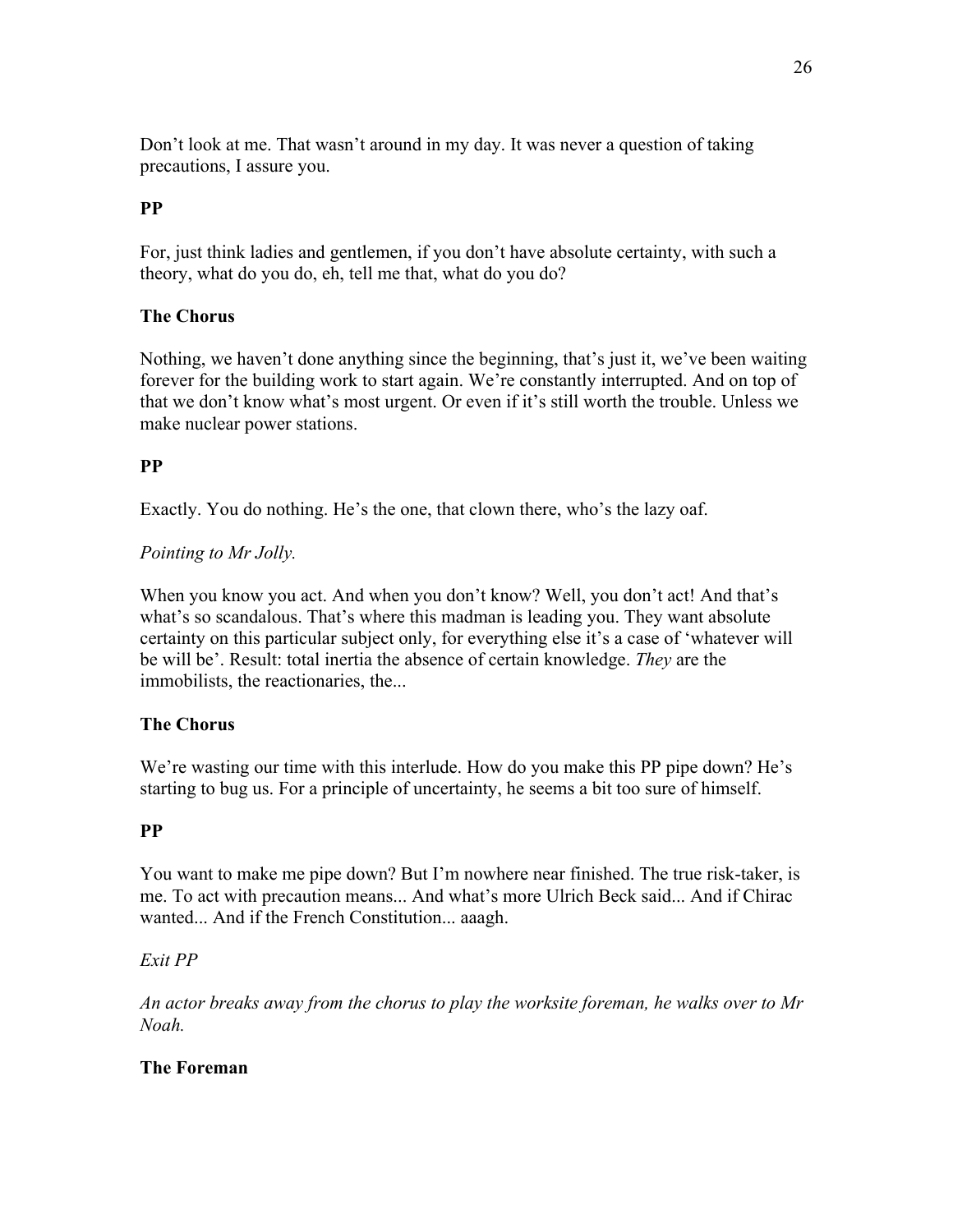Don't look at me. That wasn't around in my day. It was never a question of taking precautions, I assure you.

**PP**

For, just think ladies and gentlemen, if you don't have absolute certainty, with such a theory, what do you do, eh, tell me that, what do you do?

**The Chorus**

Nothing, we haven't done anything since the beginning, that's just it, we've been waiting forever for the building work to start again. We're constantly interrupted. And on top of that we don't know what's most urgent. Or even if it's still worth the trouble. Unless we make nuclear power stations.

**PP**

Exactly. You do nothing. He's the one, that clown there, who's the lazy oaf.

*Pointing to Mr Jolly.*

When you know you act. And when you don't know? Well, you don't act! And that's what's so scandalous. That's where this madman is leading you. They want absolute certainty on this particular subject only, for everything else it's a case of 'whatever will be will be'. Result: total inertia the absence of certain knowledge. *They* are the immobilists, the reactionaries, the...

**The Chorus**

We're wasting our time with this interlude. How do you make this PP pipe down? He's starting to bug us. For a principle of uncertainty, he seems a bit too sure of himself.

**PP**

You want to make me pipe down? But I'm nowhere near finished. The true risk-taker, is me. To act with precaution means... And what's more Ulrich Beck said... And if Chirac wanted... And if the French Constitution... aaagh.

*Exit PP*

*An actor breaks away from the chorus to play the worksite foreman, he walks over to Mr Noah.*

**The Foreman**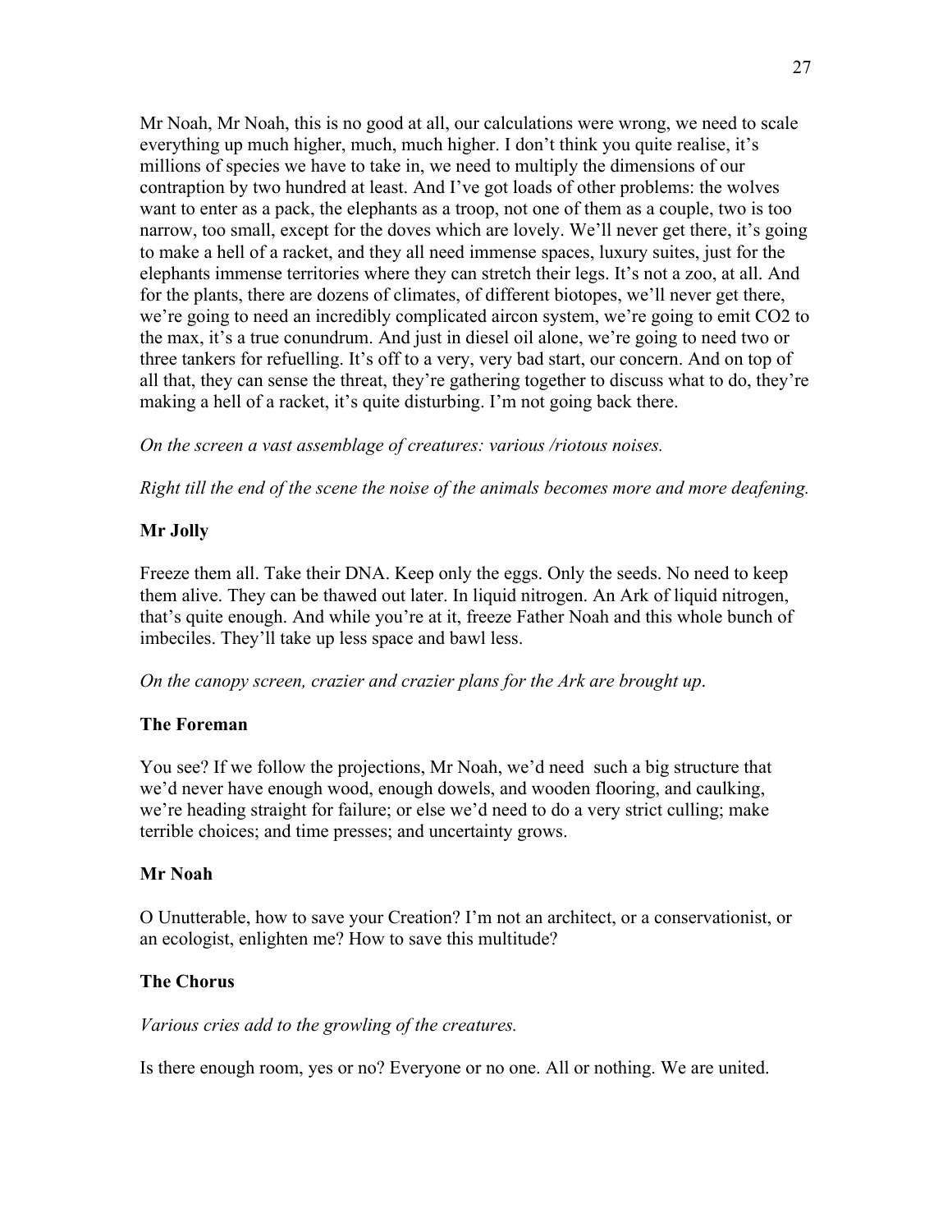Mr Noah, Mr Noah, this is no good at all, our calculations were wrong, we need to scale everything up much higher, much, much higher. I don't think you quite realise, it's millions of species we have to take in, we need to multiply the dimensions of our contraption by two hundred at least. And I've got loads of other problems: the wolves want to enter as a pack, the elephants as a troop, not one of them as a couple, two is too narrow, too small, except for the doves which are lovely. We'll never get there, it's going to make a hell of a racket, and they all need immense spaces, luxury suites, just for the elephants immense territories where they can stretch their legs. It's not a zoo, at all. And for the plants, there are dozens of climates, of different biotopes, we'll never get there, we're going to need an incredibly complicated aircon system, we're going to emit $CO_2$ to the max, it's a true conundrum. And just in diesel oil alone, we're going to need two or three tankers for refuelling. It's off to a very, very bad start, our concern. And on top of all that, they can sense the threat, they're gathering together to discuss what to do, they're making a hell of a racket, it's quite disturbing. I'm not going back there.

*On the screen a vast assemblage of creatures: various /riotous noises.*

*Right till the end of the scene the noise of the animals becomes more and more deafening.*

**Mr Jolly**

Freeze them all. Take their DNA. Keep only the eggs. Only the seeds. No need to keep them alive. They can be thawed out later. In liquid nitrogen. An Ark of liquid nitrogen, that's quite enough. And while you're at it, freeze Father Noah and this whole bunch of imbeciles. They'll take up less space and bawl less.

*On the canopy screen, crazier and crazier plans for the Ark are brought up.*

**The Foreman**

You see? If we follow the projections, Mr Noah, we'd need such a big structure that we'd never have enough wood, enough dowels, and wooden flooring, and caulking, we're heading straight for failure; or else we'd need to do a very strict culling; make terrible choices; and time presses; and uncertainty grows.

**Mr Noah**

O Unutterable, how to save your Creation? I'm not an architect, or a conservationist, or an ecologist, enlighten me? How to save this multitude?

**The Chorus**

*Various cries add to the growling of the creatures.*

Is there enough room, yes or no? Everyone or no one. All or nothing. We are united.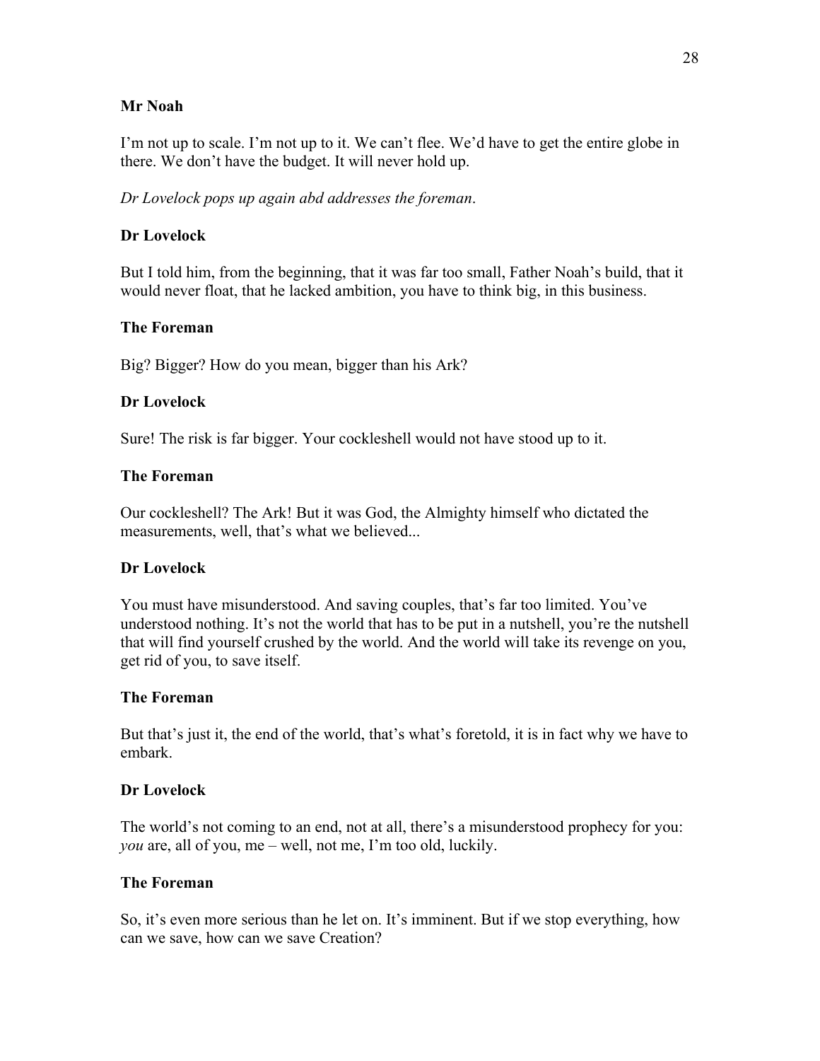**Mr Noah**

I'm not up to scale. I'm not up to it. We can't flee. We'd have to get the entire globe in there. We don't have the budget. It will never hold up.

*Dr Lovelock pops up again abd addresses the foreman*.

**Dr Lovelock**

But I told him, from the beginning, that it was far too small, Father Noah's build, that it would never float, that he lacked ambition, you have to think big, in this business.

**The Foreman**

Big? Bigger? How do you mean, bigger than his Ark?

**Dr Lovelock**

Sure! The risk is far bigger. Your cockleshell would not have stood up to it.

**The Foreman**

Our cockleshell? The Ark! But it was God, the Almighty himself who dictated the measurements, well, that's what we believed...

**Dr Lovelock**

You must have misunderstood. And saving couples, that's far too limited. You've understood nothing. It's not the world that has to be put in a nutshell, you're the nutshell that will find yourself crushed by the world. And the world will take its revenge on you, get rid of you, to save itself.

**The Foreman**

But that's just it, the end of the world, that's what's foretold, it is in fact why we have to embark.

**Dr Lovelock**

The world's not coming to an end, not at all, there's a misunderstood prophecy for you: *you* are, all of you, me – well, not me, I'm too old, luckily.

**The Foreman**

So, it's even more serious than he let on. It's imminent. But if we stop everything, how can we save, how can we save Creation?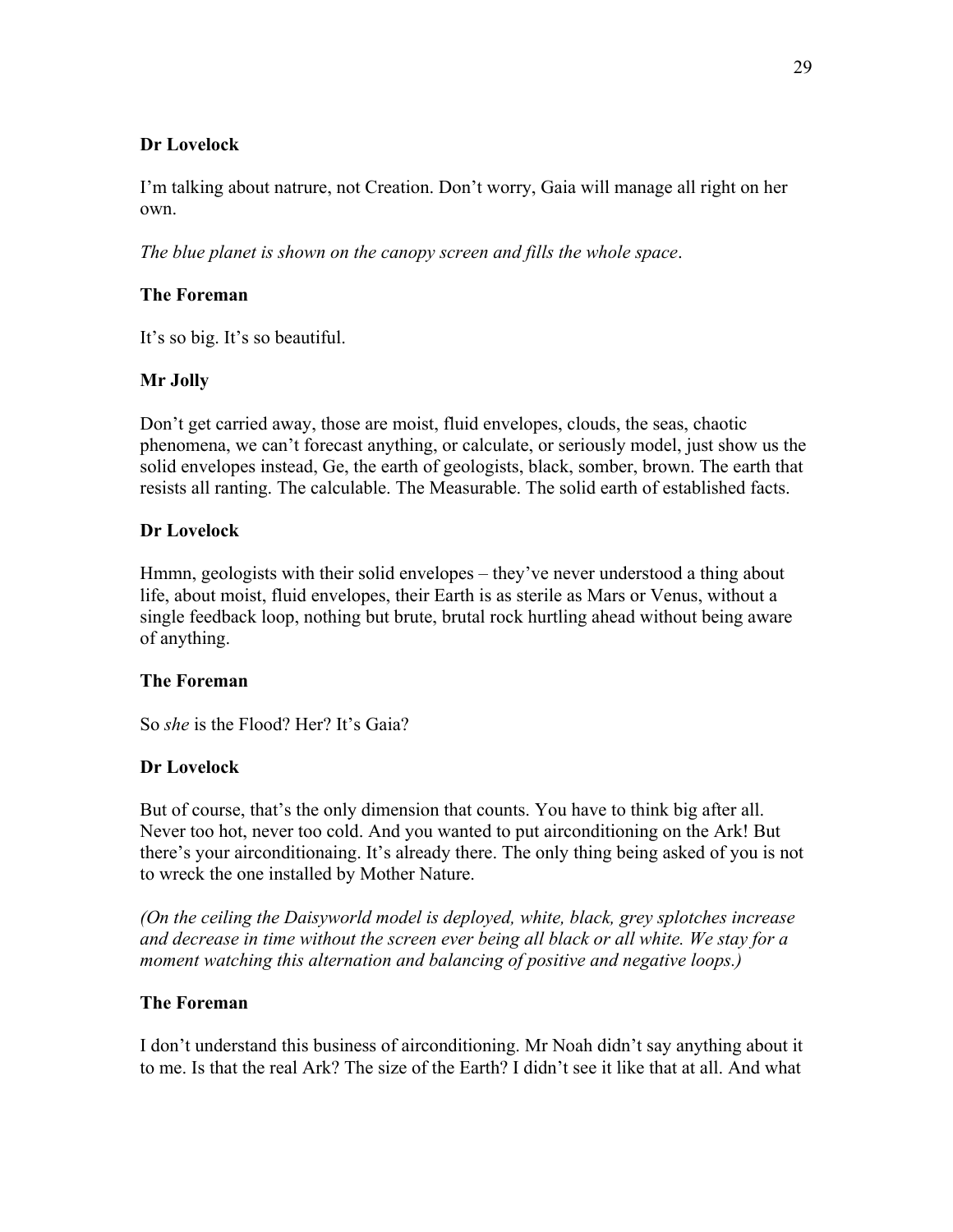**Dr Lovelock**

I'm talking about natrure, not Creation. Don't worry, Gaia will manage all right on her own.

*The blue planet is shown on the canopy screen and fills the whole space*.

**The Foreman**

It's so big. It's so beautiful.

**Mr Jolly**

Don't get carried away, those are moist, fluid envelopes, clouds, the seas, chaotic phenomena, we can't forecast anything, or calculate, or seriously model, just show us the solid envelopes instead, Ge, the earth of geologists, black, somber, brown. The earth that resists all ranting. The calculable. The Measurable. The solid earth of established facts.

**Dr Lovelock**

Hmmn, geologists with their solid envelopes – they've never understood a thing about life, about moist, fluid envelopes, their Earth is as sterile as Mars or Venus, without a single feedback loop, nothing but brute, brutal rock hurtling ahead without being aware of anything.

**The Foreman**

So *she* is the Flood? Her? It's Gaia?

**Dr Lovelock**

But of course, that's the only dimension that counts. You have to think big after all. Never too hot, never too cold. And you wanted to put airconditioning on the Ark! But there's your airconditionaing. It's already there. The only thing being asked of you is not to wreck the one installed by Mother Nature.

*(On the ceiling the Daisyworld model is deployed, white, black, grey splotches increase and decrease in time without the screen ever being all black or all white. We stay for a moment watching this alternation and balancing of positive and negative loops.)*

**The Foreman**

I don't understand this business of airconditioning. Mr Noah didn't say anything about it to me. Is that the real Ark? The size of the Earth? I didn't see it like that at all. And what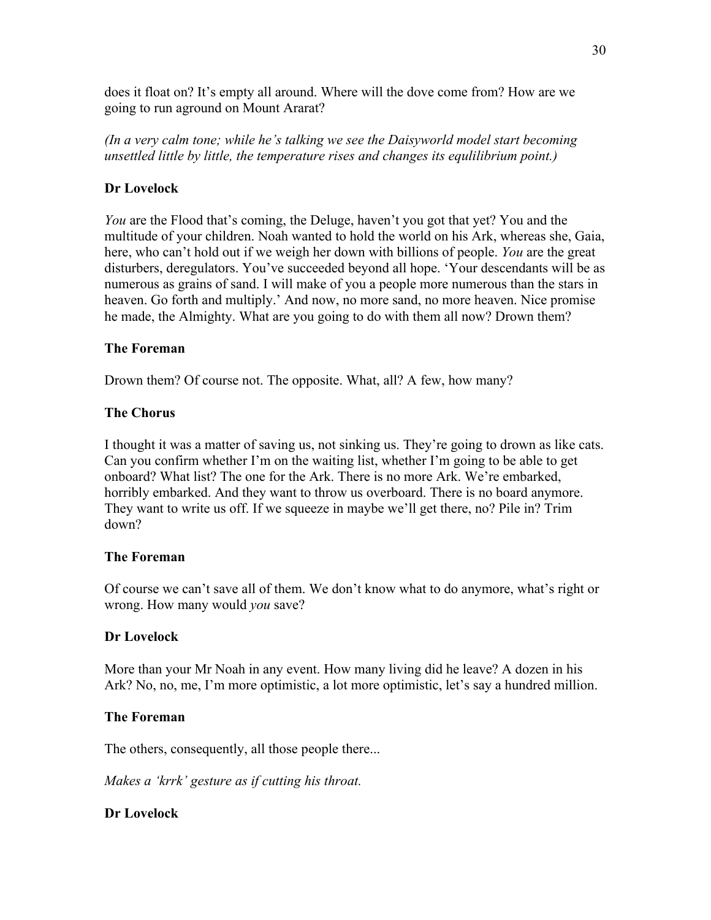does it float on? It's empty all around. Where will the dove come from? How are we going to run aground on Mount Ararat?

*(In a very calm tone; while he's talking we see the Daisyworld model start becoming unsettled little by little, the temperature rises and changes its equlilibrium point.)*

**Dr Lovelock**

*You* are the Flood that's coming, the Deluge, haven't you got that yet? You and the multitude of your children. Noah wanted to hold the world on his Ark, whereas she, Gaia, here, who can't hold out if we weigh her down with billions of people. *You* are the great disturbers, deregulators. You've succeeded beyond all hope. 'Your descendants will be as numerous as grains of sand. I will make of you a people more numerous than the stars in heaven. Go forth and multiply.' And now, no more sand, no more heaven. Nice promise he made, the Almighty. What are you going to do with them all now? Drown them?

**The Foreman**

Drown them? Of course not. The opposite. What, all? A few, how many?

**The Chorus**

I thought it was a matter of saving us, not sinking us. They're going to drown as like cats. Can you confirm whether I'm on the waiting list, whether I'm going to be able to get onboard? What list? The one for the Ark. There is no more Ark. We're embarked, horribly embarked. And they want to throw us overboard. There is no board anymore. They want to write us off. If we squeeze in maybe we'll get there, no? Pile in? Trim down?

**The Foreman**

Of course we can't save all of them. We don't know what to do anymore, what's right or wrong. How many would *you* save?

**Dr Lovelock**

More than your Mr Noah in any event. How many living did he leave? A dozen in his Ark? No, no, me, I'm more optimistic, a lot more optimistic, let's say a hundred million.

**The Foreman**

The others, consequently, all those people there...

*Makes a 'krrk' gesture as if cutting his throat.*

**Dr Lovelock**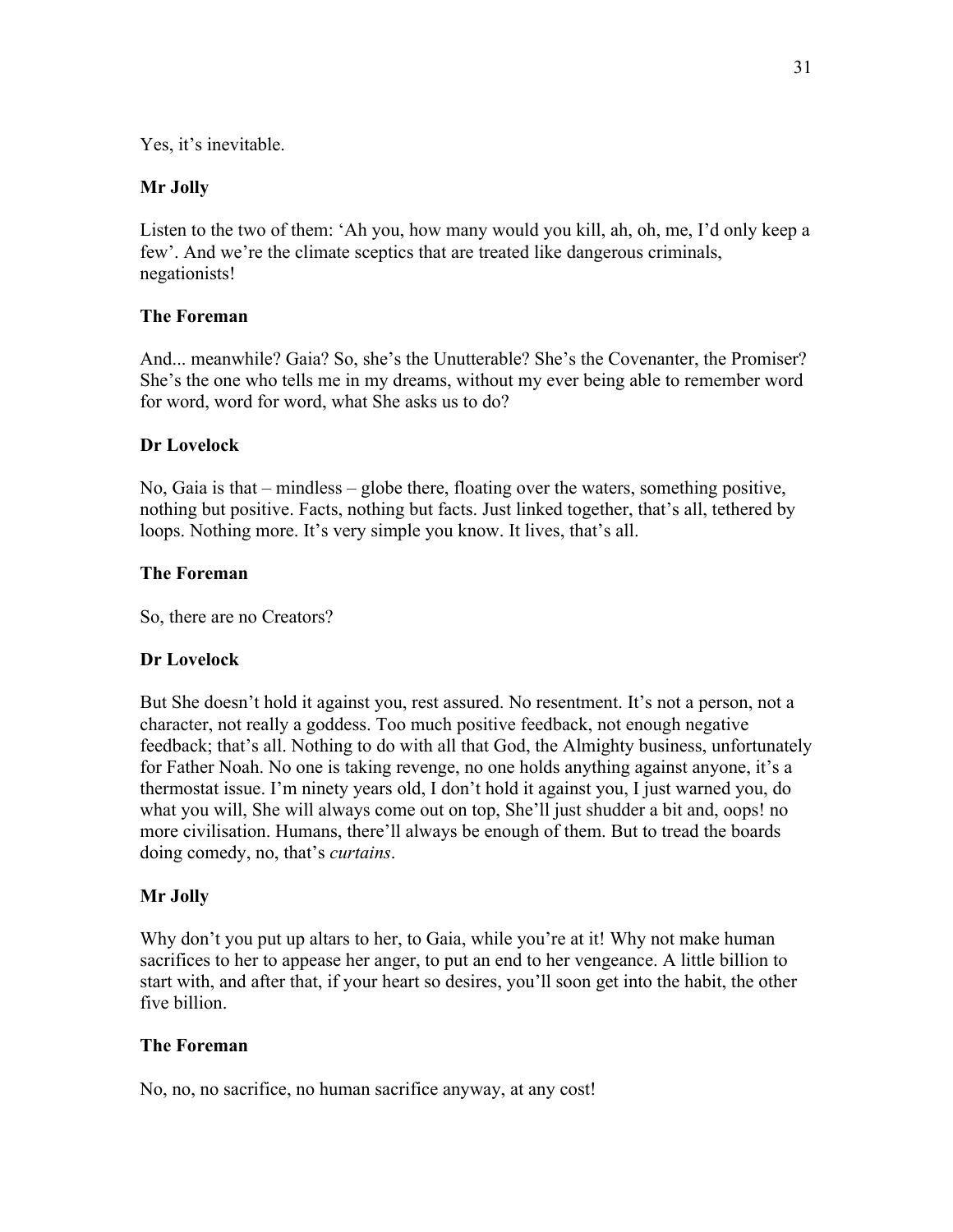Yes, it's inevitable.

**Mr Jolly**

Listen to the two of them: 'Ah you, how many would you kill, ah, oh, me, I'd only keep a few'. And we're the climate sceptics that are treated like dangerous criminals, negationists!

**The Foreman**

And... meanwhile? Gaia? So, she's the Unutterable? She's the Covenanter, the Promiser? She's the one who tells me in my dreams, without my ever being able to remember word for word, word for word, what She asks us to do?

**Dr Lovelock**

No, Gaia is that – mindless – globe there, floating over the waters, something positive, nothing but positive. Facts, nothing but facts. Just linked together, that's all, tethered by loops. Nothing more. It's very simple you know. It lives, that's all.

**The Foreman**

So, there are no Creators?

**Dr Lovelock**

But She doesn't hold it against you, rest assured. No resentment. It's not a person, not a character, not really a goddess. Too much positive feedback, not enough negative feedback; that's all. Nothing to do with all that God, the Almighty business, unfortunately for Father Noah. No one is taking revenge, no one holds anything against anyone, it's a thermostat issue. I'm ninety years old, I don't hold it against you, I just warned you, do what you will, She will always come out on top, She'll just shudder a bit and, oops! no more civilisation. Humans, there'll always be enough of them. But to tread the boards doing comedy, no, that's *curtains*.

**Mr Jolly**

Why don't you put up altars to her, to Gaia, while you're at it! Why not make human sacrifices to her to appease her anger, to put an end to her vengeance. A little billion to start with, and after that, if your heart so desires, you'll soon get into the habit, the other five billion.

**The Foreman**

No, no, no sacrifice, no human sacrifice anyway, at any cost!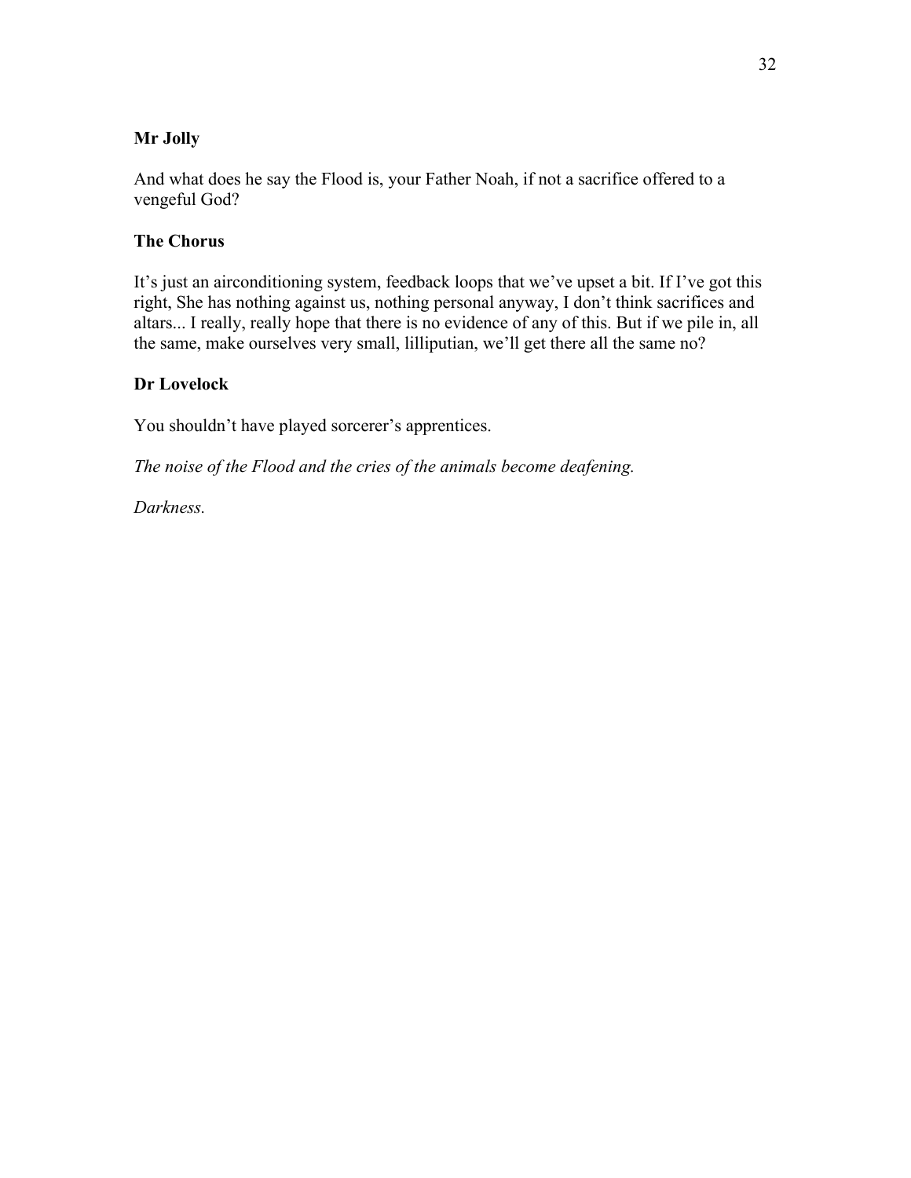**Mr Jolly**

And what does he say the Flood is, your Father Noah, if not a sacrifice offered to a vengeful God?

**The Chorus**

It's just an airconditioning system, feedback loops that we've upset a bit. If I've got this right, She has nothing against us, nothing personal anyway, I don't think sacrifices and altars... I really, really hope that there is no evidence of any of this. But if we pile in, all the same, make ourselves very small, lilliputian, we'll get there all the same no?

**Dr Lovelock**

You shouldn't have played sorcerer's apprentices.

*The noise of the Flood and the cries of the animals become deafening.*

*Darkness.*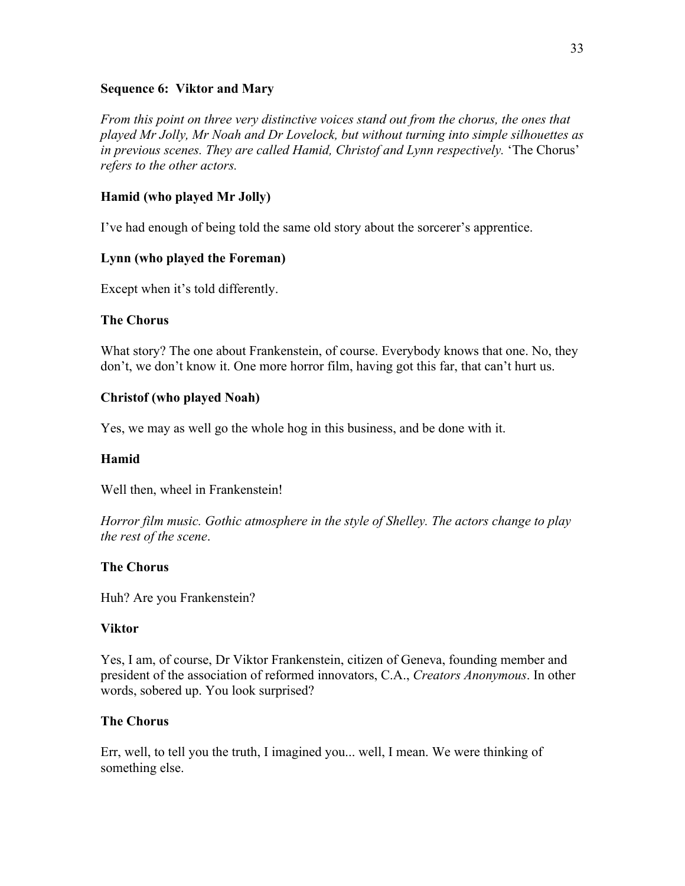### Sequence 6: Viktor and Mary

*From this point on three very distinctive voices stand out from the chorus, the ones that played Mr Jolly, Mr Noah and Dr Lovelock, but without turning into simple silhouettes as in previous scenes. They are called Hamid, Christof and Lynn respectively.* 'The Chorus' *refers to the other actors.*

**Hamid (who played Mr Jolly)**

I've had enough of being told the same old story about the sorcerer's apprentice.

**Lynn (who played the Foreman)**

Except when it's told differently.

**The Chorus**

What story? The one about Frankenstein, of course. Everybody knows that one. No, they don't, we don't know it. One more horror film, having got this far, that can't hurt us.

**Christof (who played Noah)**

Yes, we may as well go the whole hog in this business, and be done with it.

**Hamid**

Well then, wheel in Frankenstein!

*Horror film music. Gothic atmosphere in the style of Shelley. The actors change to play the rest of the scene*.

**The Chorus**

Huh? Are you Frankenstein?

**Viktor**

Yes, I am, of course, Dr Viktor Frankenstein, citizen of Geneva, founding member and president of the association of reformed innovators, C.A., *Creators Anonymous*. In other words, sobered up. You look surprised?

**The Chorus**

Err, well, to tell you the truth, I imagined you... well, I mean. We were thinking of something else.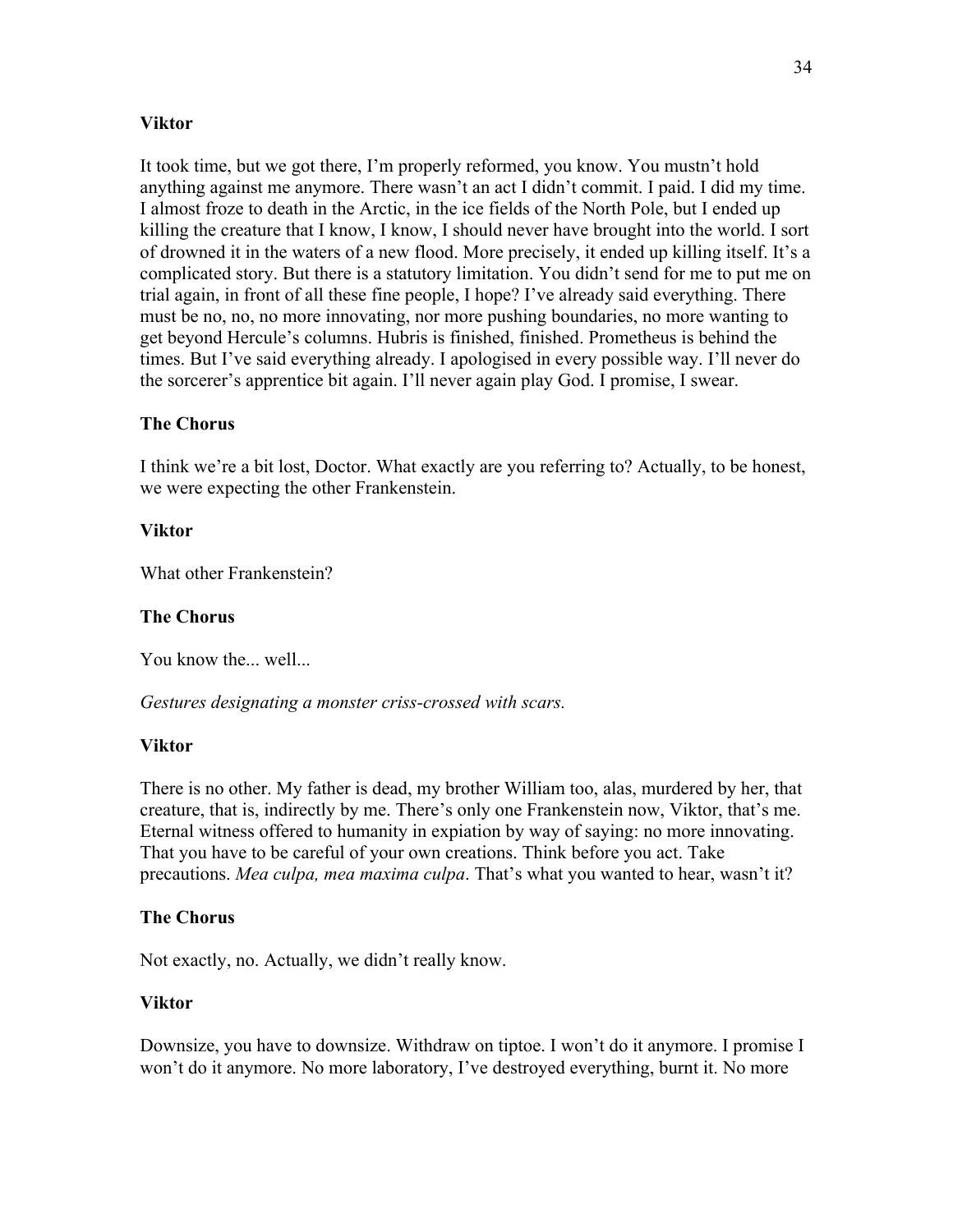**Viktor**

It took time, but we got there, I'm properly reformed, you know. You mustn't hold anything against me anymore. There wasn't an act I didn't commit. I paid. I did my time. I almost froze to death in the Arctic, in the ice fields of the North Pole, but I ended up killing the creature that I know, I know, I should never have brought into the world. I sort of drowned it in the waters of a new flood. More precisely, it ended up killing itself. It's a complicated story. But there is a statutory limitation. You didn't send for me to put me on trial again, in front of all these fine people, I hope? I've already said everything. There must be no, no, no more innovating, nor more pushing boundaries, no more wanting to get beyond Hercule's columns. Hubris is finished, finished. Prometheus is behind the times. But I've said everything already. I apologised in every possible way. I'll never do the sorcerer's apprentice bit again. I'll never again play God. I promise, I swear.

**The Chorus**

I think we're a bit lost, Doctor. What exactly are you referring to? Actually, to be honest, we were expecting the other Frankenstein.

**Viktor**

What other Frankenstein?

**The Chorus**

You know the... well...

*Gestures designating a monster criss-crossed with scars.*

**Viktor**

There is no other. My father is dead, my brother William too, alas, murdered by her, that creature, that is, indirectly by me. There's only one Frankenstein now, Viktor, that's me. Eternal witness offered to humanity in expiation by way of saying: no more innovating. That you have to be careful of your own creations. Think before you act. Take precautions. *Mea culpa, mea maxima culpa*. That's what you wanted to hear, wasn't it?

**The Chorus**

Not exactly, no. Actually, we didn't really know.

**Viktor**

Downsize, you have to downsize. Withdraw on tiptoe. I won't do it anymore. I promise I won't do it anymore. No more laboratory, I've destroyed everything, burnt it. No more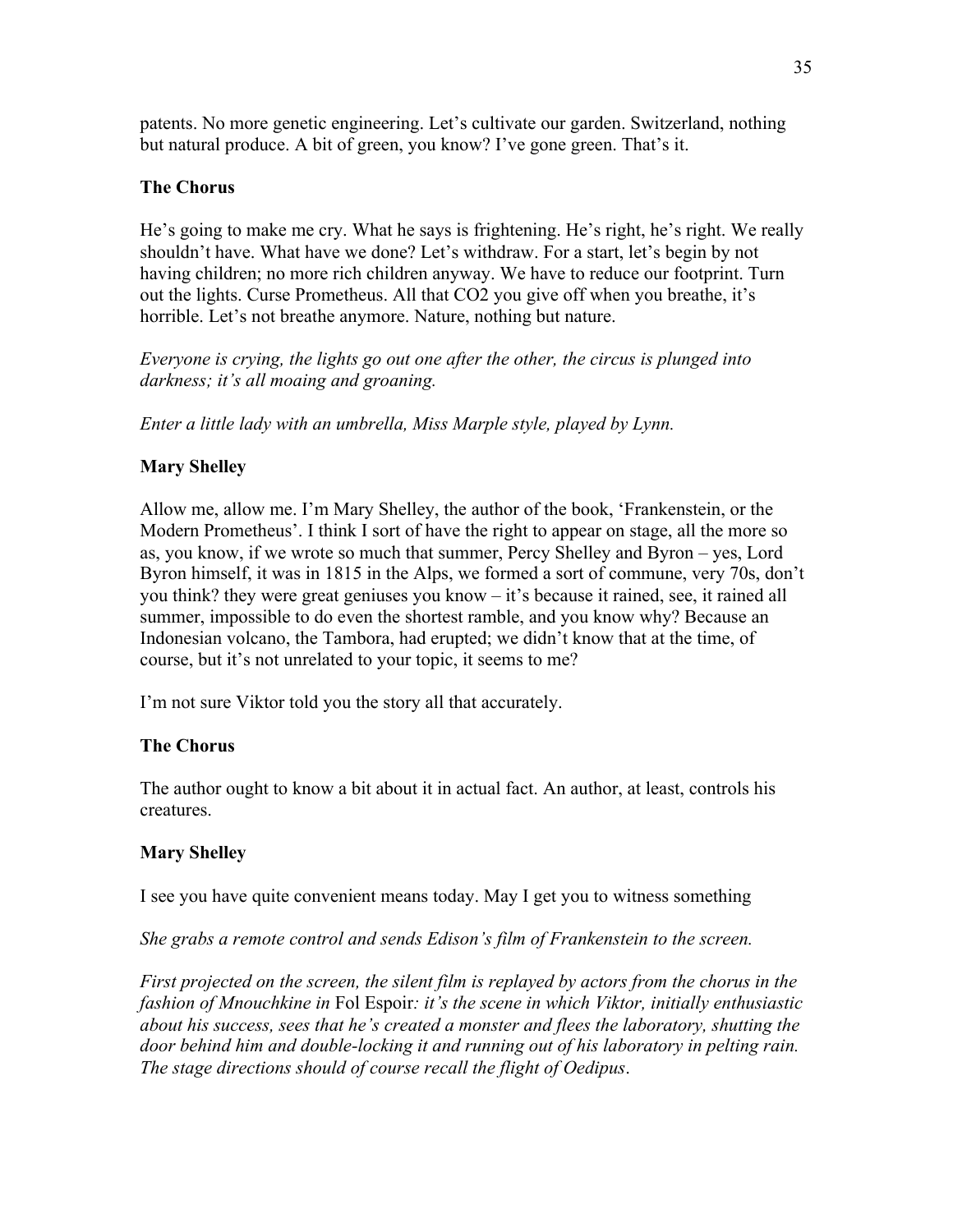patents. No more genetic engineering. Let's cultivate our garden. Switzerland, nothing but natural produce. A bit of green, you know? I've gone green. That's it.

**The Chorus**

He's going to make me cry. What he says is frightening. He's right, he's right. We really shouldn't have. What have we done? Let's withdraw. For a start, let's begin by not having children; no more rich children anyway. We have to reduce our footprint. Turn out the lights. Curse Prometheus. All that $CO_2$ you give off when you breathe, it's horrible. Let's not breathe anymore. Nature, nothing but nature.

*Everyone is crying, the lights go out one after the other, the circus is plunged into darkness; it's all moaing and groaning.*

*Enter a little lady with an umbrella, Miss Marple style, played by Lynn.*

**Mary Shelley**

Allow me, allow me. I'm Mary Shelley, the author of the book, 'Frankenstein, or the Modern Prometheus'. I think I sort of have the right to appear on stage, all the more so as, you know, if we wrote so much that summer, Percy Shelley and Byron – yes, Lord Byron himself, it was in 1815 in the Alps, we formed a sort of commune, very 70s, don't you think? they were great geniuses you know – it's because it rained, see, it rained all summer, impossible to do even the shortest ramble, and you know why? Because an Indonesian volcano, the Tambora, had erupted; we didn't know that at the time, of course, but it's not unrelated to your topic, it seems to me?

I'm not sure Viktor told you the story all that accurately.

**The Chorus**

The author ought to know a bit about it in actual fact. An author, at least, controls his creatures.

**Mary Shelley**

I see you have quite convenient means today. May I get you to witness something

*She grabs a remote control and sends Edison's film of Frankenstein to the screen.*

*First projected on the screen, the silent film is replayed by actors from the chorus in the fashion of Mnouchkine in* Fol Espoir*: it's the scene in which Viktor, initially enthusiastic about his success, sees that he's created a monster and flees the laboratory, shutting the door behind him and double-locking it and running out of his laboratory in pelting rain. The stage directions should of course recall the flight of Oedipus*.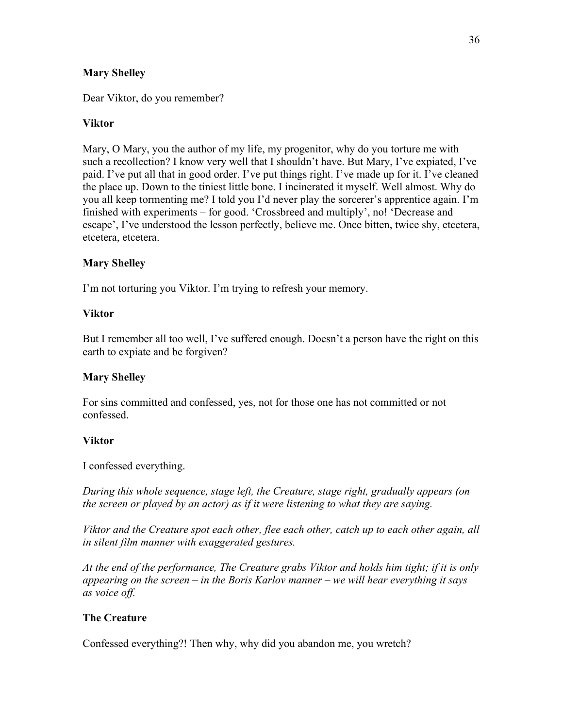**Mary Shelley**

Dear Viktor, do you remember?

**Viktor**

Mary, O Mary, you the author of my life, my progenitor, why do you torture me with such a recollection? I know very well that I shouldn't have. But Mary, I've expiated, I've paid. I've put all that in good order. I've put things right. I've made up for it. I've cleaned the place up. Down to the tiniest little bone. I incinerated it myself. Well almost. Why do you all keep tormenting me? I told you I'd never play the sorcerer's apprentice again. I'm finished with experiments – for good. 'Crossbreed and multiply', no! 'Decrease and escape', I've understood the lesson perfectly, believe me. Once bitten, twice shy, etcetera, etcetera, etcetera.

**Mary Shelley**

I'm not torturing you Viktor. I'm trying to refresh your memory.

**Viktor**

But I remember all too well, I've suffered enough. Doesn't a person have the right on this earth to expiate and be forgiven?

**Mary Shelley**

For sins committed and confessed, yes, not for those one has not committed or not confessed.

**Viktor**

I confessed everything.

*During this whole sequence, stage left, the Creature, stage right, gradually appears (on the screen or played by an actor) as if it were listening to what they are saying.*

*Viktor and the Creature spot each other, flee each other, catch up to each other again, all in silent film manner with exaggerated gestures.*

*At the end of the performance, The Creature grabs Viktor and holds him tight; if it is only appearing on the screen – in the Boris Karlov manner – we will hear everything it says as voice off.*

**The Creature**

Confessed everything?! Then why, why did you abandon me, you wretch?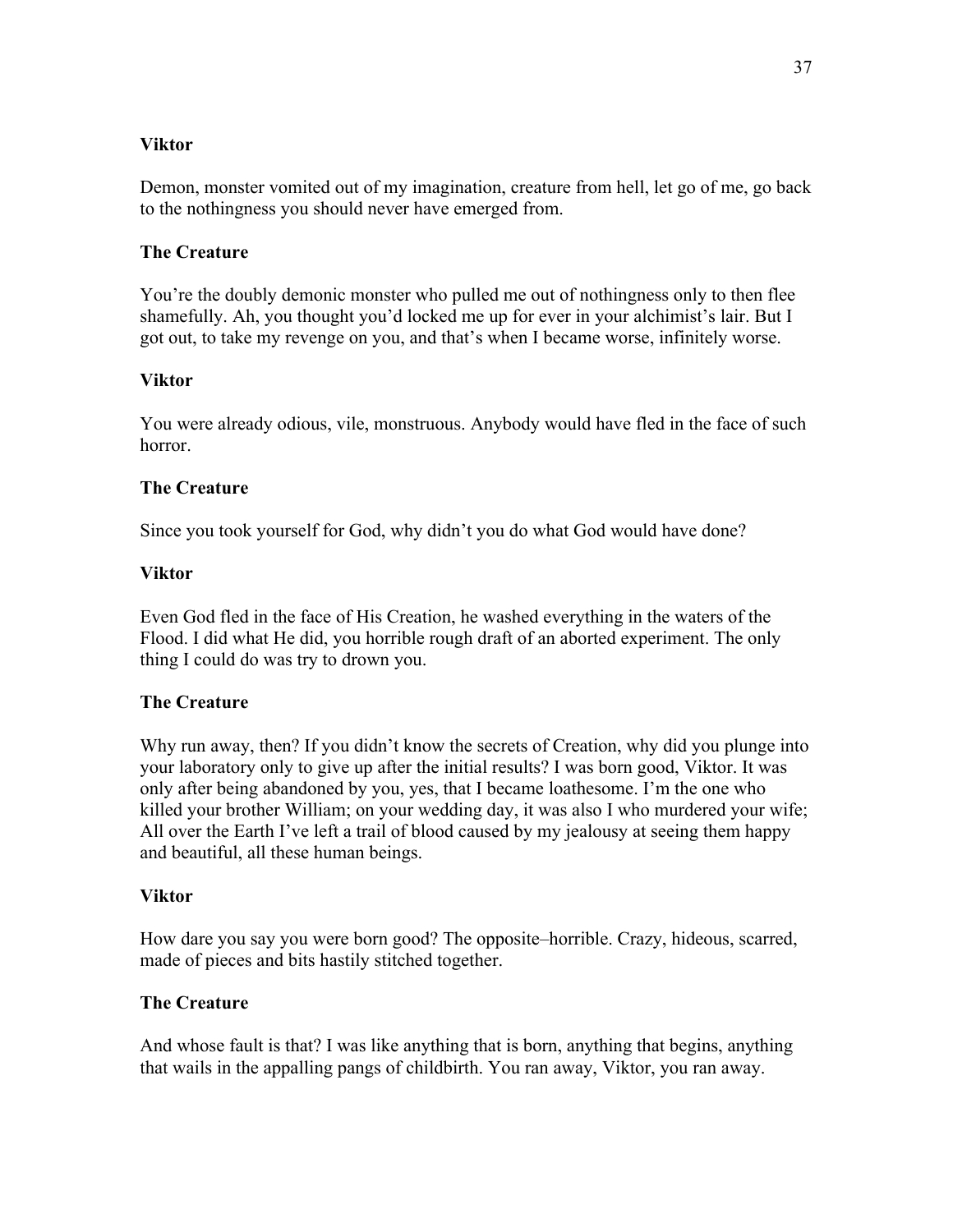**Viktor**

Demon, monster vomited out of my imagination, creature from hell, let go of me, go back to the nothingness you should never have emerged from.

**The Creature**

You're the doubly demonic monster who pulled me out of nothingness only to then flee shamefully. Ah, you thought you'd locked me up for ever in your alchimist's lair. But I got out, to take my revenge on you, and that's when I became worse, infinitely worse.

**Viktor**

You were already odious, vile, monstruous. Anybody would have fled in the face of such horror.

**The Creature**

Since you took yourself for God, why didn't you do what God would have done?

**Viktor**

Even God fled in the face of His Creation, he washed everything in the waters of the Flood. I did what He did, you horrible rough draft of an aborted experiment. The only thing I could do was try to drown you.

**The Creature**

Why run away, then? If you didn't know the secrets of Creation, why did you plunge into your laboratory only to give up after the initial results? I was born good, Viktor. It was only after being abandoned by you, yes, that I became loathesome. I'm the one who killed your brother William; on your wedding day, it was also I who murdered your wife; All over the Earth I've left a trail of blood caused by my jealousy at seeing them happy and beautiful, all these human beings.

**Viktor**

How dare you say you were born good? The opposite–horrible. Crazy, hideous, scarred, made of pieces and bits hastily stitched together.

**The Creature**

And whose fault is that? I was like anything that is born, anything that begins, anything that wails in the appalling pangs of childbirth. You ran away, Viktor, you ran away.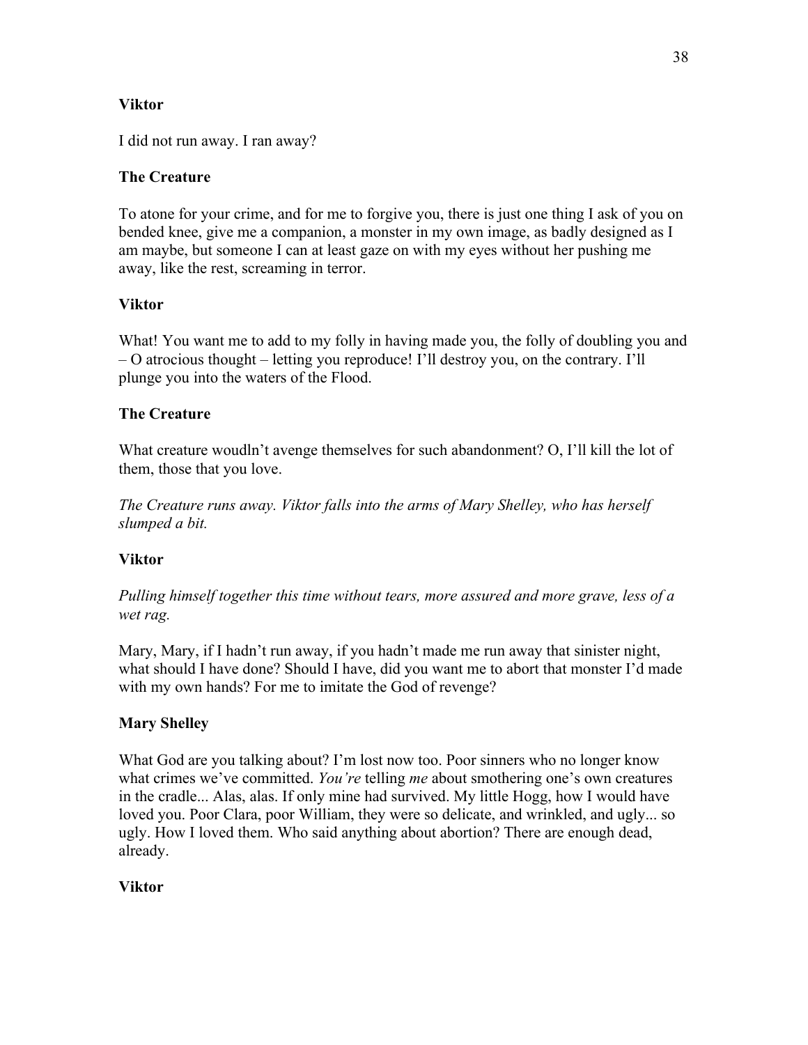**Viktor**

I did not run away. I ran away?

**The Creature**

To atone for your crime, and for me to forgive you, there is just one thing I ask of you on bended knee, give me a companion, a monster in my own image, as badly designed as I am maybe, but someone I can at least gaze on with my eyes without her pushing me away, like the rest, screaming in terror.

**Viktor**

What! You want me to add to my folly in having made you, the folly of doubling you and – O atrocious thought – letting you reproduce! I'll destroy you, on the contrary. I'll plunge you into the waters of the Flood.

**The Creature**

What creature woudln't avenge themselves for such abandonment? O, I'll kill the lot of them, those that you love.

*The Creature runs away. Viktor falls into the arms of Mary Shelley, who has herself slumped a bit.*

**Viktor**

*Pulling himself together this time without tears, more assured and more grave, less of a wet rag.*

Mary, Mary, if I hadn't run away, if you hadn't made me run away that sinister night, what should I have done? Should I have, did you want me to abort that monster I'd made with my own hands? For me to imitate the God of revenge?

**Mary Shelley**

What God are you talking about? I'm lost now too. Poor sinners who no longer know what crimes we've committed. *You're* telling *me* about smothering one's own creatures in the cradle... Alas, alas. If only mine had survived. My little Hogg, how I would have loved you. Poor Clara, poor William, they were so delicate, and wrinkled, and ugly... so ugly. How I loved them. Who said anything about abortion? There are enough dead, already.

**Viktor**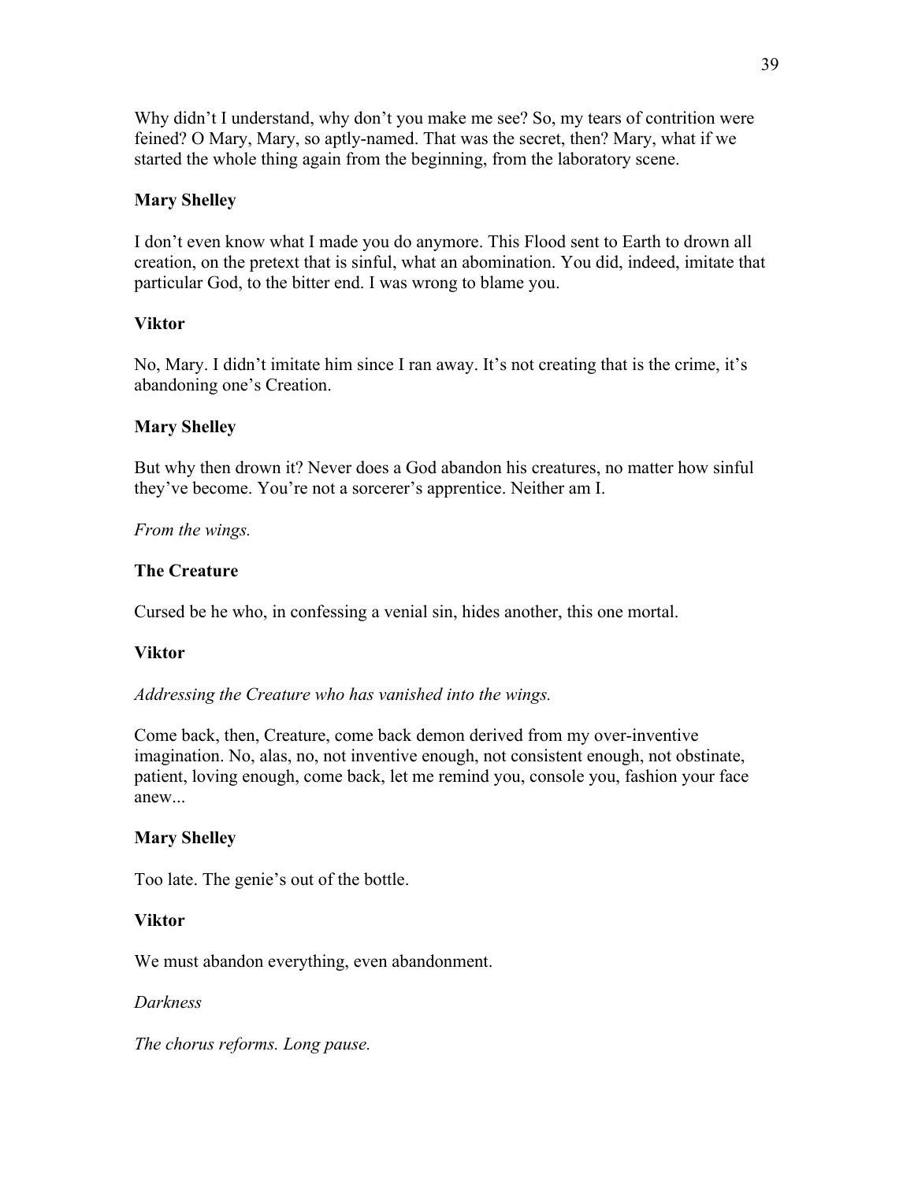Why didn't I understand, why don't you make me see? So, my tears of contrition were feined? O Mary, Mary, so aptly-named. That was the secret, then? Mary, what if we started the whole thing again from the beginning, from the laboratory scene.

**Mary Shelley**

I don't even know what I made you do anymore. This Flood sent to Earth to drown all creation, on the pretext that is sinful, what an abomination. You did, indeed, imitate that particular God, to the bitter end. I was wrong to blame you.

**Viktor**

No, Mary. I didn't imitate him since I ran away. It's not creating that is the crime, it's abandoning one's Creation.

**Mary Shelley**

But why then drown it? Never does a God abandon his creatures, no matter how sinful they've become. You're not a sorcerer's apprentice. Neither am I.

*From the wings.*

**The Creature**

Cursed be he who, in confessing a venial sin, hides another, this one mortal.

**Viktor**

*Addressing the Creature who has vanished into the wings.*

Come back, then, Creature, come back demon derived from my over-inventive imagination. No, alas, no, not inventive enough, not consistent enough, not obstinate, patient, loving enough, come back, let me remind you, console you, fashion your face anew...

**Mary Shelley**

Too late. The genie's out of the bottle.

**Viktor**

We must abandon everything, even abandonment.

*Darkness*

*The chorus reforms. Long pause.*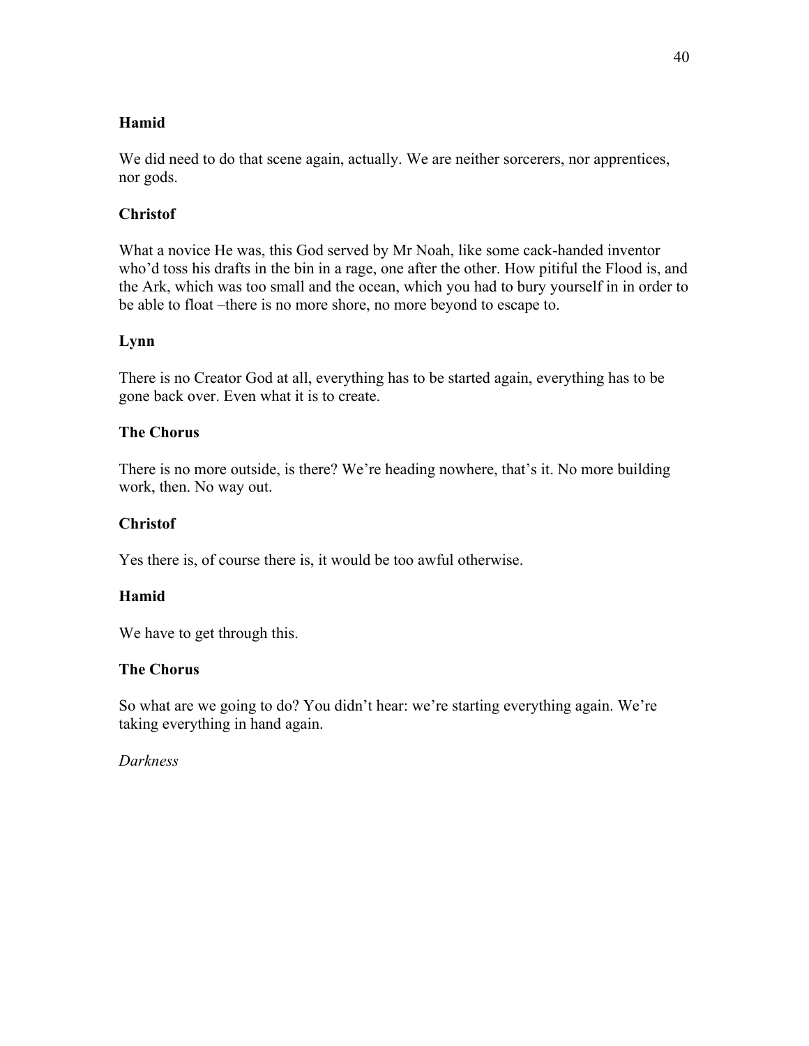**Hamid**

We did need to do that scene again, actually. We are neither sorcerers, nor apprentices, nor gods.

**Christof**

What a novice He was, this God served by Mr Noah, like some cack-handed inventor who'd toss his drafts in the bin in a rage, one after the other. How pitiful the Flood is, and the Ark, which was too small and the ocean, which you had to bury yourself in in order to be able to float –there is no more shore, no more beyond to escape to.

**Lynn**

There is no Creator God at all, everything has to be started again, everything has to be gone back over. Even what it is to create.

**The Chorus**

There is no more outside, is there? We're heading nowhere, that's it. No more building work, then. No way out.

**Christof**

Yes there is, of course there is, it would be too awful otherwise.

**Hamid**

We have to get through this.

**The Chorus**

So what are we going to do? You didn't hear: we're starting everything again. We're taking everything in hand again.

*Darkness*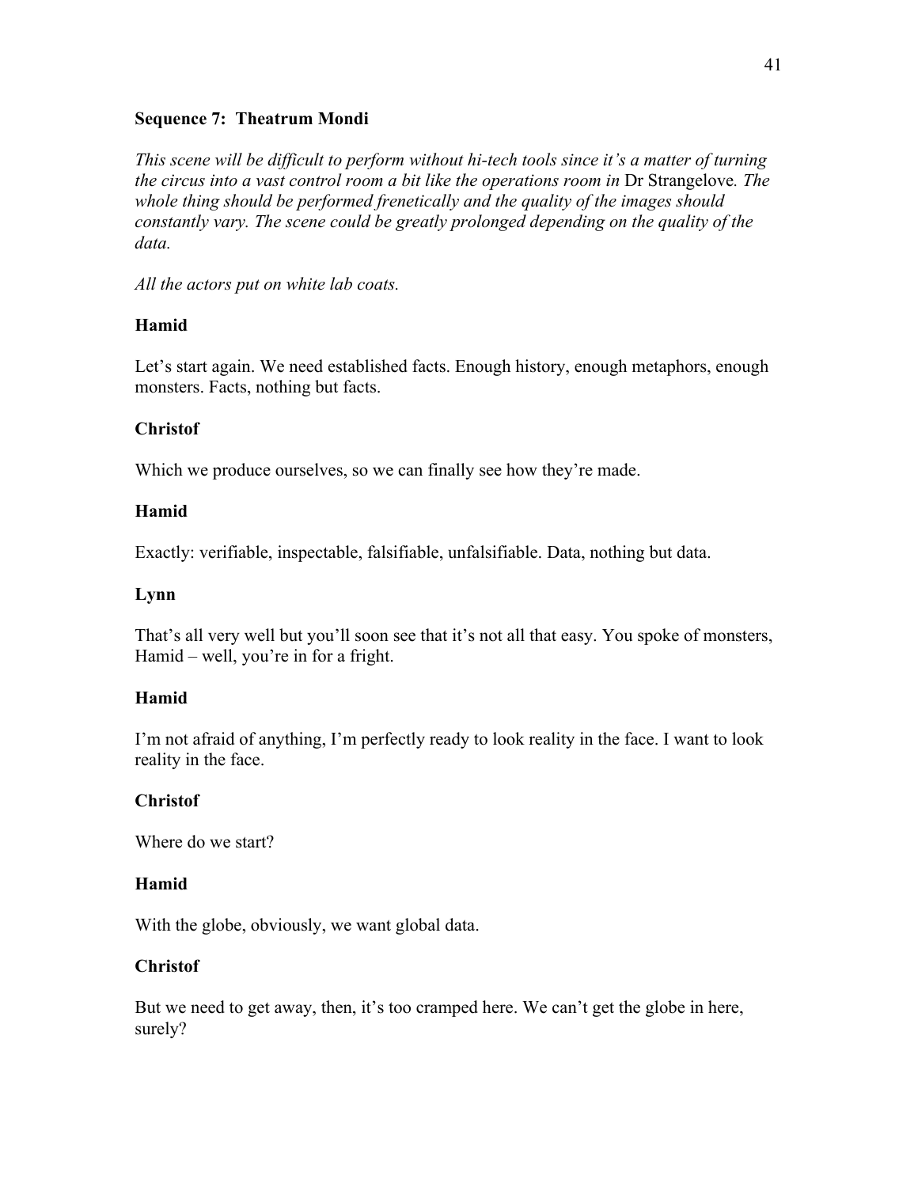**Sequence 7: Theatrum Mondi**

*This scene will be difficult to perform without hi-tech tools since it's a matter of turning the circus into a vast control room a bit like the operations room in* Dr Strangelove*. The whole thing should be performed frenetically and the quality of the images should constantly vary. The scene could be greatly prolonged depending on the quality of the data.*

*All the actors put on white lab coats.*

**Hamid**

Let's start again. We need established facts. Enough history, enough metaphors, enough monsters. Facts, nothing but facts.

**Christof**

Which we produce ourselves, so we can finally see how they're made.

**Hamid**

Exactly: verifiable, inspectable, falsifiable, unfalsifiable. Data, nothing but data.

**Lynn**

That's all very well but you'll soon see that it's not all that easy. You spoke of monsters, Hamid – well, you're in for a fright.

**Hamid**

I'm not afraid of anything, I'm perfectly ready to look reality in the face. I want to look reality in the face.

**Christof**

Where do we start?

**Hamid**

With the globe, obviously, we want global data.

**Christof**

But we need to get away, then, it's too cramped here. We can't get the globe in here, surely?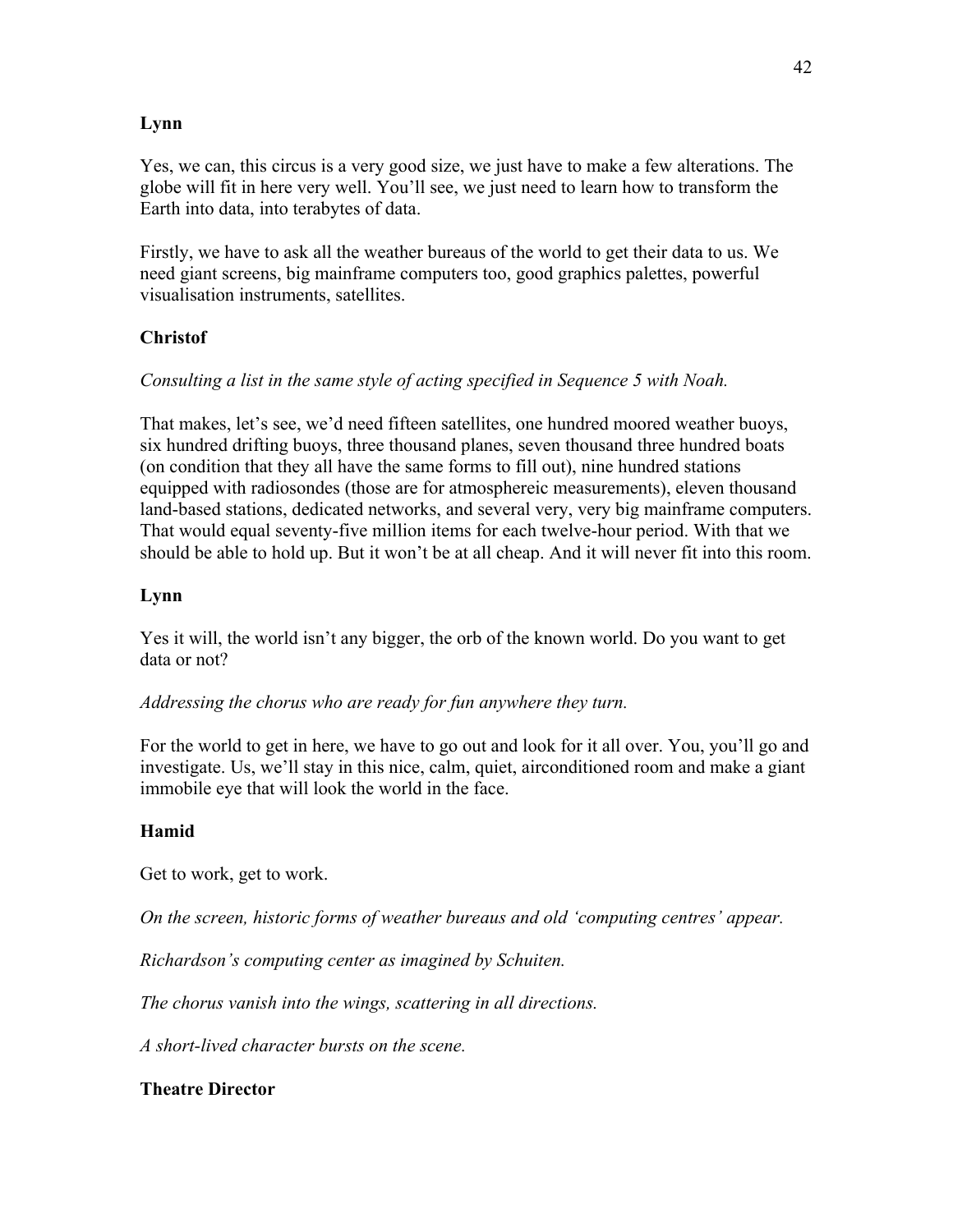**Lynn**

Yes, we can, this circus is a very good size, we just have to make a few alterations. The globe will fit in here very well. You'll see, we just need to learn how to transform the Earth into data, into terabytes of data.

Firstly, we have to ask all the weather bureaus of the world to get their data to us. We need giant screens, big mainframe computers too, good graphics palettes, powerful visualisation instruments, satellites.

**Christof**

*Consulting a list in the same style of acting specified in Sequence 5 with Noah.*

That makes, let's see, we'd need fifteen satellites, one hundred moored weather buoys, six hundred drifting buoys, three thousand planes, seven thousand three hundred boats (on condition that they all have the same forms to fill out), nine hundred stations equipped with radiosondes (those are for atmosphereic measurements), eleven thousand land-based stations, dedicated networks, and several very, very big mainframe computers. That would equal seventy-five million items for each twelve-hour period. With that we should be able to hold up. But it won't be at all cheap. And it will never fit into this room.

**Lynn**

Yes it will, the world isn't any bigger, the orb of the known world. Do you want to get data or not?

*Addressing the chorus who are ready for fun anywhere they turn.*

For the world to get in here, we have to go out and look for it all over. You, you'll go and investigate. Us, we'll stay in this nice, calm, quiet, airconditioned room and make a giant immobile eye that will look the world in the face.

**Hamid**

Get to work, get to work.

*On the screen, historic forms of weather bureaus and old 'computing centres' appear.*

*Richardson's computing center as imagined by Schuiten.*

*The chorus vanish into the wings, scattering in all directions.*

*A short-lived character bursts on the scene.*

**Theatre Director**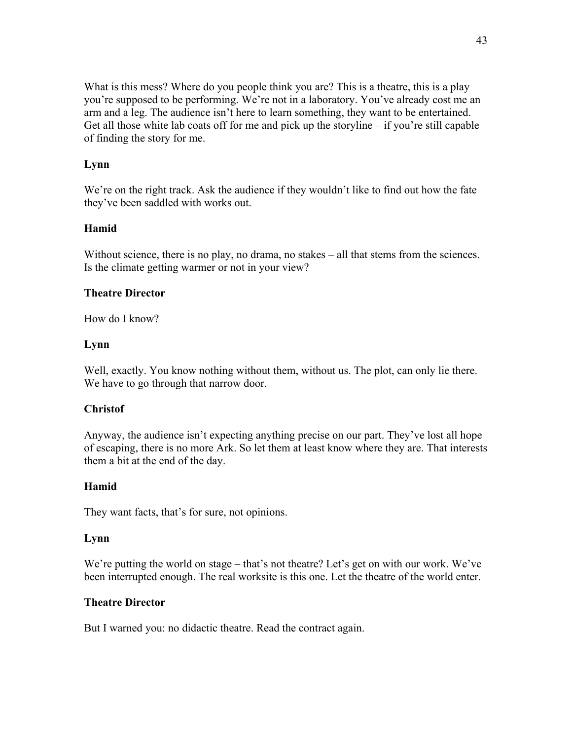What is this mess? Where do you people think you are? This is a theatre, this is a play you're supposed to be performing. We're not in a laboratory. You've already cost me an arm and a leg. The audience isn't here to learn something, they want to be entertained. Get all those white lab coats off for me and pick up the storyline – if you're still capable of finding the story for me.

**Lynn**

We're on the right track. Ask the audience if they wouldn't like to find out how the fate they've been saddled with works out.

**Hamid**

Without science, there is no play, no drama, no stakes – all that stems from the sciences. Is the climate getting warmer or not in your view?

**Theatre Director**

How do I know?

**Lynn**

Well, exactly. You know nothing without them, without us. The plot, can only lie there. We have to go through that narrow door.

**Christof**

Anyway, the audience isn't expecting anything precise on our part. They've lost all hope of escaping, there is no more Ark. So let them at least know where they are. That interests them a bit at the end of the day.

**Hamid**

They want facts, that's for sure, not opinions.

**Lynn**

We're putting the world on stage – that's not theatre? Let's get on with our work. We've been interrupted enough. The real worksite is this one. Let the theatre of the world enter.

**Theatre Director**

But I warned you: no didactic theatre. Read the contract again.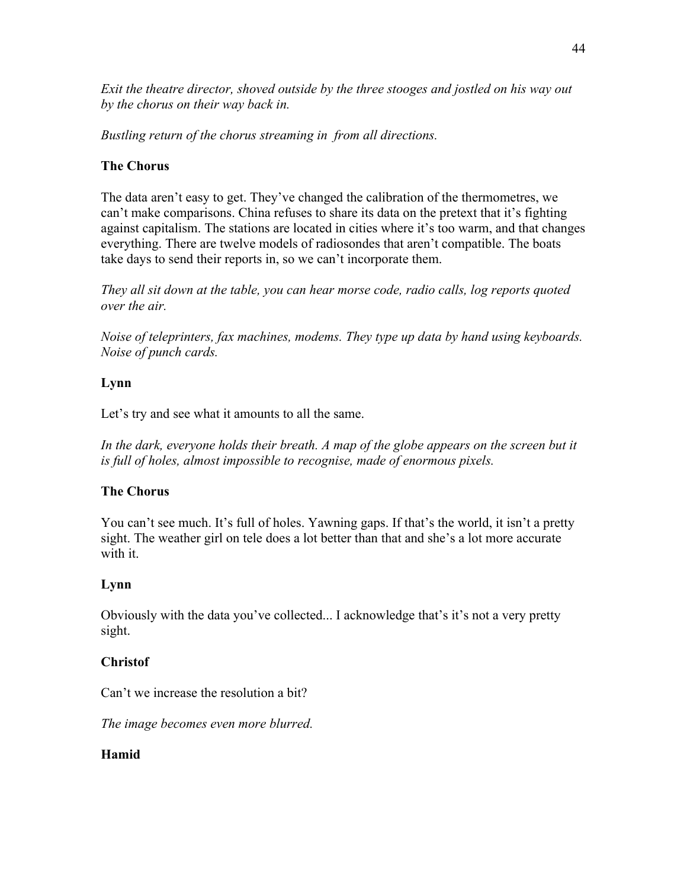*Exit the theatre director, shoved outside by the three stooges and jostled on his way out by the chorus on their way back in.*

*Bustling return of the chorus streaming in  from all directions.*

**The Chorus**

The data aren't easy to get. They've changed the calibration of the thermometres, we can't make comparisons. China refuses to share its data on the pretext that it's fighting against capitalism. The stations are located in cities where it's too warm, and that changes everything. There are twelve models of radiosondes that aren't compatible. The boats take days to send their reports in, so we can't incorporate them.

*They all sit down at the table, you can hear morse code, radio calls, log reports quoted over the air.*

*Noise of teleprinters, fax machines, modems. They type up data by hand using keyboards. Noise of punch cards.*

**Lynn**

Let's try and see what it amounts to all the same.

*In the dark, everyone holds their breath. A map of the globe appears on the screen but it is full of holes, almost impossible to recognise, made of enormous pixels.*

**The Chorus**

You can't see much. It's full of holes. Yawning gaps. If that's the world, it isn't a pretty sight. The weather girl on tele does a lot better than that and she's a lot more accurate with it.

**Lynn**

Obviously with the data you've collected... I acknowledge that's it's not a very pretty sight.

**Christof**

Can't we increase the resolution a bit?

*The image becomes even more blurred.*

**Hamid**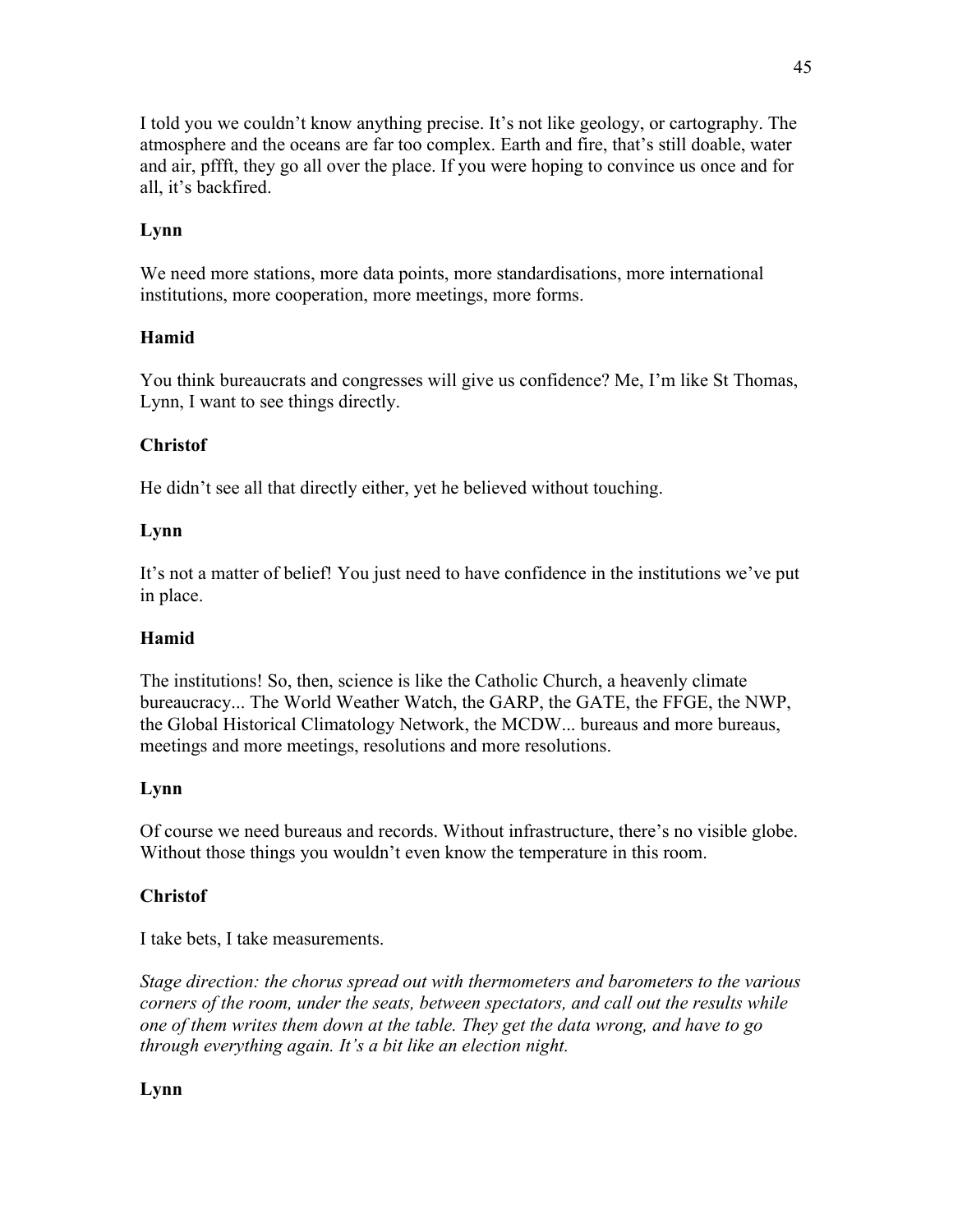I told you we couldn't know anything precise. It's not like geology, or cartography. The atmosphere and the oceans are far too complex. Earth and fire, that's still doable, water and air, pffft, they go all over the place. If you were hoping to convince us once and for all, it's backfired.

**Lynn**

We need more stations, more data points, more standardisations, more international institutions, more cooperation, more meetings, more forms.

**Hamid**

You think bureaucrats and congresses will give us confidence? Me, I'm like St Thomas, Lynn, I want to see things directly.

**Christof**

He didn't see all that directly either, yet he believed without touching.

**Lynn**

It's not a matter of belief! You just need to have confidence in the institutions we've put in place.

**Hamid**

The institutions! So, then, science is like the Catholic Church, a heavenly climate bureaucracy... The World Weather Watch, the GARP, the GATE, the FFGE, the NWP, the Global Historical Climatology Network, the MCDW... bureaus and more bureaus, meetings and more meetings, resolutions and more resolutions.

**Lynn**

Of course we need bureaus and records. Without infrastructure, there's no visible globe. Without those things you wouldn't even know the temperature in this room.

**Christof**

I take bets, I take measurements.

*Stage direction: the chorus spread out with thermometers and barometers to the various corners of the room, under the seats, between spectators, and call out the results while one of them writes them down at the table. They get the data wrong, and have to go through everything again. It's a bit like an election night.*

**Lynn**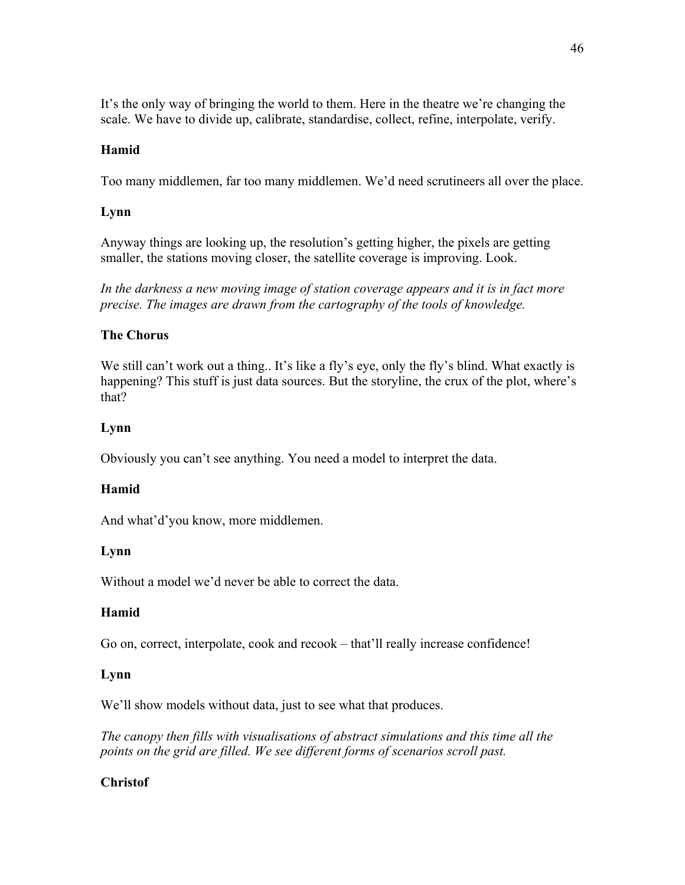It's the only way of bringing the world to them. Here in the theatre we're changing the scale. We have to divide up, calibrate, standardise, collect, refine, interpolate, verify.

**Hamid**

Too many middlemen, far too many middlemen. We'd need scrutineers all over the place.

**Lynn**

Anyway things are looking up, the resolution's getting higher, the pixels are getting smaller, the stations moving closer, the satellite coverage is improving. Look.

*In the darkness a new moving image of station coverage appears and it is in fact more precise. The images are drawn from the cartography of the tools of knowledge.*

**The Chorus**

We still can't work out a thing.. It's like a fly's eye, only the fly's blind. What exactly is happening? This stuff is just data sources. But the storyline, the crux of the plot, where's that?

**Lynn**

Obviously you can't see anything. You need a model to interpret the data.

**Hamid**

And what'd'you know, more middlemen.

**Lynn**

Without a model we'd never be able to correct the data.

**Hamid**

Go on, correct, interpolate, cook and recook – that'll really increase confidence!

**Lynn**

We'll show models without data, just to see what that produces.

*The canopy then fills with visualisations of abstract simulations and this time all the points on the grid are filled. We see different forms of scenarios scroll past.*

**Christof**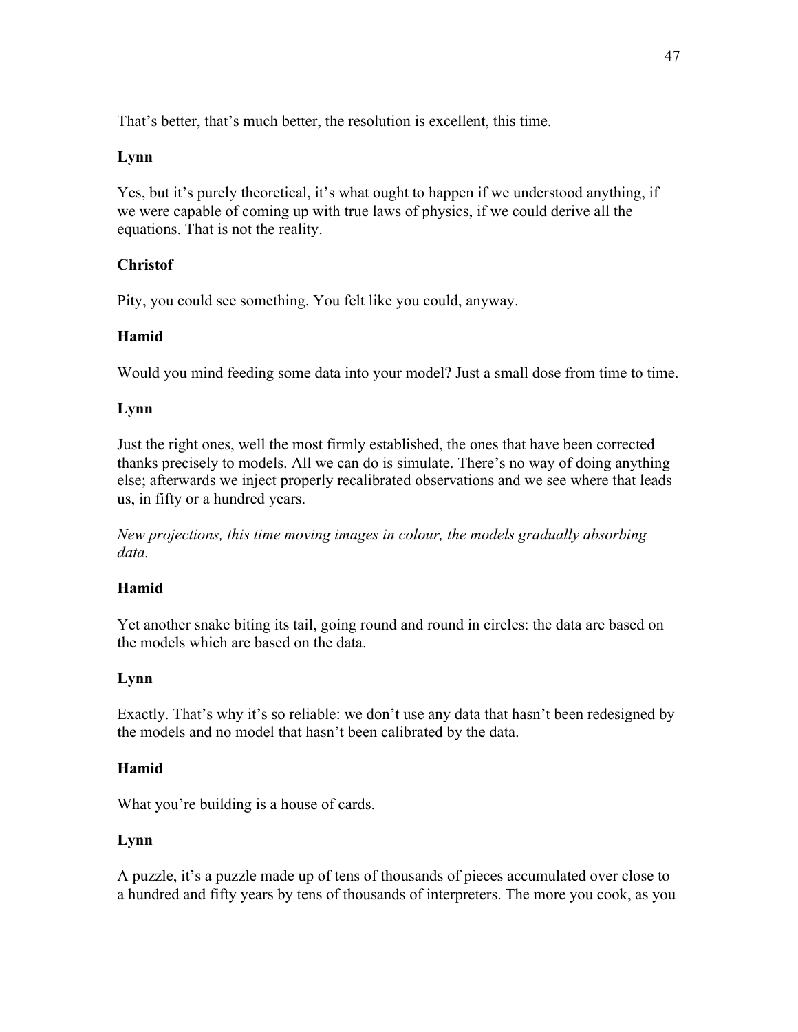That's better, that's much better, the resolution is excellent, this time.

**Lynn**

Yes, but it's purely theoretical, it's what ought to happen if we understood anything, if we were capable of coming up with true laws of physics, if we could derive all the equations. That is not the reality.

**Christof**

Pity, you could see something. You felt like you could, anyway.

**Hamid**

Would you mind feeding some data into your model? Just a small dose from time to time.

**Lynn**

Just the right ones, well the most firmly established, the ones that have been corrected thanks precisely to models. All we can do is simulate. There's no way of doing anything else; afterwards we inject properly recalibrated observations and we see where that leads us, in fifty or a hundred years.

*New projections, this time moving images in colour, the models gradually absorbing data.*

**Hamid**

Yet another snake biting its tail, going round and round in circles: the data are based on the models which are based on the data.

**Lynn**

Exactly. That's why it's so reliable: we don't use any data that hasn't been redesigned by the models and no model that hasn't been calibrated by the data.

**Hamid**

What you're building is a house of cards.

**Lynn**

A puzzle, it's a puzzle made up of tens of thousands of pieces accumulated over close to a hundred and fifty years by tens of thousands of interpreters. The more you cook, as you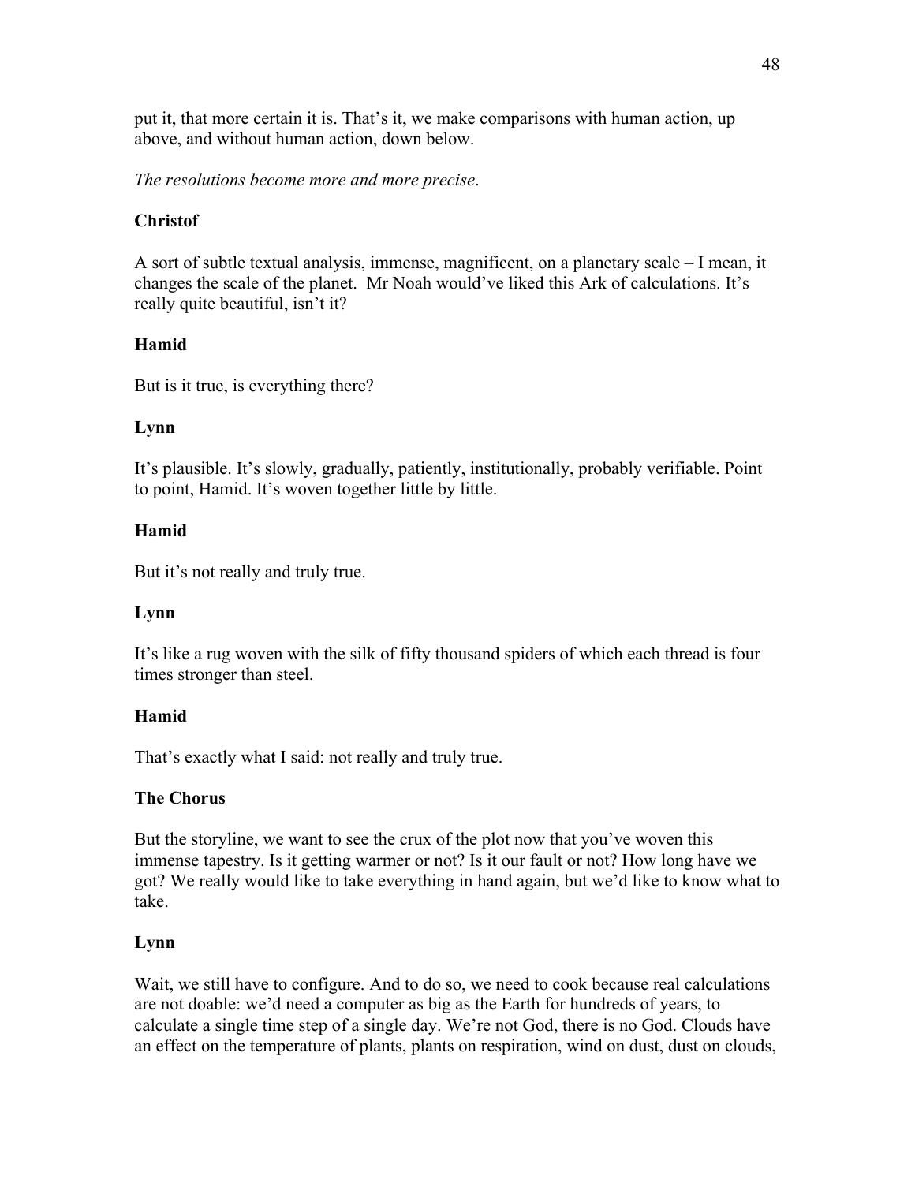put it, that more certain it is. That's it, we make comparisons with human action, up above, and without human action, down below.

*The resolutions become more and more precise*.

**Christof**

A sort of subtle textual analysis, immense, magnificent, on a planetary scale – I mean, it changes the scale of the planet. Mr Noah would've liked this Ark of calculations. It's really quite beautiful, isn't it?

**Hamid**

But is it true, is everything there?

**Lynn**

It's plausible. It's slowly, gradually, patiently, institutionally, probably verifiable. Point to point, Hamid. It's woven together little by little.

**Hamid**

But it's not really and truly true.

**Lynn**

It's like a rug woven with the silk of fifty thousand spiders of which each thread is four times stronger than steel.

**Hamid**

That's exactly what I said: not really and truly true.

**The Chorus**

But the storyline, we want to see the crux of the plot now that you've woven this immense tapestry. Is it getting warmer or not? Is it our fault or not? How long have we got? We really would like to take everything in hand again, but we'd like to know what to take.

**Lynn**

Wait, we still have to configure. And to do so, we need to cook because real calculations are not doable: we'd need a computer as big as the Earth for hundreds of years, to calculate a single time step of a single day. We're not God, there is no God. Clouds have an effect on the temperature of plants, plants on respiration, wind on dust, dust on clouds,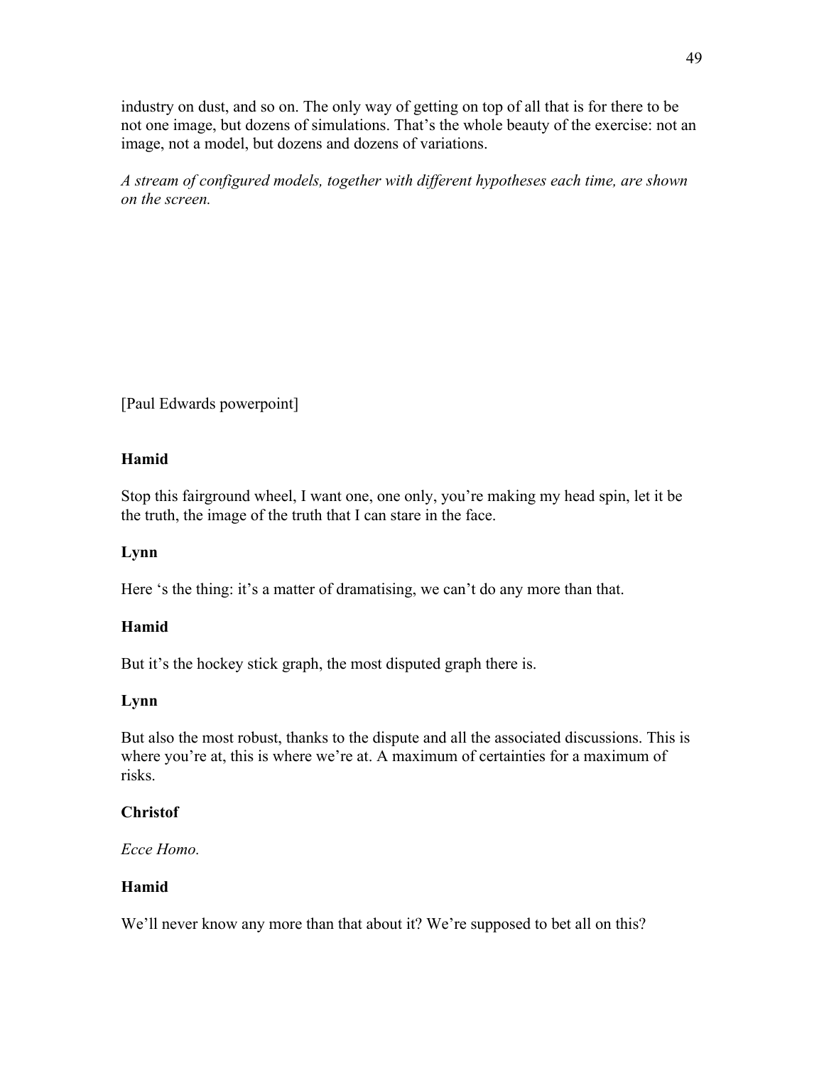industry on dust, and so on. The only way of getting on top of all that is for there to be not one image, but dozens of simulations. That's the whole beauty of the exercise: not an image, not a model, but dozens and dozens of variations.

*A stream of configured models, together with different hypotheses each time, are shown on the screen.*

[Paul Edwards powerpoint]

**Hamid**

Stop this fairground wheel, I want one, one only, you're making my head spin, let it be the truth, the image of the truth that I can stare in the face.

**Lynn**

Here 's the thing: it's a matter of dramatising, we can't do any more than that.

**Hamid**

But it's the hockey stick graph, the most disputed graph there is.

**Lynn**

But also the most robust, thanks to the dispute and all the associated discussions. This is where you're at, this is where we're at. A maximum of certainties for a maximum of risks.

**Christof**

*Ecce Homo.*

**Hamid**

We'll never know any more than that about it? We're supposed to bet all on this?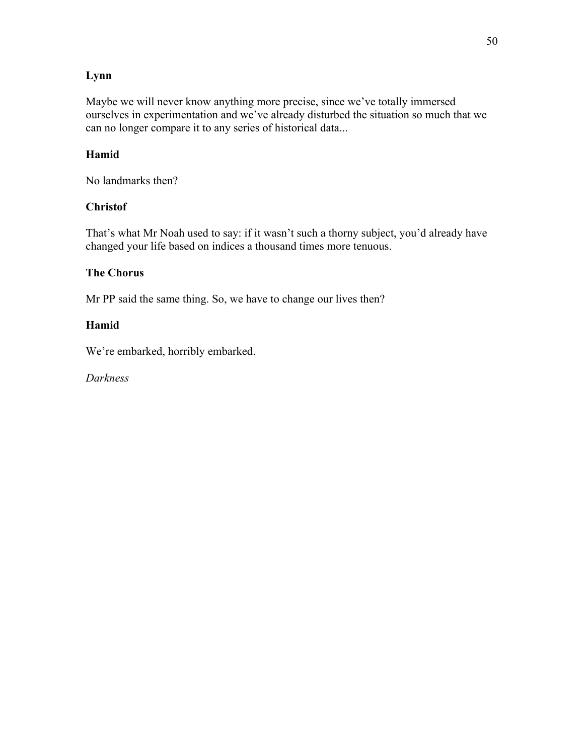**Lynn**

Maybe we will never know anything more precise, since we've totally immersed ourselves in experimentation and we've already disturbed the situation so much that we can no longer compare it to any series of historical data...

**Hamid**

No landmarks then?

**Christof**

That's what Mr Noah used to say: if it wasn't such a thorny subject, you'd already have changed your life based on indices a thousand times more tenuous.

**The Chorus**

Mr PP said the same thing. So, we have to change our lives then?

**Hamid**

We're embarked, horribly embarked.

*Darkness*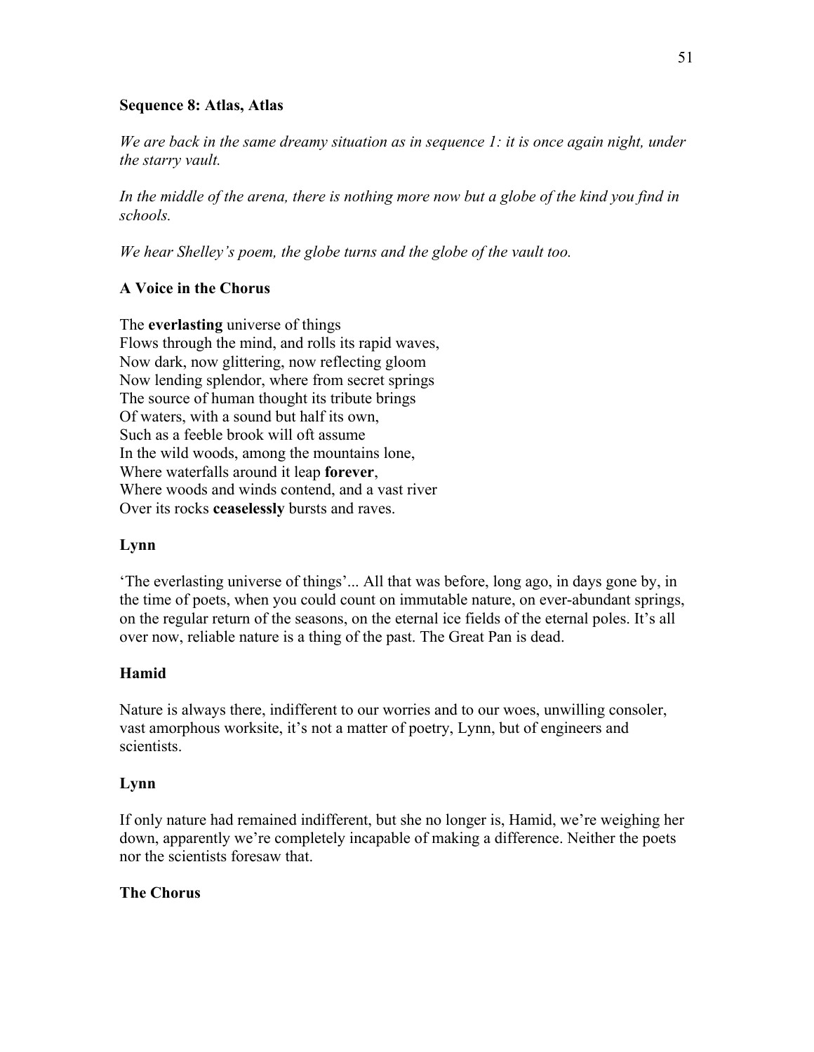### Sequence 8: Atlas, Atlas

*We are back in the same dreamy situation as in sequence 1: it is once again night, under the starry vault.*

*In the middle of the arena, there is nothing more now but a globe of the kind you find in schools.*

*We hear Shelley's poem, the globe turns and the globe of the vault too.*

**A Voice in the Chorus**

The **everlasting** universe of things  
Flows through the mind, and rolls its rapid waves,  
Now dark, now glittering, now reflecting gloom  
Now lending splendor, where from secret springs  
The source of human thought its tribute brings  
Of waters, with a sound but half its own,  
Such as a feeble brook will oft assume  
In the wild woods, among the mountains lone,  
Where waterfalls around it leap **forever**,  
Where woods and winds contend, and a vast river  
Over its rocks **ceaselessly** bursts and raves.

**Lynn**

'The everlasting universe of things'... All that was before, long ago, in days gone by, in the time of poets, when you could count on immutable nature, on ever-abundant springs, on the regular return of the seasons, on the eternal ice fields of the eternal poles. It's all over now, reliable nature is a thing of the past. The Great Pan is dead.

**Hamid**

Nature is always there, indifferent to our worries and to our woes, unwilling consoler, vast amorphous worksite, it's not a matter of poetry, Lynn, but of engineers and scientists.

**Lynn**

If only nature had remained indifferent, but she no longer is, Hamid, we're weighing her down, apparently we're completely incapable of making a difference. Neither the poets nor the scientists foresaw that.

**The Chorus**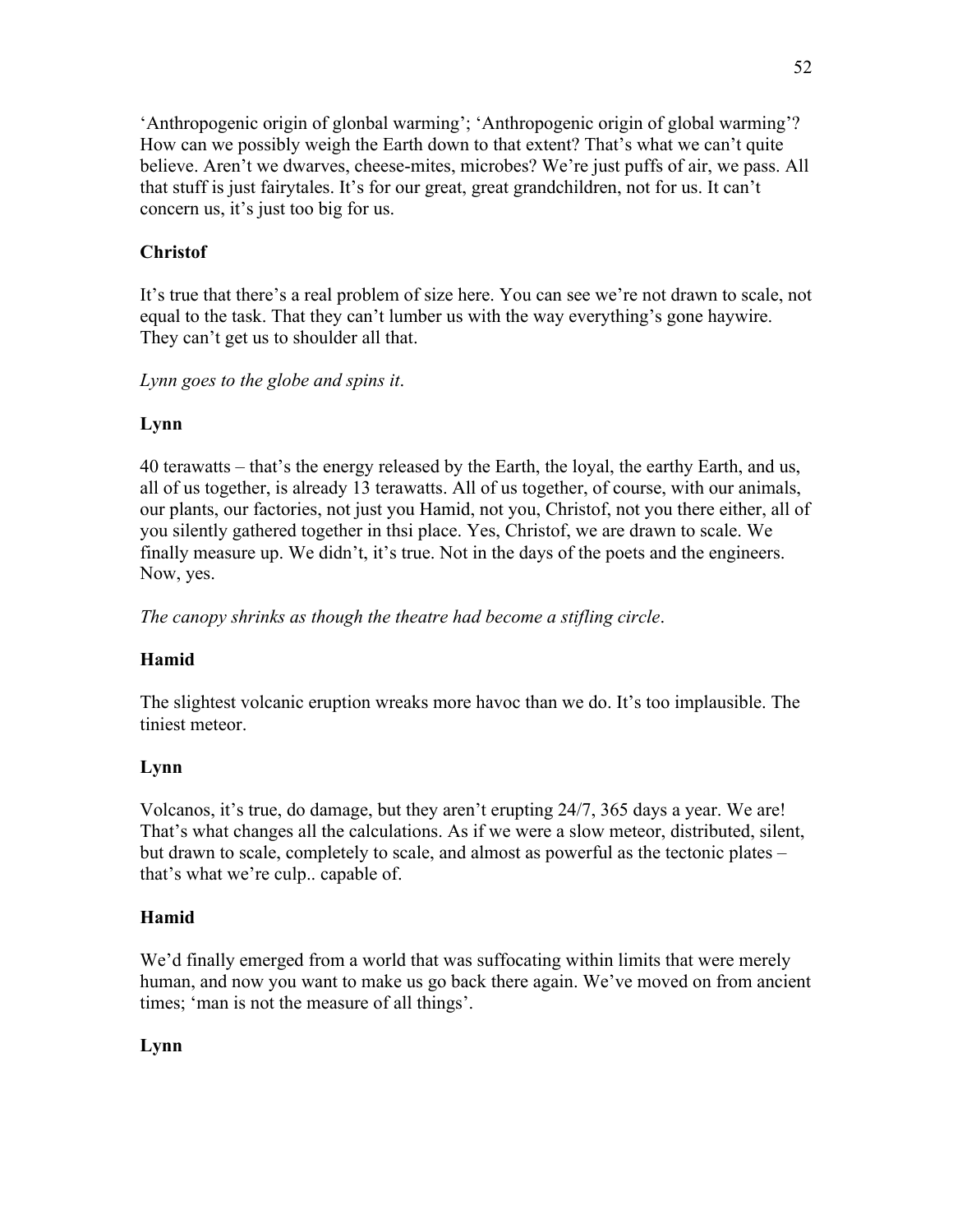'Anthropogenic origin of glonbal warming'; 'Anthropogenic origin of global warming'? How can we possibly weigh the Earth down to that extent? That's what we can't quite believe. Aren't we dwarves, cheese-mites, microbes? We're just puffs of air, we pass. All that stuff is just fairytales. It's for our great, great grandchildren, not for us. It can't concern us, it's just too big for us.

**Christof**

It's true that there's a real problem of size here. You can see we're not drawn to scale, not equal to the task. That they can't lumber us with the way everything's gone haywire. They can't get us to shoulder all that.

*Lynn goes to the globe and spins it.*

**Lynn**

40 terawatts – that's the energy released by the Earth, the loyal, the earthy Earth, and us, all of us together, is already 13 terawatts. All of us together, of course, with our animals, our plants, our factories, not just you Hamid, not you, Christof, not you there either, all of you silently gathered together in thsi place. Yes, Christof, we are drawn to scale. We finally measure up. We didn't, it's true. Not in the days of the poets and the engineers. Now, yes.

*The canopy shrinks as though the theatre had become a stifling circle.*

**Hamid**

The slightest volcanic eruption wreaks more havoc than we do. It's too implausible. The tiniest meteor.

**Lynn**

Volcanos, it's true, do damage, but they aren't erupting 24/7, 365 days a year. We are! That's what changes all the calculations. As if we were a slow meteor, distributed, silent, but drawn to scale, completely to scale, and almost as powerful as the tectonic plates – that's what we're culp.. capable of.

**Hamid**

We'd finally emerged from a world that was suffocating within limits that were merely human, and now you want to make us go back there again. We've moved on from ancient times; 'man is not the measure of all things'.

**Lynn**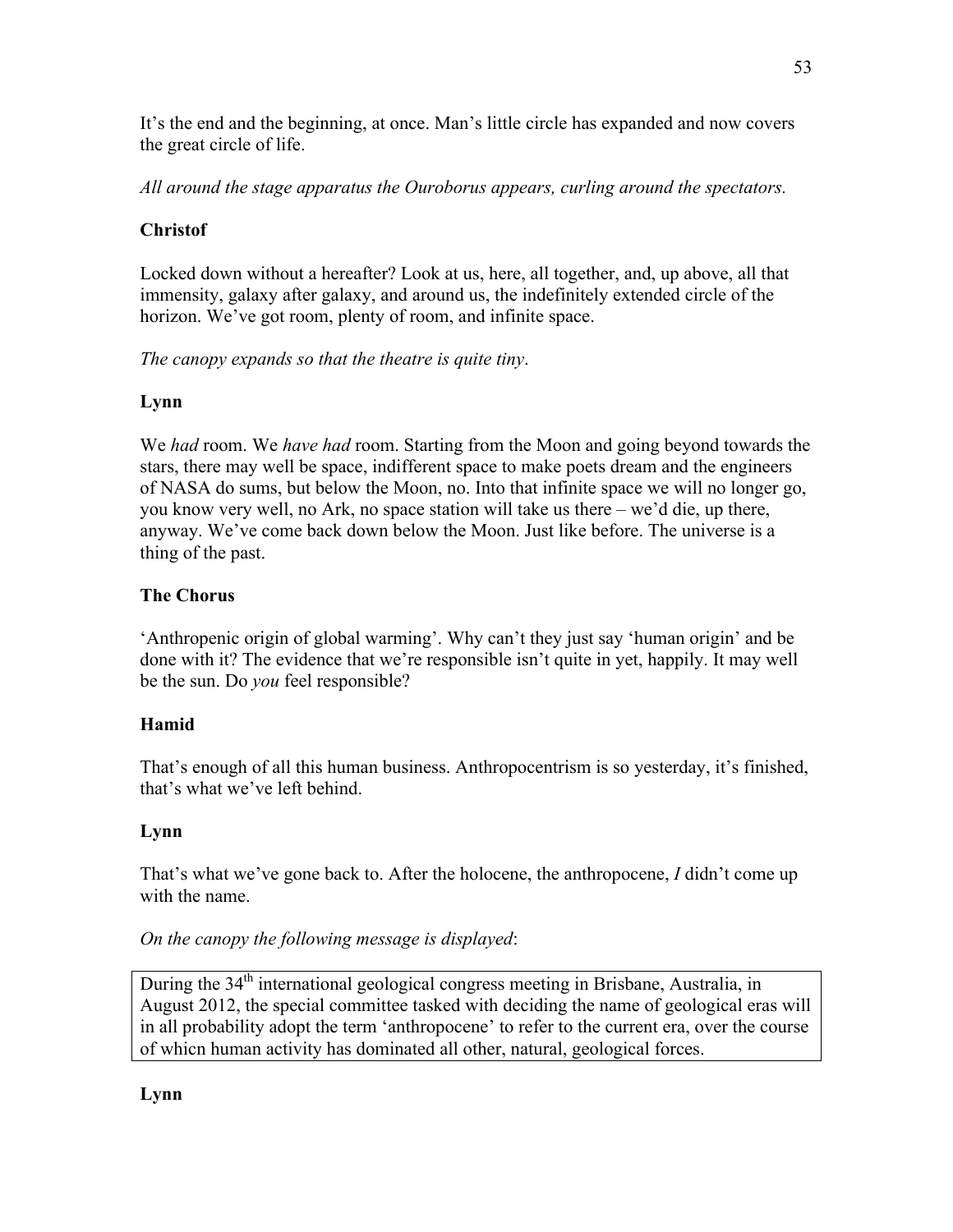It's the end and the beginning, at once. Man's little circle has expanded and now covers the great circle of life.

*All around the stage apparatus the Ouroborus appears, curling around the spectators.*

**Christof**

Locked down without a hereafter? Look at us, here, all together, and, up above, all that immensity, galaxy after galaxy, and around us, the indefinitely extended circle of the horizon. We've got room, plenty of room, and infinite space.

*The canopy expands so that the theatre is quite tiny*.

**Lynn**

We *had* room. We *have had* room. Starting from the Moon and going beyond towards the stars, there may well be space, indifferent space to make poets dream and the engineers of NASA do sums, but below the Moon, no. Into that infinite space we will no longer go, you know very well, no Ark, no space station will take us there – we'd die, up there, anyway. We've come back down below the Moon. Just like before. The universe is a thing of the past.

**The Chorus**

'Anthropenic origin of global warming'. Why can't they just say 'human origin' and be done with it? The evidence that we're responsible isn't quite in yet, happily. It may well be the sun. Do *you* feel responsible?

**Hamid**

That's enough of all this human business. Anthropocentrism is so yesterday, it's finished, that's what we've left behind.

**Lynn**

That's what we've gone back to. After the holocene, the anthropocene, *I* didn't come up with the name.

*On the canopy the following message is displayed*:

| During the 34th international geological congress meeting in Brisbane, Australia, in August 2012, the special committee tasked with deciding the name of geological eras will in all probability adopt the term 'anthropocene' to refer to the current era, over the course of whicn human activity has dominated all other, natural, geological forces. |
| --- |

**Lynn**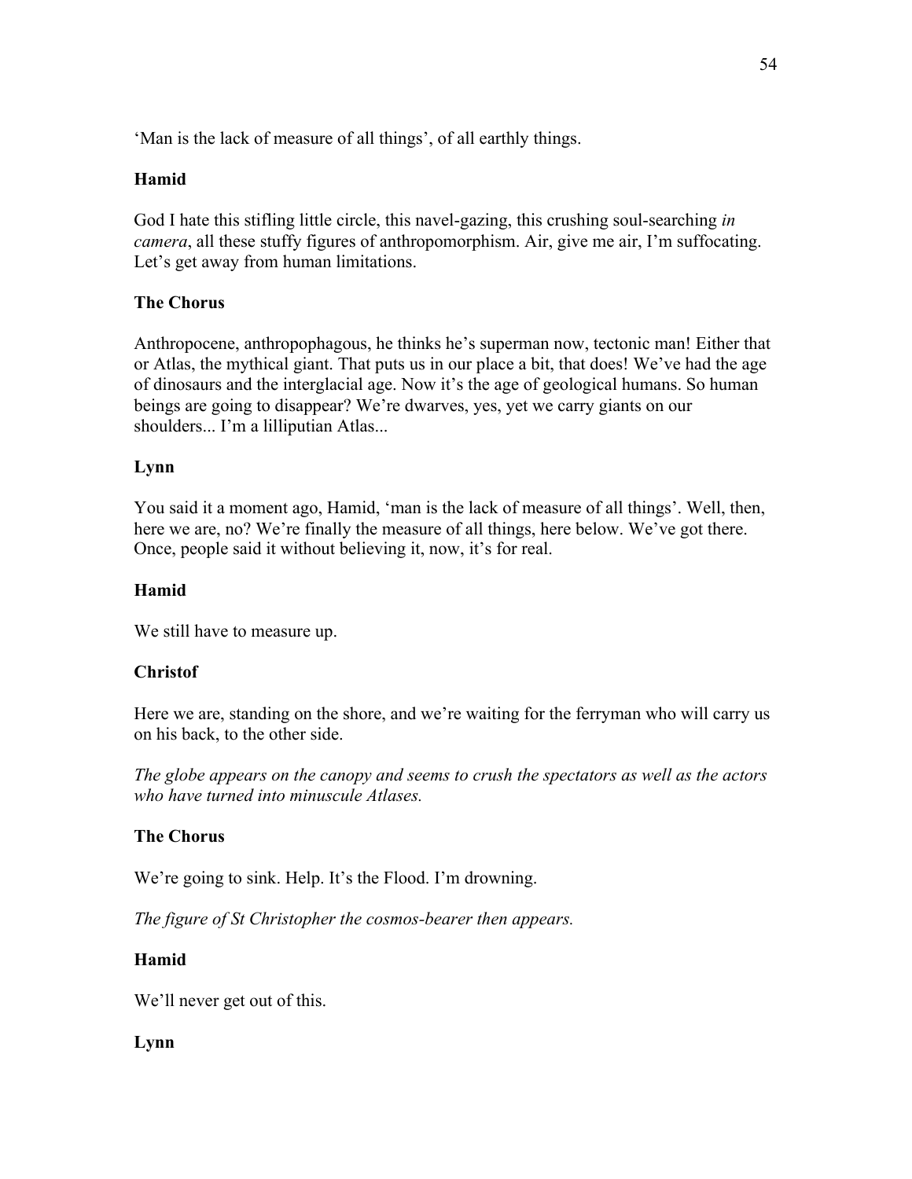'Man is the lack of measure of all things', of all earthly things.

**Hamid**

God I hate this stifling little circle, this navel-gazing, this crushing soul-searching *in camera*, all these stuffy figures of anthropomorphism. Air, give me air, I'm suffocating. Let's get away from human limitations.

**The Chorus**

Anthropocene, anthropophagous, he thinks he's superman now, tectonic man! Either that or Atlas, the mythical giant. That puts us in our place a bit, that does! We've had the age of dinosaurs and the interglacial age. Now it's the age of geological humans. So human beings are going to disappear? We're dwarves, yes, yet we carry giants on our shoulders... I'm a lilliputian Atlas...

**Lynn**

You said it a moment ago, Hamid, 'man is the lack of measure of all things'. Well, then, here we are, no? We're finally the measure of all things, here below. We've got there. Once, people said it without believing it, now, it's for real.

**Hamid**

We still have to measure up.

**Christof**

Here we are, standing on the shore, and we're waiting for the ferryman who will carry us on his back, to the other side.

*The globe appears on the canopy and seems to crush the spectators as well as the actors who have turned into minuscule Atlases.*

**The Chorus**

We're going to sink. Help. It's the Flood. I'm drowning.

*The figure of St Christopher the cosmos-bearer then appears.*

**Hamid**

We'll never get out of this.

**Lynn**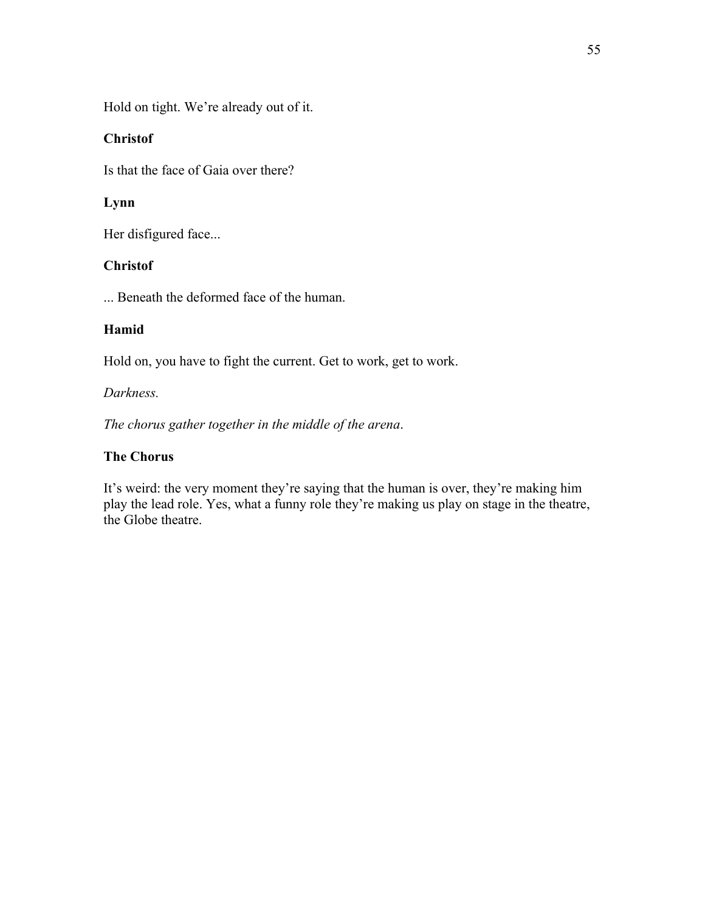Hold on tight. We're already out of it.

**Christof**

Is that the face of Gaia over there?

**Lynn**

Her disfigured face...

**Christof**

... Beneath the deformed face of the human.

**Hamid**

Hold on, you have to fight the current. Get to work, get to work.

*Darkness.*

*The chorus gather together in the middle of the arena*.

**The Chorus**

It's weird: the very moment they're saying that the human is over, they're making him play the lead role. Yes, what a funny role they're making us play on stage in the theatre, the Globe theatre.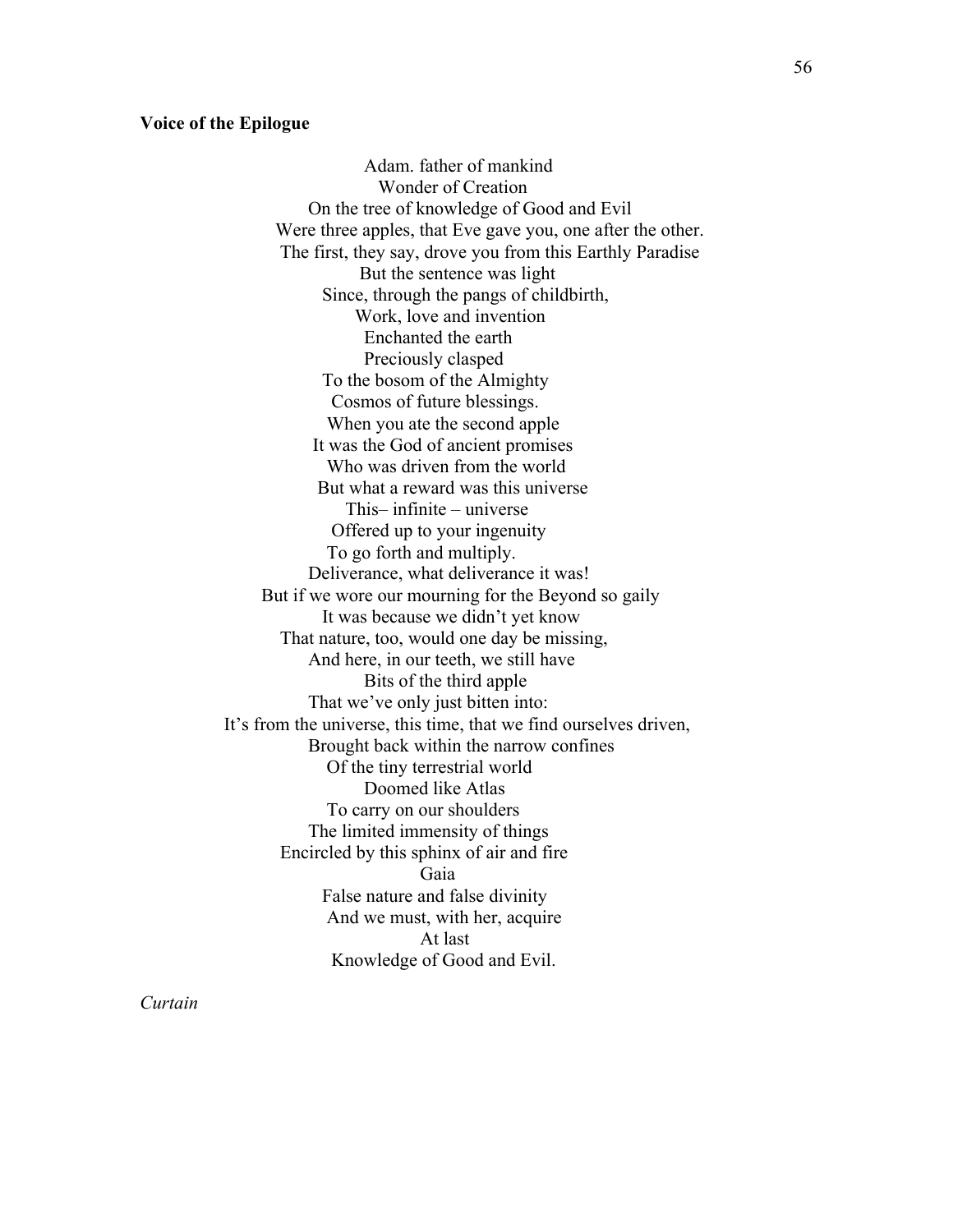**Voice of the Epilogue**

Adam. father of mankind  
Wonder of Creation  
On the tree of knowledge of Good and Evil  
Were three apples, that Eve gave you, one after the other.  
The first, they say, drove you from this Earthly Paradise  
But the sentence was light  
Since, through the pangs of childbirth,  
Work, love and invention  
Enchanted the earth  
Preciously clasped  
To the bosom of the Almighty  
Cosmos of future blessings.  
When you ate the second apple  
It was the God of ancient promises  
Who was driven from the world  
But what a reward was this universe  
This– infinite – universe  
Offered up to your ingenuity  
To go forth and multiply.  
Deliverance, what deliverance it was!  
But if we wore our mourning for the Beyond so gaily  
It was because we didn't yet know  
That nature, too, would one day be missing,  
And here, in our teeth, we still have  
Bits of the third apple  
That we've only just bitten into:  
It's from the universe, this time, that we find ourselves driven,  
Brought back within the narrow confines  
Of the tiny terrestrial world  
Doomed like Atlas  
To carry on our shoulders  
The limited immensity of things  
Encircled by this sphinx of air and fire  
Gaia  
False nature and false divinity  
And we must, with her, acquire  
At last  
Knowledge of Good and Evil.

*Curtain*